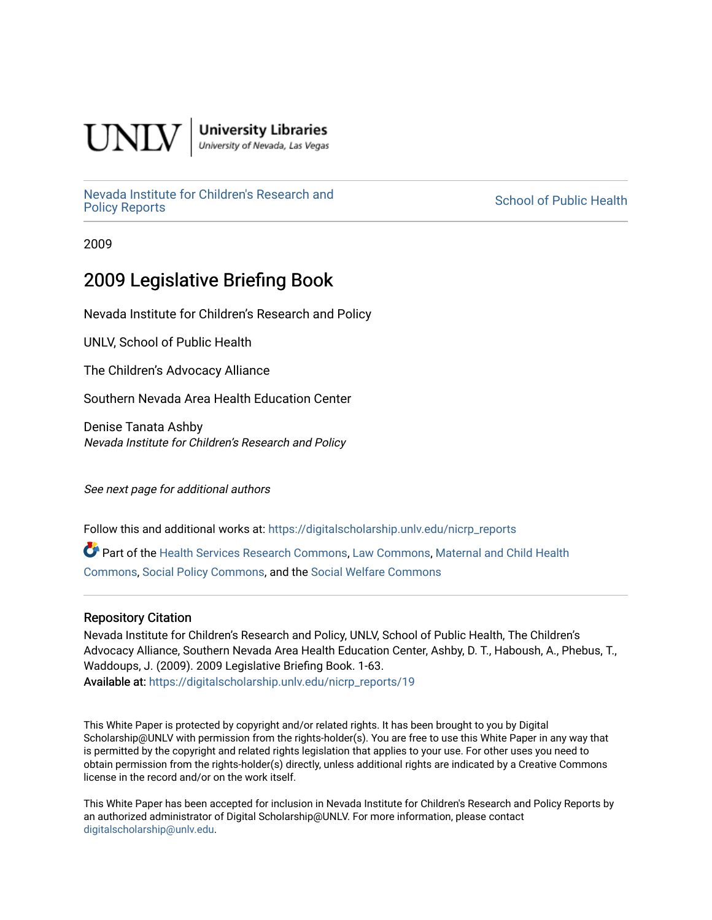UNLV | University Libraries
University of Nevada, Las Vegas

Nevada Institute for Children's Research and Policy Reports | School of Public Health

2009

# 2009 Legislative Briefing Book

Nevada Institute for Children's Research and Policy

UNLV, School of Public Health

The Children's Advocacy Alliance

Southern Nevada Area Health Education Center

Denise Tanata Ashby
*Nevada Institute for Children's Research and Policy*

*See next page for additional authors*

Follow this and additional works at: https://digitalscholarship.unlv.edu/nicrp_reports

Part of the Health Services Research Commons, Law Commons, Maternal and Child Health Commons, Social Policy Commons, and the Social Welfare Commons

## Repository Citation

Nevada Institute for Children's Research and Policy, UNLV, School of Public Health, The Children's Advocacy Alliance, Southern Nevada Area Health Education Center, Ashby, D. T., Haboush, A., Phebus, T., Waddoups, J. (2009). 2009 Legislative Briefing Book. 1-63.
Available at: https://digitalscholarship.unlv.edu/nicrp_reports/19

This White Paper is protected by copyright and/or related rights. It has been brought to you by Digital Scholarship@UNLV with permission from the rights-holder(s). You are free to use this White Paper in any way that is permitted by the copyright and related rights legislation that applies to your use. For other uses you need to obtain permission from the rights-holder(s) directly, unless additional rights are indicated by a Creative Commons license in the record and/or on the work itself.

This White Paper has been accepted for inclusion in Nevada Institute for Children's Research and Policy Reports by an authorized administrator of Digital Scholarship@UNLV. For more information, please contact digitalscholarship@unlv.edu.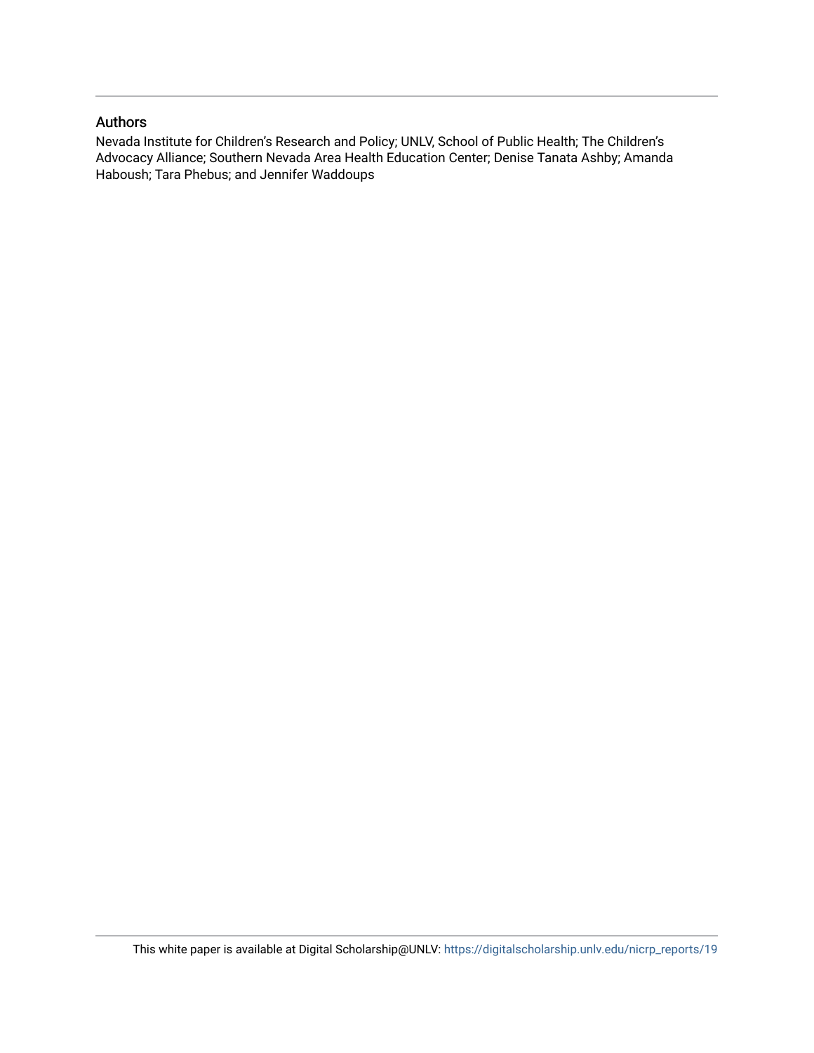## Authors

Nevada Institute for Children's Research and Policy; UNLV, School of Public Health; The Children's Advocacy Alliance; Southern Nevada Area Health Education Center; Denise Tanata Ashby; Amanda Haboush; Tara Phebus; and Jennifer Waddoups

This white paper is available at Digital Scholarship@UNLV: https://digitalscholarship.unlv.edu/nicrp_reports/19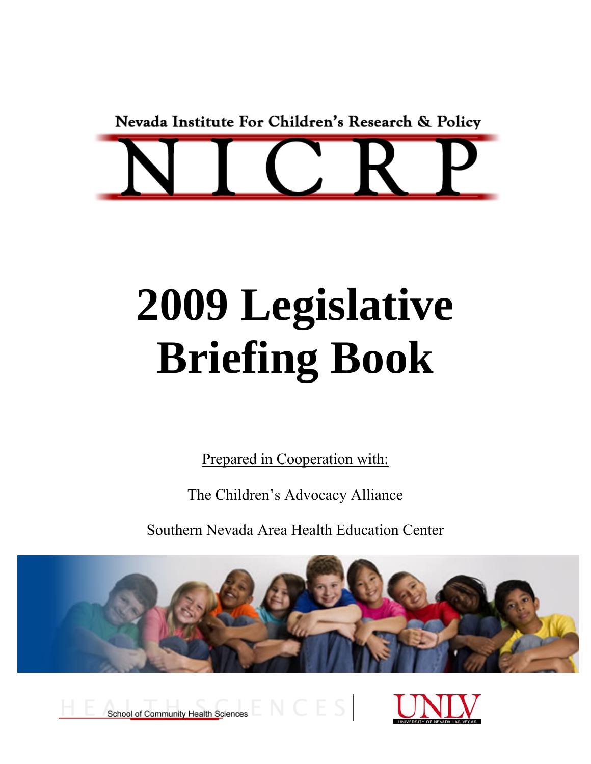Nevada Institute For Children's Research & Policy

# NICRP

# 2009 Legislative Briefing Book

Prepared in Cooperation with:

The Children's Advocacy Alliance

Southern Nevada Area Health Education Center

HEALTH SCIENCES School of Community Health Sciences

UNLV UNIVERSITY OF NEVADA LAS VEGAS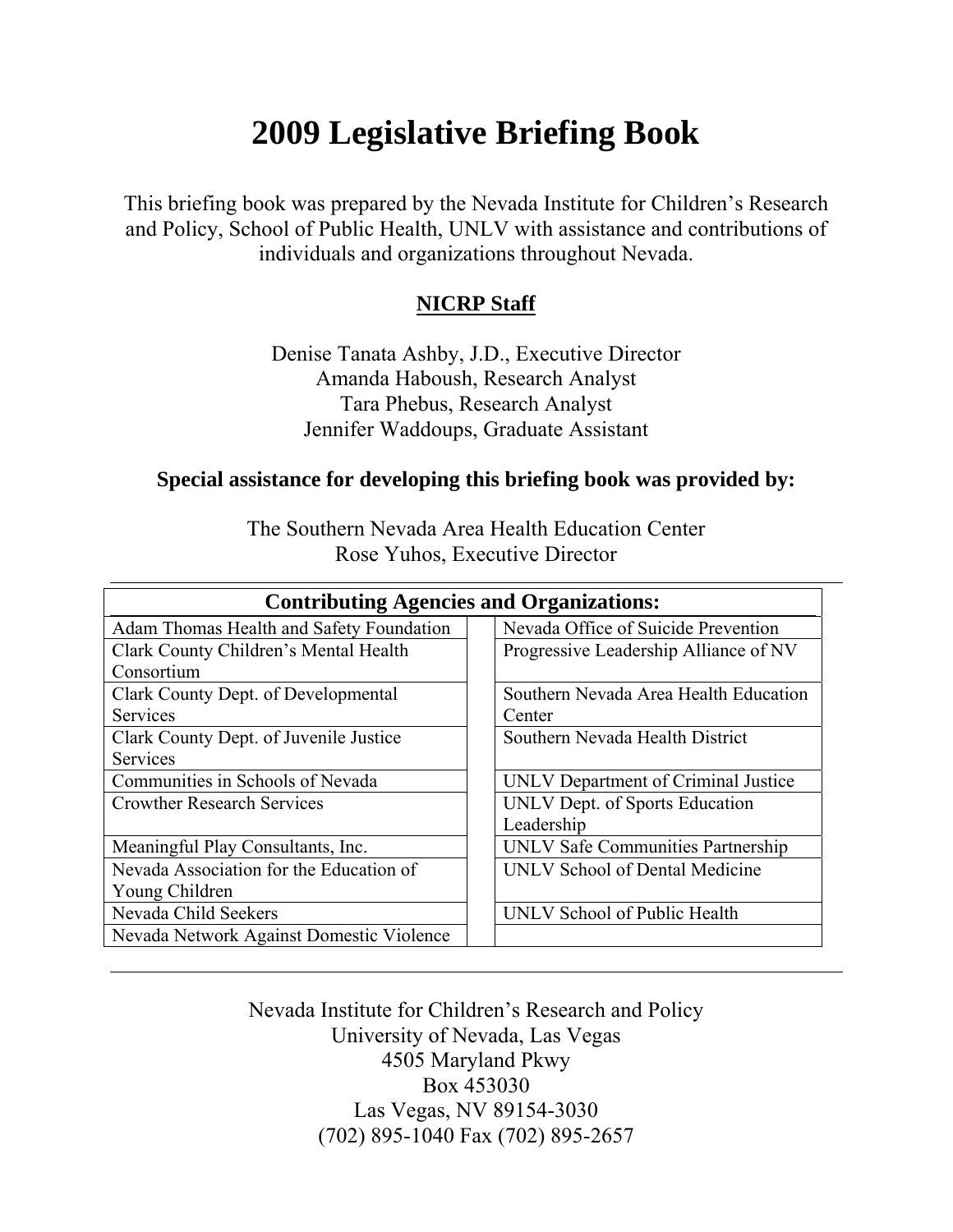# 2009 Legislative Briefing Book

This briefing book was prepared by the Nevada Institute for Children's Research and Policy, School of Public Health, UNLV with assistance and contributions of individuals and organizations throughout Nevada.

**NICRP Staff**

Denise Tanata Ashby, J.D., Executive Director
Amanda Haboush, Research Analyst
Tara Phebus, Research Analyst
Jennifer Waddoups, Graduate Assistant

**Special assistance for developing this briefing book was provided by:**

The Southern Nevada Area Health Education Center
Rose Yuhos, Executive Director

| **Contributing Agencies and Organizations:** | | |
|---|---|---|
| Adam Thomas Health and Safety Foundation | | Nevada Office of Suicide Prevention |
| Clark County Children's Mental Health Consortium | | Progressive Leadership Alliance of NV |
| Clark County Dept. of Developmental Services | | Southern Nevada Area Health Education Center |
| Clark County Dept. of Juvenile Justice Services | | Southern Nevada Health District |
| Communities in Schools of Nevada | | UNLV Department of Criminal Justice |
| Crowther Research Services | | UNLV Dept. of Sports Education Leadership |
| Meaningful Play Consultants, Inc. | | UNLV Safe Communities Partnership |
| Nevada Association for the Education of Young Children | | UNLV School of Dental Medicine |
| Nevada Child Seekers | | UNLV School of Public Health |
| Nevada Network Against Domestic Violence | | |

Nevada Institute for Children's Research and Policy
University of Nevada, Las Vegas
4505 Maryland Pkwy
Box 453030
Las Vegas, NV 89154-3030
(702) 895-1040 Fax (702) 895-2657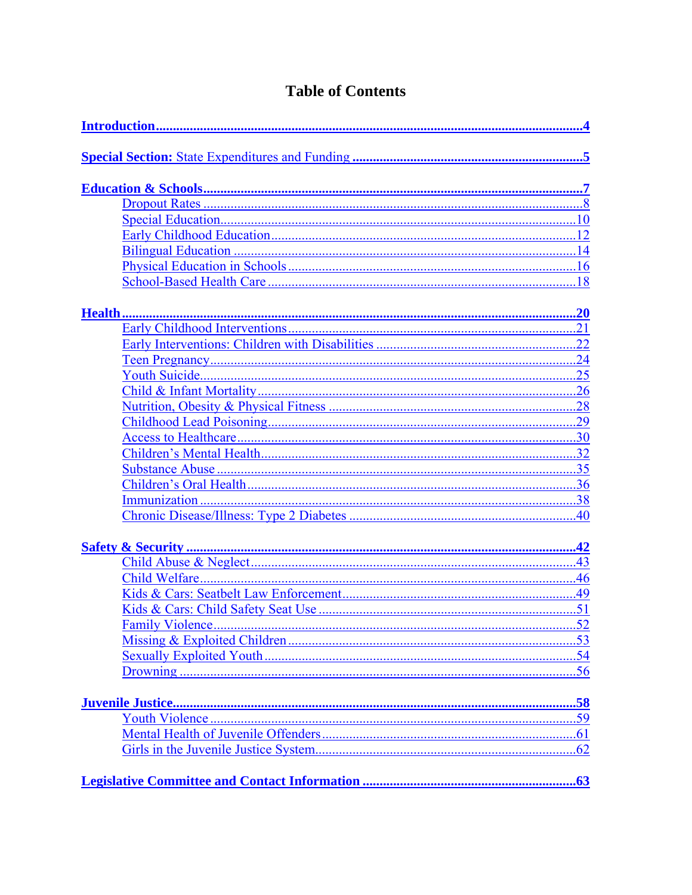# Table of Contents

**Introduction** .......... **4**

**Special Section:** State Expenditures and Funding .......... **5**

**Education & Schools** .......... **7**
- Dropout Rates .......... 8
- Special Education .......... 10
- Early Childhood Education .......... 12
- Bilingual Education .......... 14
- Physical Education in Schools .......... 16
- School-Based Health Care .......... 18

**Health** .......... **20**
- Early Childhood Interventions .......... 21
- Early Interventions: Children with Disabilities .......... 22
- Teen Pregnancy .......... 24
- Youth Suicide .......... 25
- Child & Infant Mortality .......... 26
- Nutrition, Obesity & Physical Fitness .......... 28
- Childhood Lead Poisoning .......... 29
- Access to Healthcare .......... 30
- Children's Mental Health .......... 32
- Substance Abuse .......... 35
- Children's Oral Health .......... 36
- Immunization .......... 38
- Chronic Disease/Illness: Type 2 Diabetes .......... 40

**Safety & Security** .......... **42**
- Child Abuse & Neglect .......... 43
- Child Welfare .......... 46
- Kids & Cars: Seatbelt Law Enforcement .......... 49
- Kids & Cars: Child Safety Seat Use .......... 51
- Family Violence .......... 52
- Missing & Exploited Children .......... 53
- Sexually Exploited Youth .......... 54
- Drowning .......... 56

**Juvenile Justice** .......... **58**
- Youth Violence .......... 59
- Mental Health of Juvenile Offenders .......... 61
- Girls in the Juvenile Justice System .......... 62

**Legislative Committee and Contact Information** .......... **63**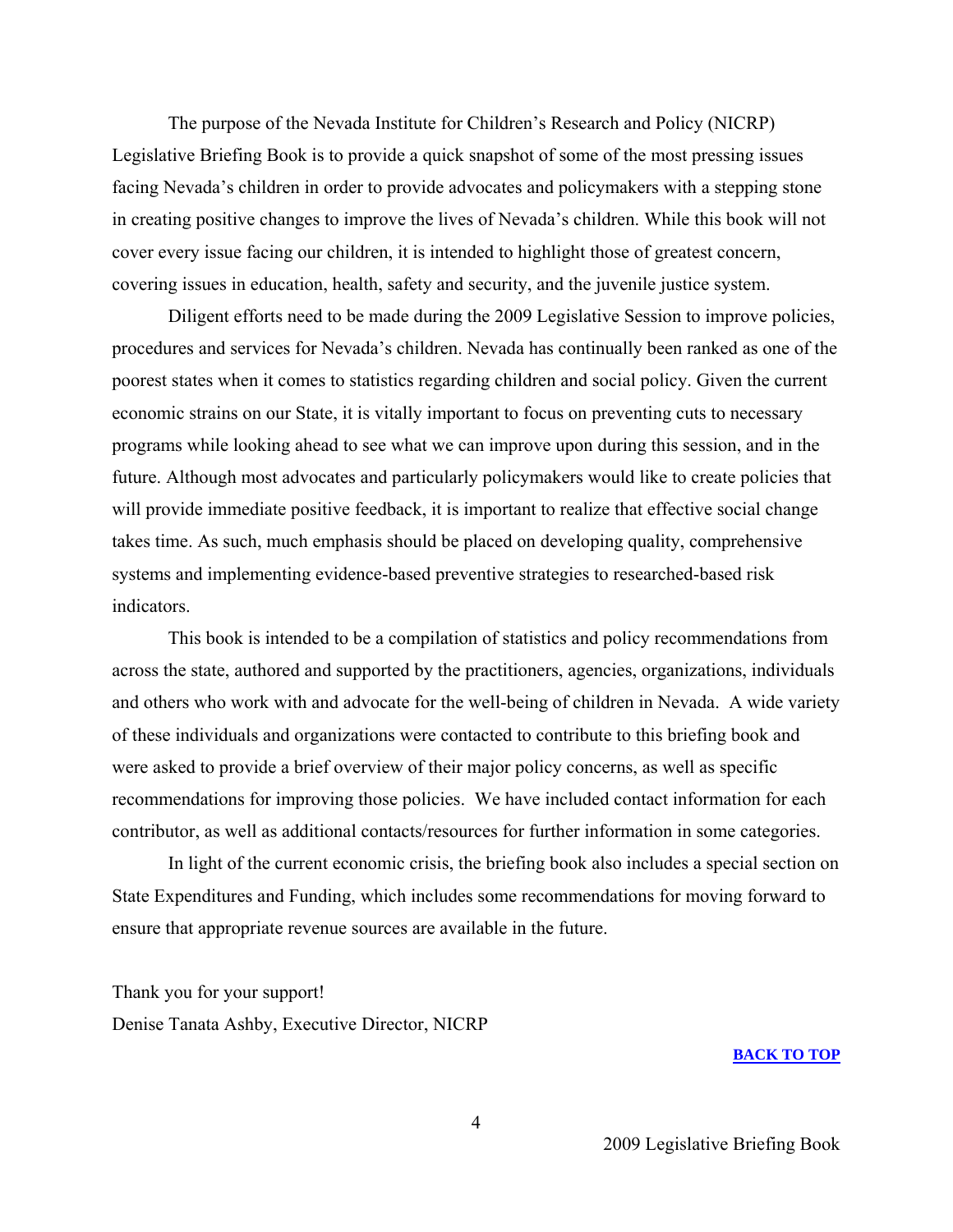The purpose of the Nevada Institute for Children's Research and Policy (NICRP) Legislative Briefing Book is to provide a quick snapshot of some of the most pressing issues facing Nevada's children in order to provide advocates and policymakers with a stepping stone in creating positive changes to improve the lives of Nevada's children. While this book will not cover every issue facing our children, it is intended to highlight those of greatest concern, covering issues in education, health, safety and security, and the juvenile justice system.

Diligent efforts need to be made during the 2009 Legislative Session to improve policies, procedures and services for Nevada's children. Nevada has continually been ranked as one of the poorest states when it comes to statistics regarding children and social policy. Given the current economic strains on our State, it is vitally important to focus on preventing cuts to necessary programs while looking ahead to see what we can improve upon during this session, and in the future. Although most advocates and particularly policymakers would like to create policies that will provide immediate positive feedback, it is important to realize that effective social change takes time. As such, much emphasis should be placed on developing quality, comprehensive systems and implementing evidence-based preventive strategies to researched-based risk indicators.

This book is intended to be a compilation of statistics and policy recommendations from across the state, authored and supported by the practitioners, agencies, organizations, individuals and others who work with and advocate for the well-being of children in Nevada. A wide variety of these individuals and organizations were contacted to contribute to this briefing book and were asked to provide a brief overview of their major policy concerns, as well as specific recommendations for improving those policies. We have included contact information for each contributor, as well as additional contacts/resources for further information in some categories.

In light of the current economic crisis, the briefing book also includes a special section on State Expenditures and Funding, which includes some recommendations for moving forward to ensure that appropriate revenue sources are available in the future.

Thank you for your support!
Denise Tanata Ashby, Executive Director, NICRP

**BACK TO TOP**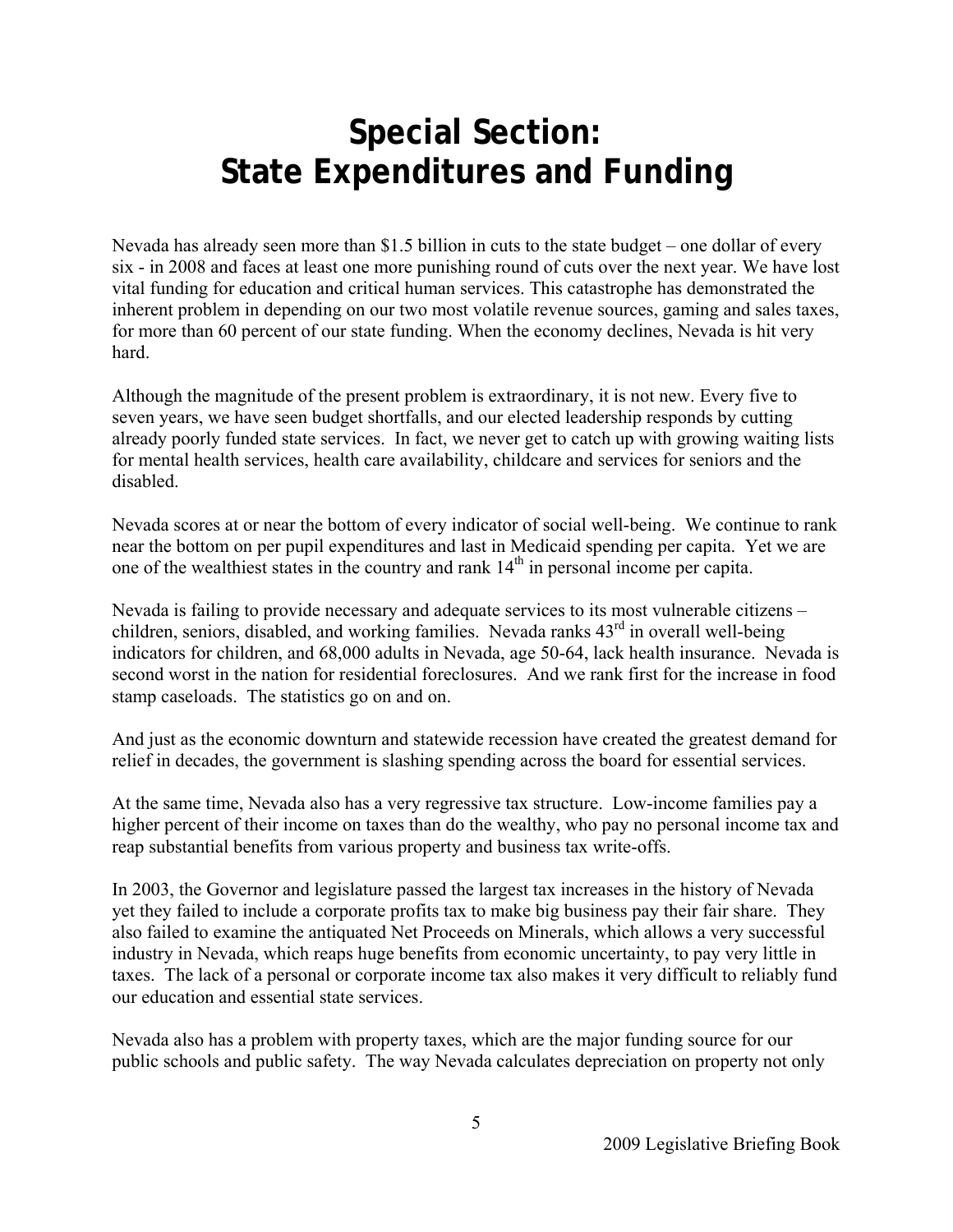# Special Section: State Expenditures and Funding

Nevada has already seen more than $1.5 billion in cuts to the state budget – one dollar of every six - in 2008 and faces at least one more punishing round of cuts over the next year. We have lost vital funding for education and critical human services. This catastrophe has demonstrated the inherent problem in depending on our two most volatile revenue sources, gaming and sales taxes, for more than 60 percent of our state funding. When the economy declines, Nevada is hit very hard.

Although the magnitude of the present problem is extraordinary, it is not new. Every five to seven years, we have seen budget shortfalls, and our elected leadership responds by cutting already poorly funded state services. In fact, we never get to catch up with growing waiting lists for mental health services, health care availability, childcare and services for seniors and the disabled.

Nevada scores at or near the bottom of every indicator of social well-being. We continue to rank near the bottom on per pupil expenditures and last in Medicaid spending per capita. Yet we are one of the wealthiest states in the country and rank 14th in personal income per capita.

Nevada is failing to provide necessary and adequate services to its most vulnerable citizens – children, seniors, disabled, and working families. Nevada ranks 43rd in overall well-being indicators for children, and 68,000 adults in Nevada, age 50-64, lack health insurance. Nevada is second worst in the nation for residential foreclosures. And we rank first for the increase in food stamp caseloads. The statistics go on and on.

And just as the economic downturn and statewide recession have created the greatest demand for relief in decades, the government is slashing spending across the board for essential services.

At the same time, Nevada also has a very regressive tax structure. Low-income families pay a higher percent of their income on taxes than do the wealthy, who pay no personal income tax and reap substantial benefits from various property and business tax write-offs.

In 2003, the Governor and legislature passed the largest tax increases in the history of Nevada yet they failed to include a corporate profits tax to make big business pay their fair share. They also failed to examine the antiquated Net Proceeds on Minerals, which allows a very successful industry in Nevada, which reaps huge benefits from economic uncertainty, to pay very little in taxes. The lack of a personal or corporate income tax also makes it very difficult to reliably fund our education and essential state services.

Nevada also has a problem with property taxes, which are the major funding source for our public schools and public safety. The way Nevada calculates depreciation on property not only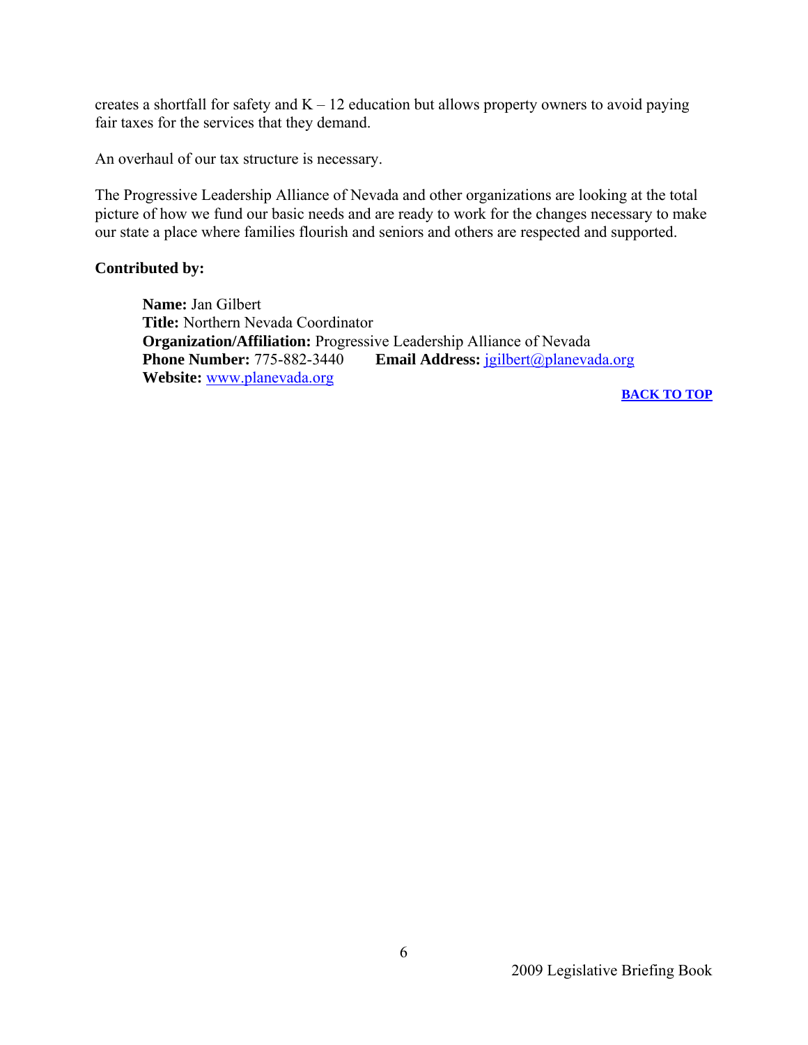creates a shortfall for safety and K – 12 education but allows property owners to avoid paying fair taxes for the services that they demand.

An overhaul of our tax structure is necessary.

The Progressive Leadership Alliance of Nevada and other organizations are looking at the total picture of how we fund our basic needs and are ready to work for the changes necessary to make our state a place where families flourish and seniors and others are respected and supported.

**Contributed by:**

**Name:** Jan Gilbert
**Title:** Northern Nevada Coordinator
**Organization/Affiliation:** Progressive Leadership Alliance of Nevada
**Phone Number:** 775-882-3440 **Email Address:** jgilbert@planevada.org
**Website:** www.planevada.org

**BACK TO TOP**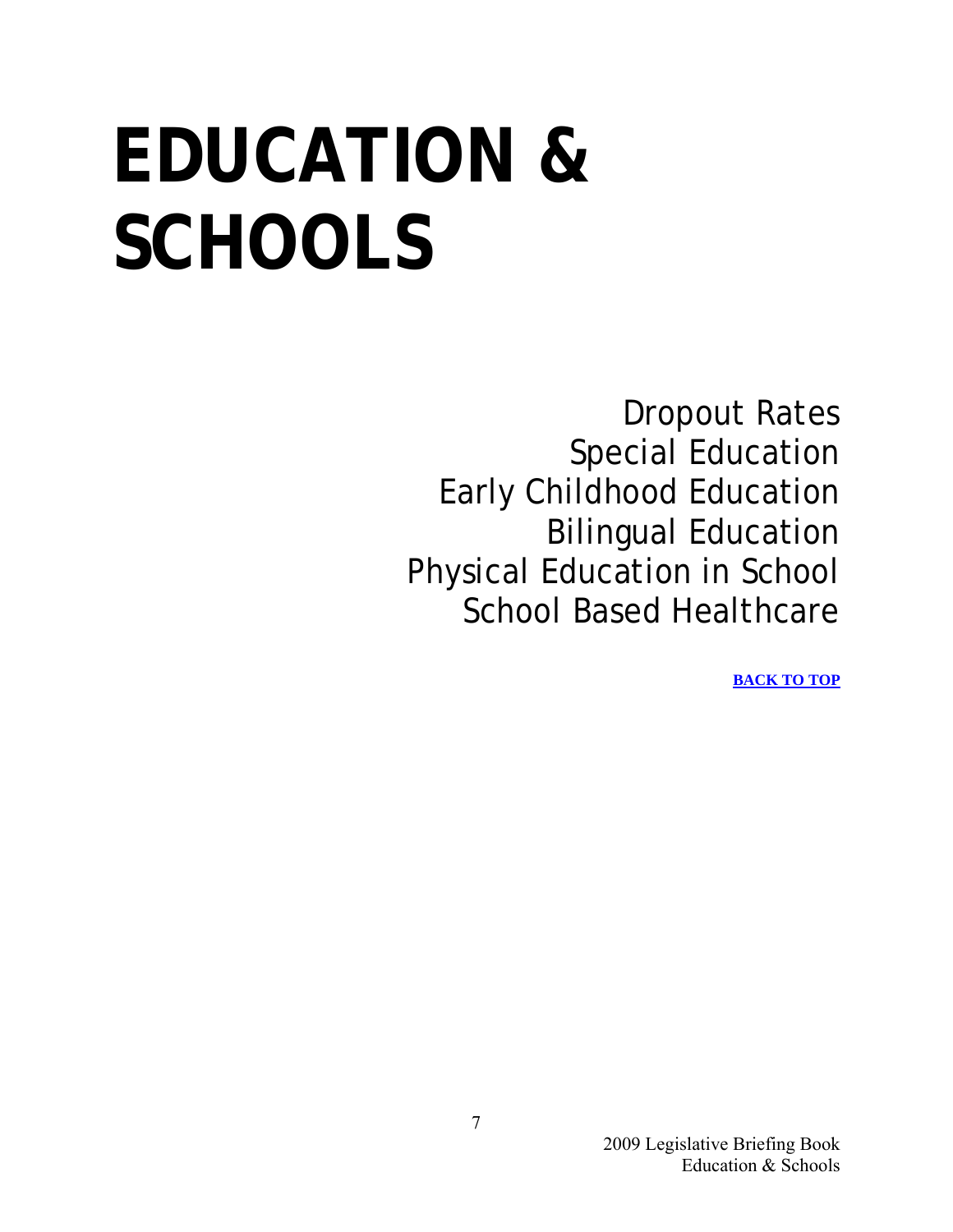# EDUCATION & SCHOOLS

Dropout Rates
Special Education
Early Childhood Education
Bilingual Education
Physical Education in School
School Based Healthcare

**BACK TO TOP**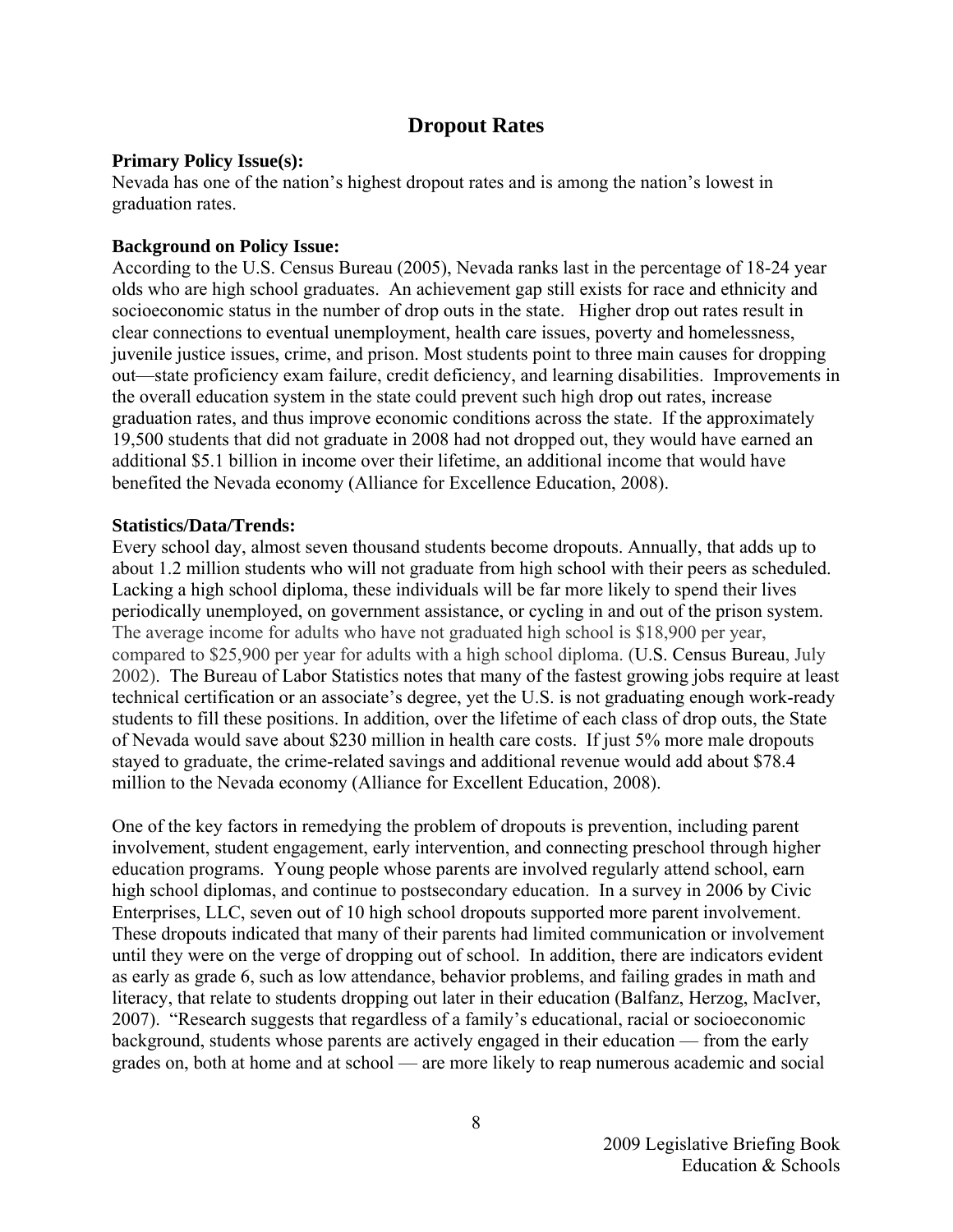## Dropout Rates

**Primary Policy Issue(s):**
Nevada has one of the nation's highest dropout rates and is among the nation's lowest in graduation rates.

**Background on Policy Issue:**
According to the U.S. Census Bureau (2005), Nevada ranks last in the percentage of 18-24 year olds who are high school graduates. An achievement gap still exists for race and ethnicity and socioeconomic status in the number of drop outs in the state. Higher drop out rates result in clear connections to eventual unemployment, health care issues, poverty and homelessness, juvenile justice issues, crime, and prison. Most students point to three main causes for dropping out—state proficiency exam failure, credit deficiency, and learning disabilities. Improvements in the overall education system in the state could prevent such high drop out rates, increase graduation rates, and thus improve economic conditions across the state. If the approximately 19,500 students that did not graduate in 2008 had not dropped out, they would have earned an additional $5.1 billion in income over their lifetime, an additional income that would have benefited the Nevada economy (Alliance for Excellence Education, 2008).

**Statistics/Data/Trends:**
Every school day, almost seven thousand students become dropouts. Annually, that adds up to about 1.2 million students who will not graduate from high school with their peers as scheduled. Lacking a high school diploma, these individuals will be far more likely to spend their lives periodically unemployed, on government assistance, or cycling in and out of the prison system. The average income for adults who have not graduated high school is $18,900 per year, compared to $25,900 per year for adults with a high school diploma. (U.S. Census Bureau, July 2002). The Bureau of Labor Statistics notes that many of the fastest growing jobs require at least technical certification or an associate's degree, yet the U.S. is not graduating enough work-ready students to fill these positions. In addition, over the lifetime of each class of drop outs, the State of Nevada would save about $230 million in health care costs. If just 5% more male dropouts stayed to graduate, the crime-related savings and additional revenue would add about $78.4 million to the Nevada economy (Alliance for Excellent Education, 2008).

One of the key factors in remedying the problem of dropouts is prevention, including parent involvement, student engagement, early intervention, and connecting preschool through higher education programs. Young people whose parents are involved regularly attend school, earn high school diplomas, and continue to postsecondary education. In a survey in 2006 by Civic Enterprises, LLC, seven out of 10 high school dropouts supported more parent involvement. These dropouts indicated that many of their parents had limited communication or involvement until they were on the verge of dropping out of school. In addition, there are indicators evident as early as grade 6, such as low attendance, behavior problems, and failing grades in math and literacy, that relate to students dropping out later in their education (Balfanz, Herzog, MacIver, 2007). "Research suggests that regardless of a family's educational, racial or socioeconomic background, students whose parents are actively engaged in their education — from the early grades on, both at home and at school — are more likely to reap numerous academic and social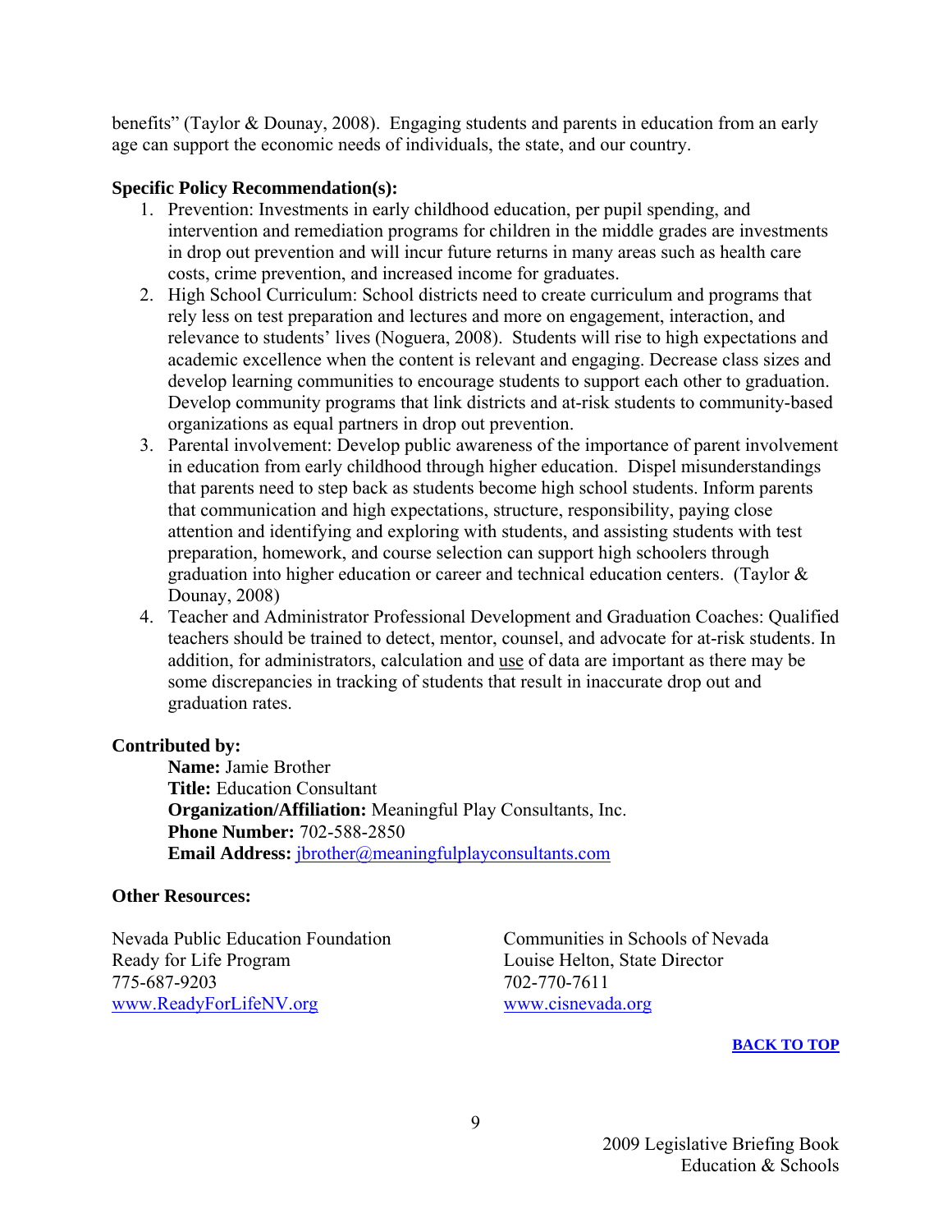benefits" (Taylor & Dounay, 2008). Engaging students and parents in education from an early age can support the economic needs of individuals, the state, and our country.

**Specific Policy Recommendation(s):**

1. Prevention: Investments in early childhood education, per pupil spending, and intervention and remediation programs for children in the middle grades are investments in drop out prevention and will incur future returns in many areas such as health care costs, crime prevention, and increased income for graduates.
2. High School Curriculum: School districts need to create curriculum and programs that rely less on test preparation and lectures and more on engagement, interaction, and relevance to students' lives (Noguera, 2008). Students will rise to high expectations and academic excellence when the content is relevant and engaging. Decrease class sizes and develop learning communities to encourage students to support each other to graduation. Develop community programs that link districts and at-risk students to community-based organizations as equal partners in drop out prevention.
3. Parental involvement: Develop public awareness of the importance of parent involvement in education from early childhood through higher education. Dispel misunderstandings that parents need to step back as students become high school students. Inform parents that communication and high expectations, structure, responsibility, paying close attention and identifying and exploring with students, and assisting students with test preparation, homework, and course selection can support high schoolers through graduation into higher education or career and technical education centers. (Taylor & Dounay, 2008)
4. Teacher and Administrator Professional Development and Graduation Coaches: Qualified teachers should be trained to detect, mentor, counsel, and advocate for at-risk students. In addition, for administrators, calculation and use of data are important as there may be some discrepancies in tracking of students that result in inaccurate drop out and graduation rates.

**Contributed by:**

**Name:** Jamie Brother
**Title:** Education Consultant
**Organization/Affiliation:** Meaningful Play Consultants, Inc.
**Phone Number:** 702-588-2850
**Email Address:** jbrother@meaningfulplayconsultants.com

**Other Resources:**

Nevada Public Education Foundation
Ready for Life Program
775-687-9203
www.ReadyForLifeNV.org

Communities in Schools of Nevada
Louise Helton, State Director
702-770-7611
www.cisnevada.org

**BACK TO TOP**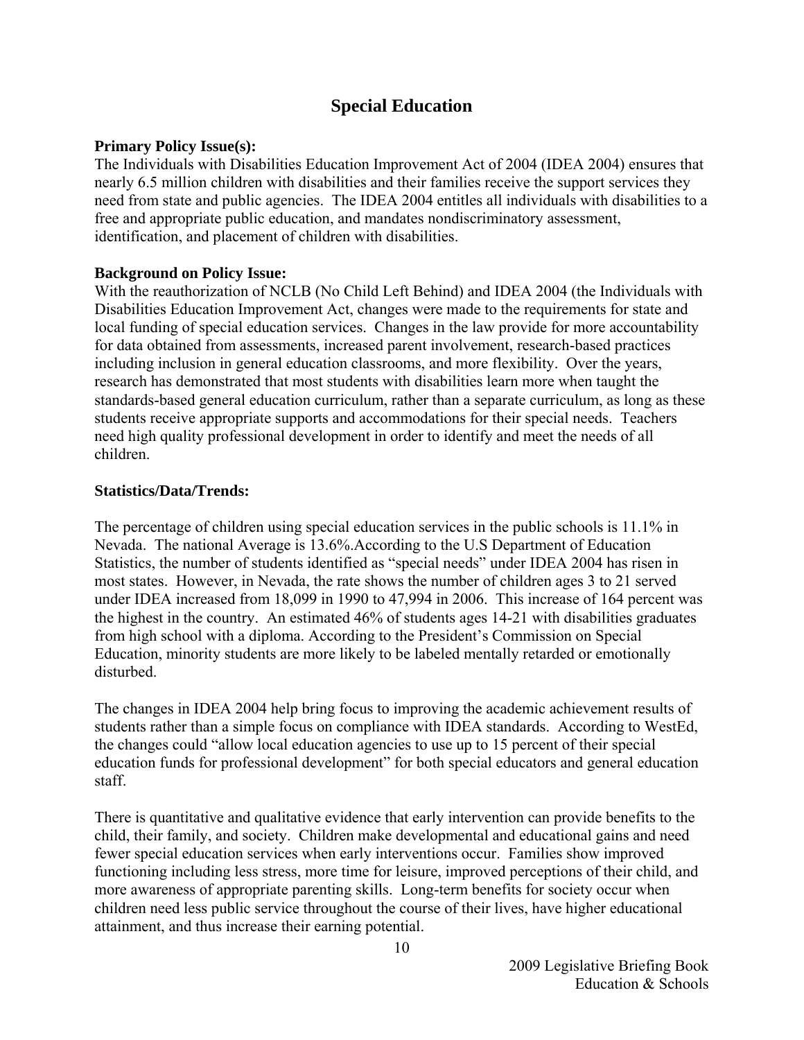# Special Education

**Primary Policy Issue(s):**
The Individuals with Disabilities Education Improvement Act of 2004 (IDEA 2004) ensures that nearly 6.5 million children with disabilities and their families receive the support services they need from state and public agencies. The IDEA 2004 entitles all individuals with disabilities to a free and appropriate public education, and mandates nondiscriminatory assessment, identification, and placement of children with disabilities.

**Background on Policy Issue:**
With the reauthorization of NCLB (No Child Left Behind) and IDEA 2004 (the Individuals with Disabilities Education Improvement Act, changes were made to the requirements for state and local funding of special education services. Changes in the law provide for more accountability for data obtained from assessments, increased parent involvement, research-based practices including inclusion in general education classrooms, and more flexibility. Over the years, research has demonstrated that most students with disabilities learn more when taught the standards-based general education curriculum, rather than a separate curriculum, as long as these students receive appropriate supports and accommodations for their special needs. Teachers need high quality professional development in order to identify and meet the needs of all children.

**Statistics/Data/Trends:**

The percentage of children using special education services in the public schools is 11.1% in Nevada. The national Average is 13.6%.According to the U.S Department of Education Statistics, the number of students identified as "special needs" under IDEA 2004 has risen in most states. However, in Nevada, the rate shows the number of children ages 3 to 21 served under IDEA increased from 18,099 in 1990 to 47,994 in 2006. This increase of 164 percent was the highest in the country. An estimated 46% of students ages 14-21 with disabilities graduates from high school with a diploma. According to the President's Commission on Special Education, minority students are more likely to be labeled mentally retarded or emotionally disturbed.

The changes in IDEA 2004 help bring focus to improving the academic achievement results of students rather than a simple focus on compliance with IDEA standards. According to WestEd, the changes could "allow local education agencies to use up to 15 percent of their special education funds for professional development" for both special educators and general education staff.

There is quantitative and qualitative evidence that early intervention can provide benefits to the child, their family, and society. Children make developmental and educational gains and need fewer special education services when early interventions occur. Families show improved functioning including less stress, more time for leisure, improved perceptions of their child, and more awareness of appropriate parenting skills. Long-term benefits for society occur when children need less public service throughout the course of their lives, have higher educational attainment, and thus increase their earning potential.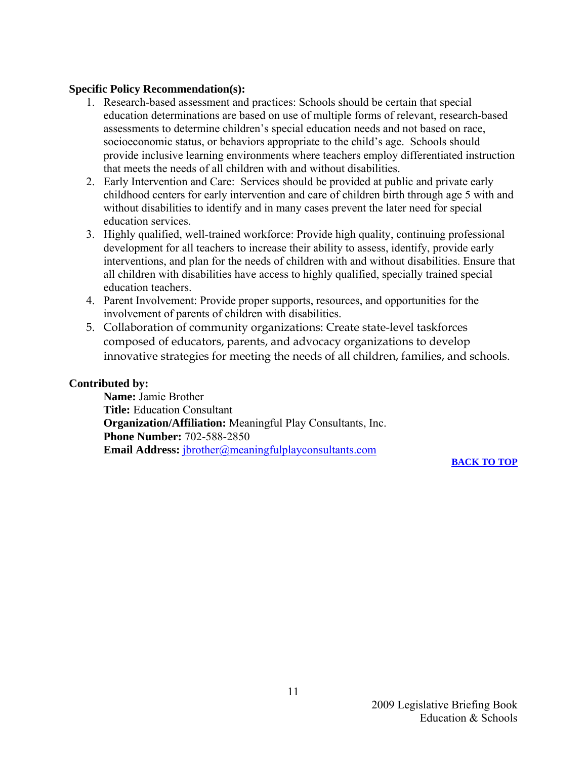**Specific Policy Recommendation(s):**

1. Research-based assessment and practices: Schools should be certain that special education determinations are based on use of multiple forms of relevant, research-based assessments to determine children's special education needs and not based on race, socioeconomic status, or behaviors appropriate to the child's age. Schools should provide inclusive learning environments where teachers employ differentiated instruction that meets the needs of all children with and without disabilities.
2. Early Intervention and Care: Services should be provided at public and private early childhood centers for early intervention and care of children birth through age 5 with and without disabilities to identify and in many cases prevent the later need for special education services.
3. Highly qualified, well-trained workforce: Provide high quality, continuing professional development for all teachers to increase their ability to assess, identify, provide early interventions, and plan for the needs of children with and without disabilities. Ensure that all children with disabilities have access to highly qualified, specially trained special education teachers.
4. Parent Involvement: Provide proper supports, resources, and opportunities for the involvement of parents of children with disabilities.
5. Collaboration of community organizations: Create state-level taskforces composed of educators, parents, and advocacy organizations to develop innovative strategies for meeting the needs of all children, families, and schools.

**Contributed by:**

**Name:** Jamie Brother
**Title:** Education Consultant
**Organization/Affiliation:** Meaningful Play Consultants, Inc.
**Phone Number:** 702-588-2850
**Email Address:** jbrother@meaningfulplayconsultants.com

**BACK TO TOP**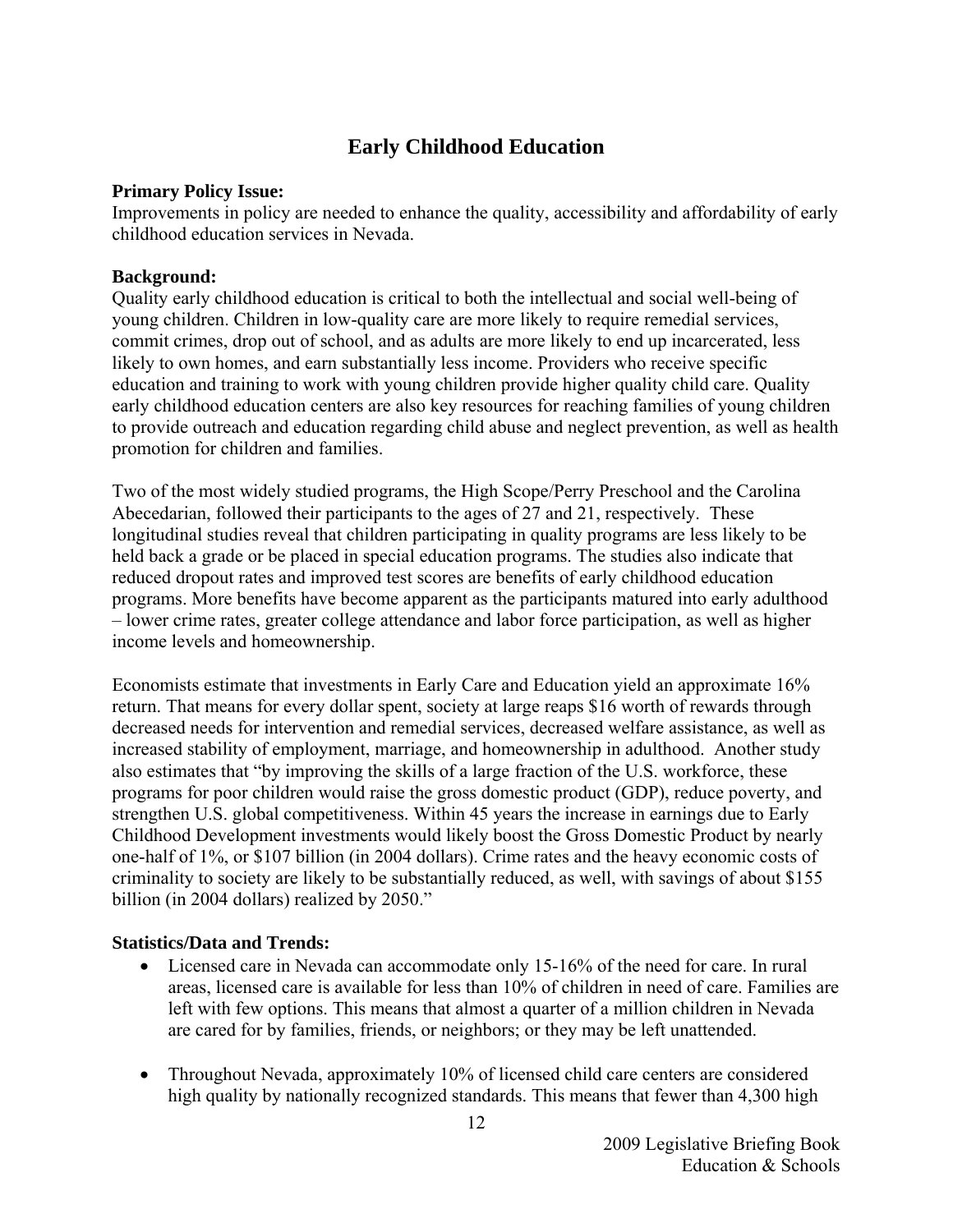# Early Childhood Education

**Primary Policy Issue:**
Improvements in policy are needed to enhance the quality, accessibility and affordability of early childhood education services in Nevada.

**Background:**
Quality early childhood education is critical to both the intellectual and social well-being of young children. Children in low-quality care are more likely to require remedial services, commit crimes, drop out of school, and as adults are more likely to end up incarcerated, less likely to own homes, and earn substantially less income. Providers who receive specific education and training to work with young children provide higher quality child care. Quality early childhood education centers are also key resources for reaching families of young children to provide outreach and education regarding child abuse and neglect prevention, as well as health promotion for children and families.

Two of the most widely studied programs, the High Scope/Perry Preschool and the Carolina Abecedarian, followed their participants to the ages of 27 and 21, respectively. These longitudinal studies reveal that children participating in quality programs are less likely to be held back a grade or be placed in special education programs. The studies also indicate that reduced dropout rates and improved test scores are benefits of early childhood education programs. More benefits have become apparent as the participants matured into early adulthood – lower crime rates, greater college attendance and labor force participation, as well as higher income levels and homeownership.

Economists estimate that investments in Early Care and Education yield an approximate 16% return. That means for every dollar spent, society at large reaps $16 worth of rewards through decreased needs for intervention and remedial services, decreased welfare assistance, as well as increased stability of employment, marriage, and homeownership in adulthood. Another study also estimates that "by improving the skills of a large fraction of the U.S. workforce, these programs for poor children would raise the gross domestic product (GDP), reduce poverty, and strengthen U.S. global competitiveness. Within 45 years the increase in earnings due to Early Childhood Development investments would likely boost the Gross Domestic Product by nearly one-half of 1%, or $107 billion (in 2004 dollars). Crime rates and the heavy economic costs of criminality to society are likely to be substantially reduced, as well, with savings of about $155 billion (in 2004 dollars) realized by 2050."

**Statistics/Data and Trends:**

- Licensed care in Nevada can accommodate only 15-16% of the need for care. In rural areas, licensed care is available for less than 10% of children in need of care. Families are left with few options. This means that almost a quarter of a million children in Nevada are cared for by families, friends, or neighbors; or they may be left unattended.

- Throughout Nevada, approximately 10% of licensed child care centers are considered high quality by nationally recognized standards. This means that fewer than 4,300 high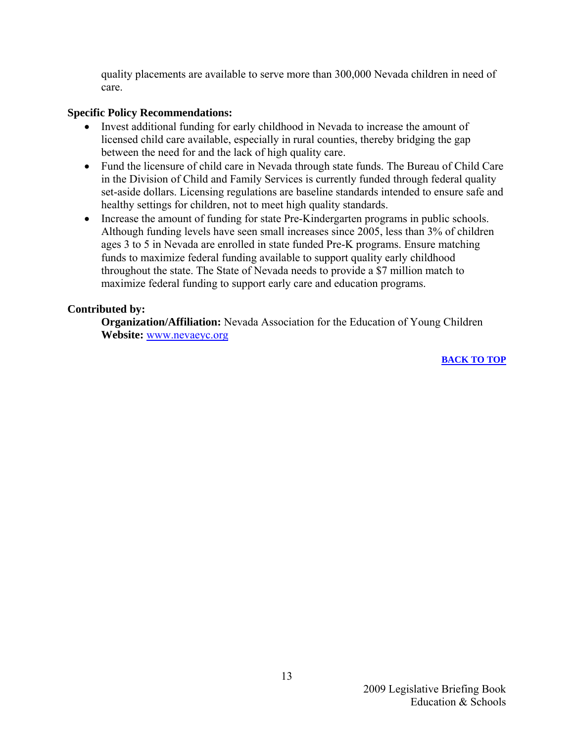quality placements are available to serve more than 300,000 Nevada children in need of care.

**Specific Policy Recommendations:**

- Invest additional funding for early childhood in Nevada to increase the amount of licensed child care available, especially in rural counties, thereby bridging the gap between the need for and the lack of high quality care.
- Fund the licensure of child care in Nevada through state funds. The Bureau of Child Care in the Division of Child and Family Services is currently funded through federal quality set-aside dollars. Licensing regulations are baseline standards intended to ensure safe and healthy settings for children, not to meet high quality standards.
- Increase the amount of funding for state Pre-Kindergarten programs in public schools. Although funding levels have seen small increases since 2005, less than 3% of children ages 3 to 5 in Nevada are enrolled in state funded Pre-K programs. Ensure matching funds to maximize federal funding available to support quality early childhood throughout the state. The State of Nevada needs to provide a $7 million match to maximize federal funding to support early care and education programs.

**Contributed by:**

**Organization/Affiliation:** Nevada Association for the Education of Young Children
**Website:** [www.nevaeyc.org](http://www.nevaeyc.org)

**BACK TO TOP**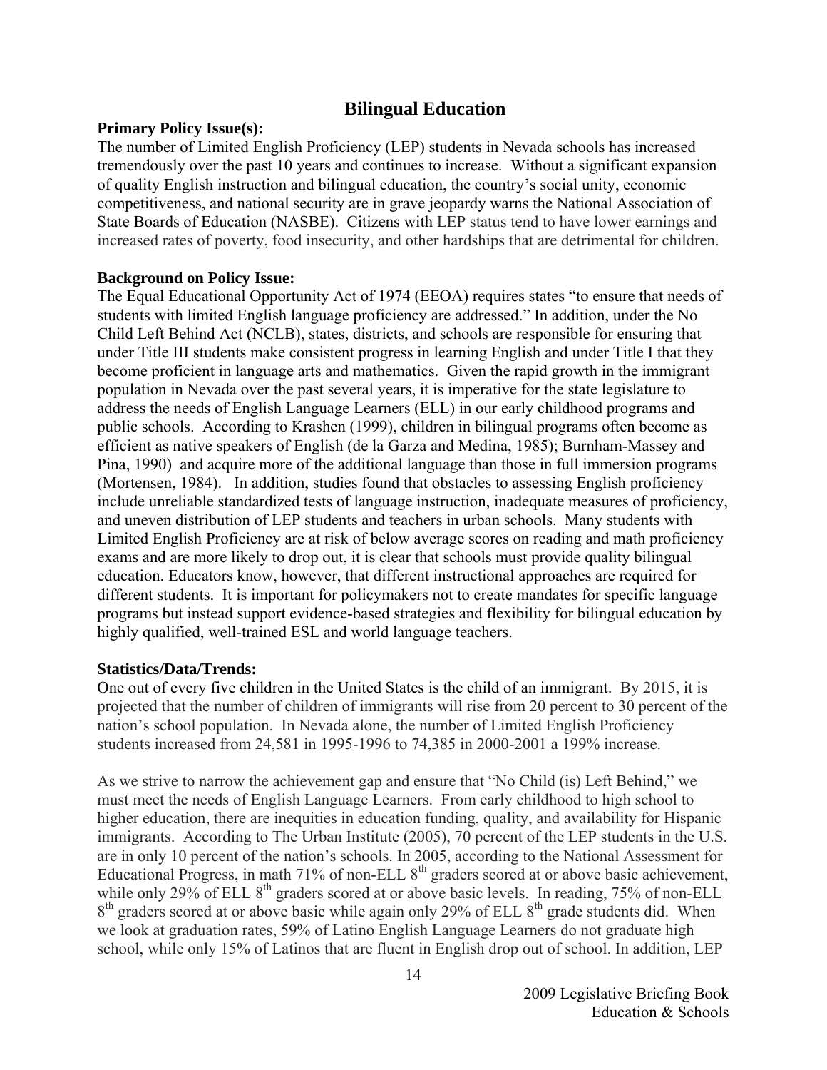## Bilingual Education

**Primary Policy Issue(s):**

The number of Limited English Proficiency (LEP) students in Nevada schools has increased tremendously over the past 10 years and continues to increase. Without a significant expansion of quality English instruction and bilingual education, the country's social unity, economic competitiveness, and national security are in grave jeopardy warns the National Association of State Boards of Education (NASBE). Citizens with LEP status tend to have lower earnings and increased rates of poverty, food insecurity, and other hardships that are detrimental for children.

**Background on Policy Issue:**

The Equal Educational Opportunity Act of 1974 (EEOA) requires states "to ensure that needs of students with limited English language proficiency are addressed." In addition, under the No Child Left Behind Act (NCLB), states, districts, and schools are responsible for ensuring that under Title III students make consistent progress in learning English and under Title I that they become proficient in language arts and mathematics. Given the rapid growth in the immigrant population in Nevada over the past several years, it is imperative for the state legislature to address the needs of English Language Learners (ELL) in our early childhood programs and public schools. According to Krashen (1999), children in bilingual programs often become as efficient as native speakers of English (de la Garza and Medina, 1985); Burnham-Massey and Pina, 1990) and acquire more of the additional language than those in full immersion programs (Mortensen, 1984). In addition, studies found that obstacles to assessing English proficiency include unreliable standardized tests of language instruction, inadequate measures of proficiency, and uneven distribution of LEP students and teachers in urban schools. Many students with Limited English Proficiency are at risk of below average scores on reading and math proficiency exams and are more likely to drop out, it is clear that schools must provide quality bilingual education. Educators know, however, that different instructional approaches are required for different students. It is important for policymakers not to create mandates for specific language programs but instead support evidence-based strategies and flexibility for bilingual education by highly qualified, well-trained ESL and world language teachers.

**Statistics/Data/Trends:**

One out of every five children in the United States is the child of an immigrant. By 2015, it is projected that the number of children of immigrants will rise from 20 percent to 30 percent of the nation's school population. In Nevada alone, the number of Limited English Proficiency students increased from 24,581 in 1995-1996 to 74,385 in 2000-2001 a 199% increase.

As we strive to narrow the achievement gap and ensure that "No Child (is) Left Behind," we must meet the needs of English Language Learners. From early childhood to high school to higher education, there are inequities in education funding, quality, and availability for Hispanic immigrants. According to The Urban Institute (2005), 70 percent of the LEP students in the U.S. are in only 10 percent of the nation's schools. In 2005, according to the National Assessment for Educational Progress, in math 71% of non-ELL 8th graders scored at or above basic achievement, while only 29% of ELL 8th graders scored at or above basic levels. In reading, 75% of non-ELL 8th graders scored at or above basic while again only 29% of ELL 8th grade students did. When we look at graduation rates, 59% of Latino English Language Learners do not graduate high school, while only 15% of Latinos that are fluent in English drop out of school. In addition, LEP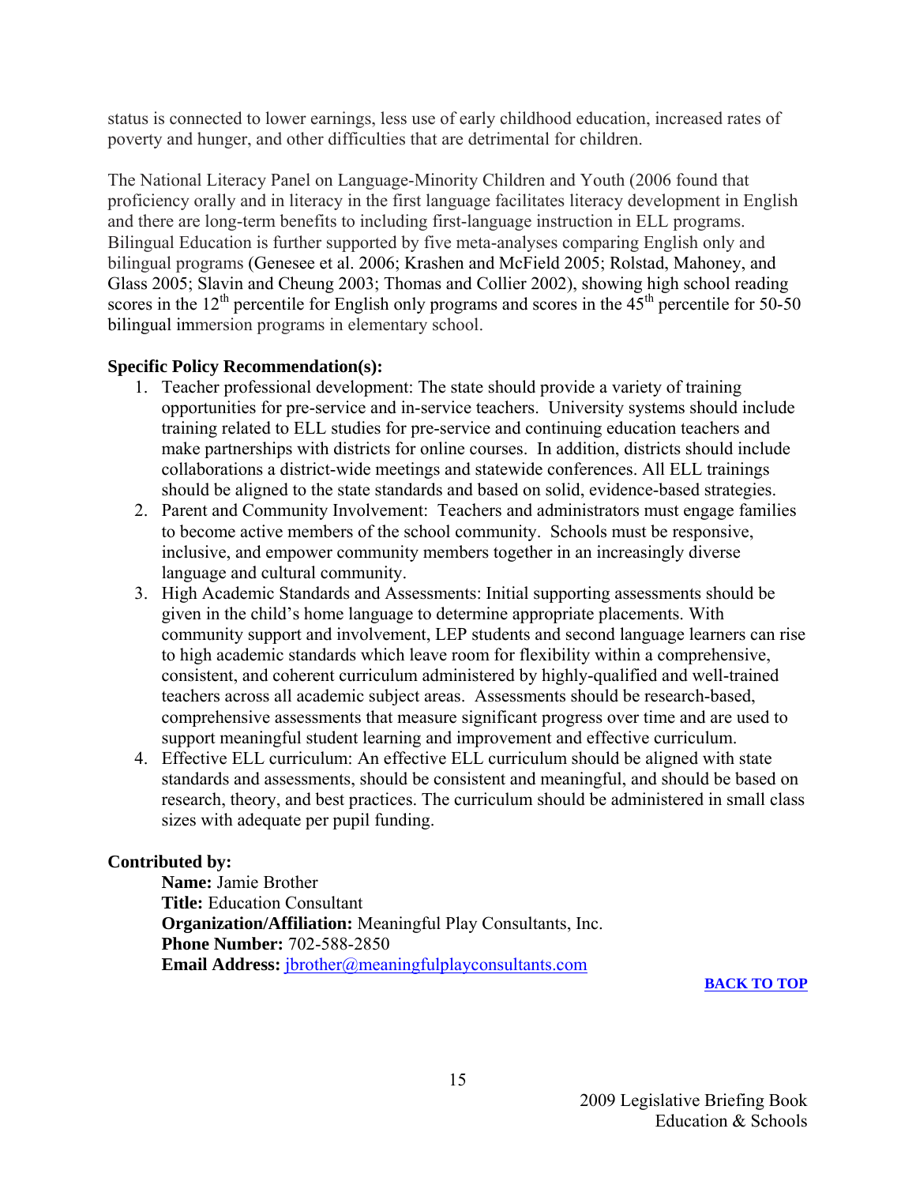status is connected to lower earnings, less use of early childhood education, increased rates of poverty and hunger, and other difficulties that are detrimental for children.

The National Literacy Panel on Language-Minority Children and Youth (2006 found that proficiency orally and in literacy in the first language facilitates literacy development in English and there are long-term benefits to including first-language instruction in ELL programs. Bilingual Education is further supported by five meta-analyses comparing English only and bilingual programs (Genesee et al. 2006; Krashen and McField 2005; Rolstad, Mahoney, and Glass 2005; Slavin and Cheung 2003; Thomas and Collier 2002), showing high school reading scores in the 12th percentile for English only programs and scores in the 45th percentile for 50-50 bilingual immersion programs in elementary school.

**Specific Policy Recommendation(s):**

1. Teacher professional development: The state should provide a variety of training opportunities for pre-service and in-service teachers. University systems should include training related to ELL studies for pre-service and continuing education teachers and make partnerships with districts for online courses. In addition, districts should include collaborations a district-wide meetings and statewide conferences. All ELL trainings should be aligned to the state standards and based on solid, evidence-based strategies.
2. Parent and Community Involvement: Teachers and administrators must engage families to become active members of the school community. Schools must be responsive, inclusive, and empower community members together in an increasingly diverse language and cultural community.
3. High Academic Standards and Assessments: Initial supporting assessments should be given in the child's home language to determine appropriate placements. With community support and involvement, LEP students and second language learners can rise to high academic standards which leave room for flexibility within a comprehensive, consistent, and coherent curriculum administered by highly-qualified and well-trained teachers across all academic subject areas. Assessments should be research-based, comprehensive assessments that measure significant progress over time and are used to support meaningful student learning and improvement and effective curriculum.
4. Effective ELL curriculum: An effective ELL curriculum should be aligned with state standards and assessments, should be consistent and meaningful, and should be based on research, theory, and best practices. The curriculum should be administered in small class sizes with adequate per pupil funding.

**Contributed by:**

**Name:** Jamie Brother
**Title:** Education Consultant
**Organization/Affiliation:** Meaningful Play Consultants, Inc.
**Phone Number:** 702-588-2850
**Email Address:** jbrother@meaningfulplayconsultants.com

**BACK TO TOP**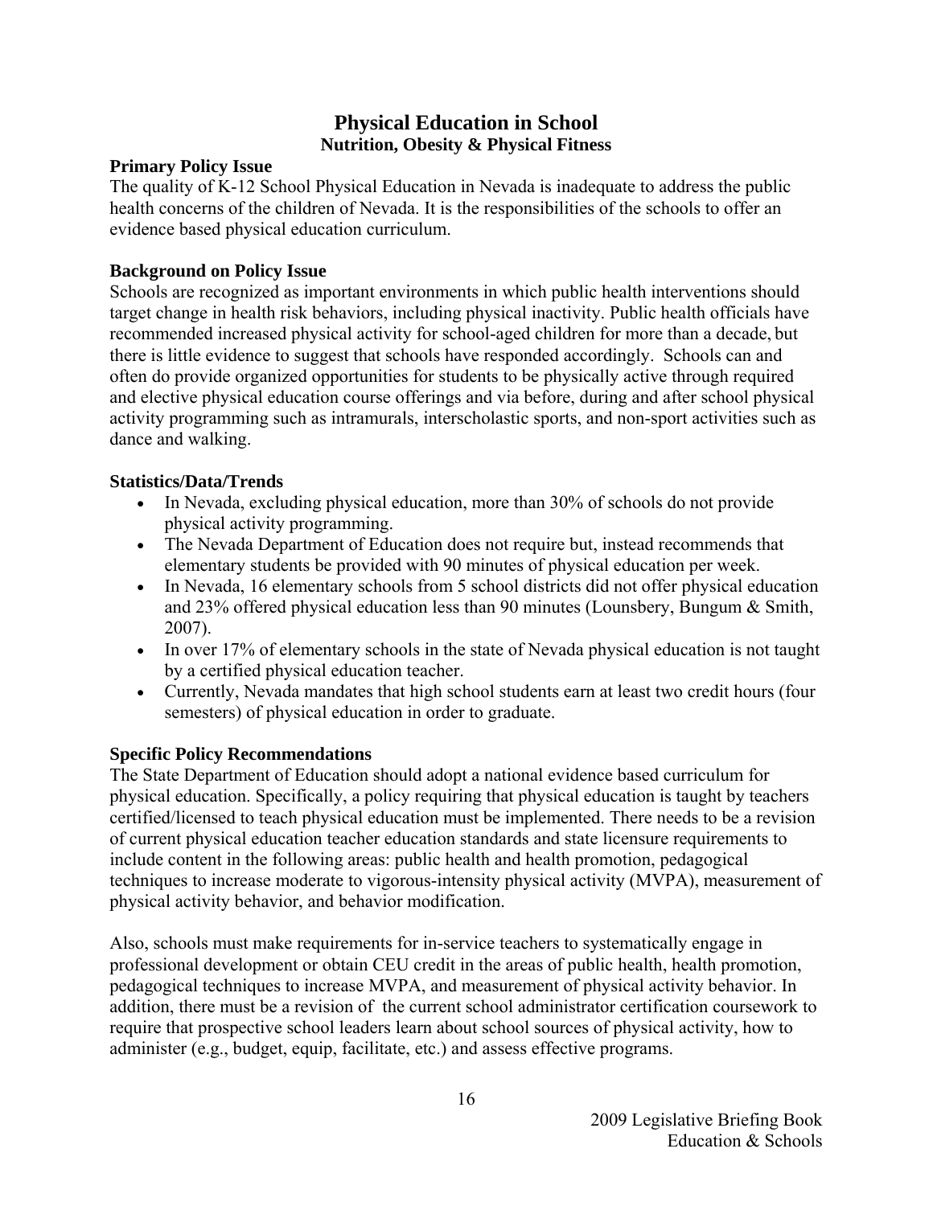## Physical Education in School

### Nutrition, Obesity & Physical Fitness

**Primary Policy Issue**

The quality of K-12 School Physical Education in Nevada is inadequate to address the public health concerns of the children of Nevada. It is the responsibilities of the schools to offer an evidence based physical education curriculum.

**Background on Policy Issue**

Schools are recognized as important environments in which public health interventions should target change in health risk behaviors, including physical inactivity. Public health officials have recommended increased physical activity for school-aged children for more than a decade, but there is little evidence to suggest that schools have responded accordingly. Schools can and often do provide organized opportunities for students to be physically active through required and elective physical education course offerings and via before, during and after school physical activity programming such as intramurals, interscholastic sports, and non-sport activities such as dance and walking.

**Statistics/Data/Trends**

- In Nevada, excluding physical education, more than 30% of schools do not provide physical activity programming.
- The Nevada Department of Education does not require but, instead recommends that elementary students be provided with 90 minutes of physical education per week.
- In Nevada, 16 elementary schools from 5 school districts did not offer physical education and 23% offered physical education less than 90 minutes (Lounsbery, Bungum & Smith, 2007).
- In over 17% of elementary schools in the state of Nevada physical education is not taught by a certified physical education teacher.
- Currently, Nevada mandates that high school students earn at least two credit hours (four semesters) of physical education in order to graduate.

**Specific Policy Recommendations**

The State Department of Education should adopt a national evidence based curriculum for physical education. Specifically, a policy requiring that physical education is taught by teachers certified/licensed to teach physical education must be implemented. There needs to be a revision of current physical education teacher education standards and state licensure requirements to include content in the following areas: public health and health promotion, pedagogical techniques to increase moderate to vigorous-intensity physical activity (MVPA), measurement of physical activity behavior, and behavior modification.

Also, schools must make requirements for in-service teachers to systematically engage in professional development or obtain CEU credit in the areas of public health, health promotion, pedagogical techniques to increase MVPA, and measurement of physical activity behavior. In addition, there must be a revision of the current school administrator certification coursework to require that prospective school leaders learn about school sources of physical activity, how to administer (e.g., budget, equip, facilitate, etc.) and assess effective programs.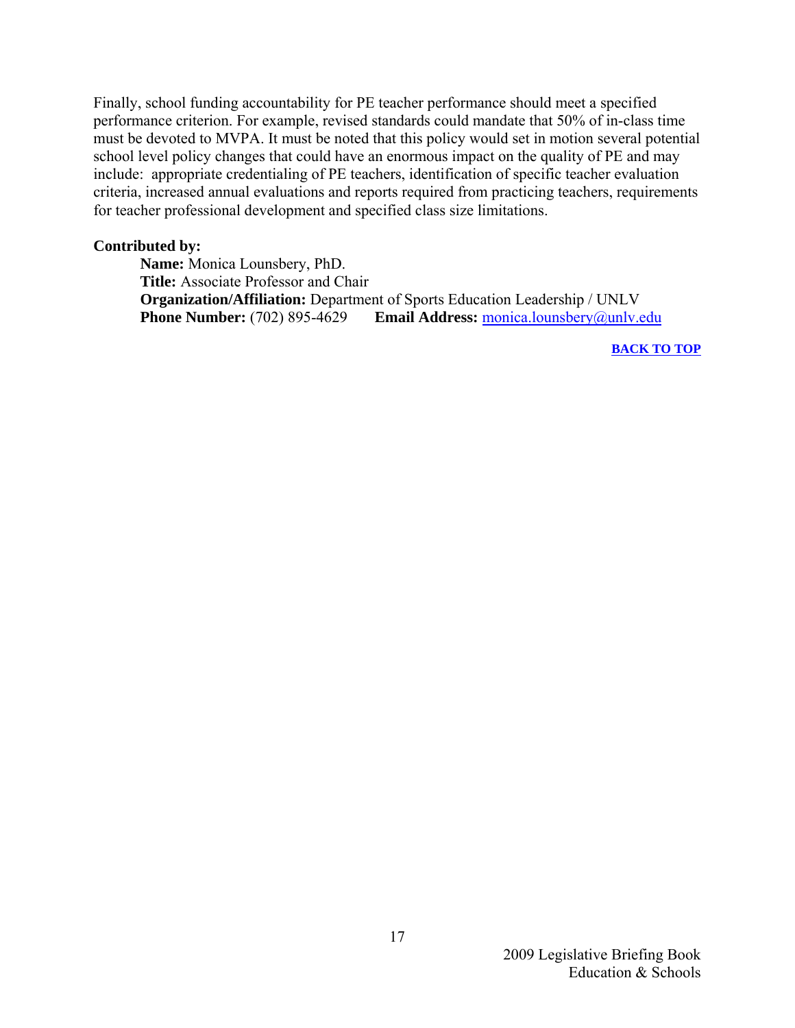Finally, school funding accountability for PE teacher performance should meet a specified performance criterion. For example, revised standards could mandate that 50% of in-class time must be devoted to MVPA. It must be noted that this policy would set in motion several potential school level policy changes that could have an enormous impact on the quality of PE and may include: appropriate credentialing of PE teachers, identification of specific teacher evaluation criteria, increased annual evaluations and reports required from practicing teachers, requirements for teacher professional development and specified class size limitations.

**Contributed by:**

**Name:** Monica Lounsbery, PhD.
**Title:** Associate Professor and Chair
**Organization/Affiliation:** Department of Sports Education Leadership / UNLV
**Phone Number:** (702) 895-4629 **Email Address:** monica.lounsbery@unlv.edu

**BACK TO TOP**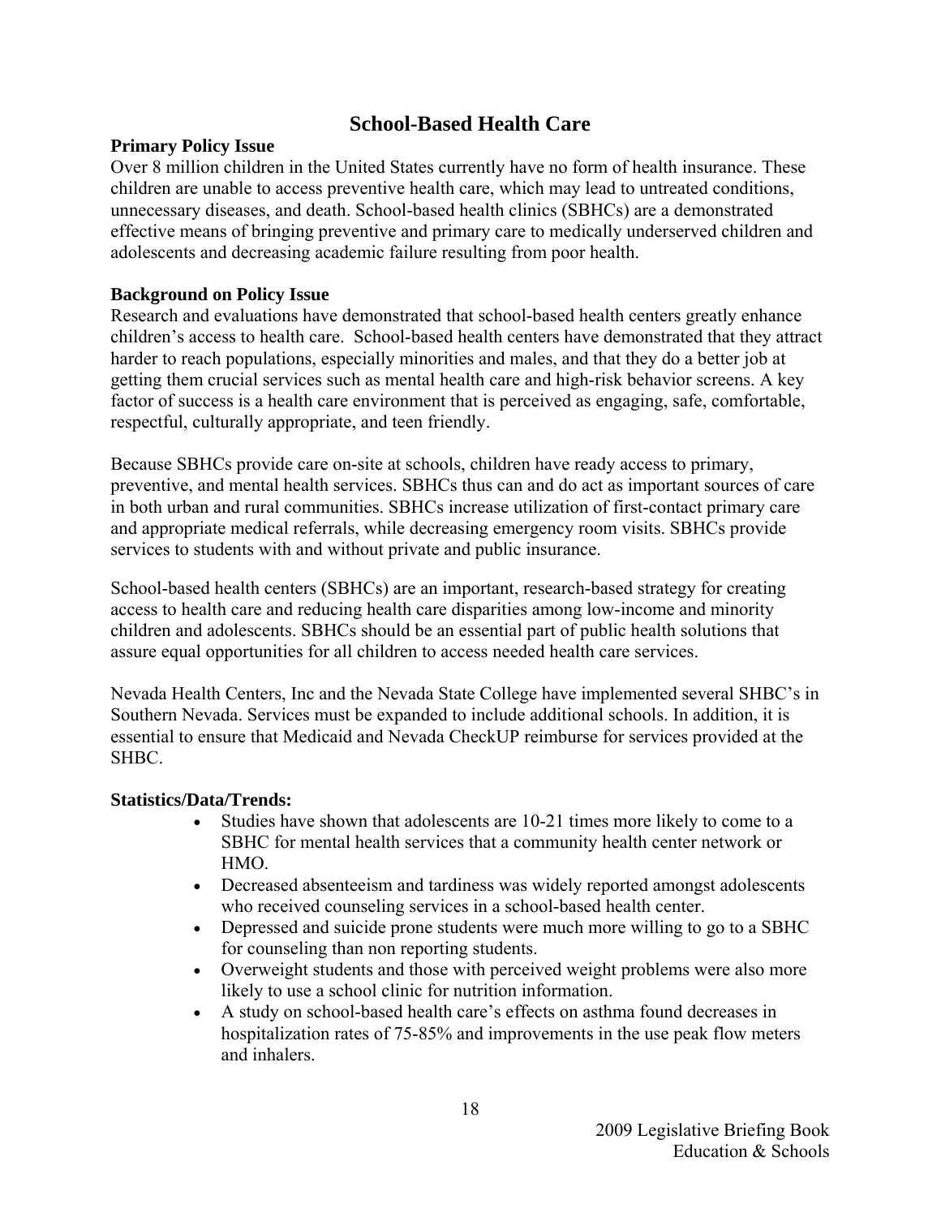# School-Based Health Care

**Primary Policy Issue**

Over 8 million children in the United States currently have no form of health insurance. These children are unable to access preventive health care, which may lead to untreated conditions, unnecessary diseases, and death. School-based health clinics (SBHCs) are a demonstrated effective means of bringing preventive and primary care to medically underserved children and adolescents and decreasing academic failure resulting from poor health.

**Background on Policy Issue**

Research and evaluations have demonstrated that school-based health centers greatly enhance children's access to health care. School-based health centers have demonstrated that they attract harder to reach populations, especially minorities and males, and that they do a better job at getting them crucial services such as mental health care and high-risk behavior screens. A key factor of success is a health care environment that is perceived as engaging, safe, comfortable, respectful, culturally appropriate, and teen friendly.

Because SBHCs provide care on-site at schools, children have ready access to primary, preventive, and mental health services. SBHCs thus can and do act as important sources of care in both urban and rural communities. SBHCs increase utilization of first-contact primary care and appropriate medical referrals, while decreasing emergency room visits. SBHCs provide services to students with and without private and public insurance.

School-based health centers (SBHCs) are an important, research-based strategy for creating access to health care and reducing health care disparities among low-income and minority children and adolescents. SBHCs should be an essential part of public health solutions that assure equal opportunities for all children to access needed health care services.

Nevada Health Centers, Inc and the Nevada State College have implemented several SHBC's in Southern Nevada. Services must be expanded to include additional schools. In addition, it is essential to ensure that Medicaid and Nevada CheckUP reimburse for services provided at the SHBC.

**Statistics/Data/Trends:**

- Studies have shown that adolescents are 10-21 times more likely to come to a SBHC for mental health services that a community health center network or HMO.
- Decreased absenteeism and tardiness was widely reported amongst adolescents who received counseling services in a school-based health center.
- Depressed and suicide prone students were much more willing to go to a SBHC for counseling than non reporting students.
- Overweight students and those with perceived weight problems were also more likely to use a school clinic for nutrition information.
- A study on school-based health care's effects on asthma found decreases in hospitalization rates of 75-85% and improvements in the use peak flow meters and inhalers.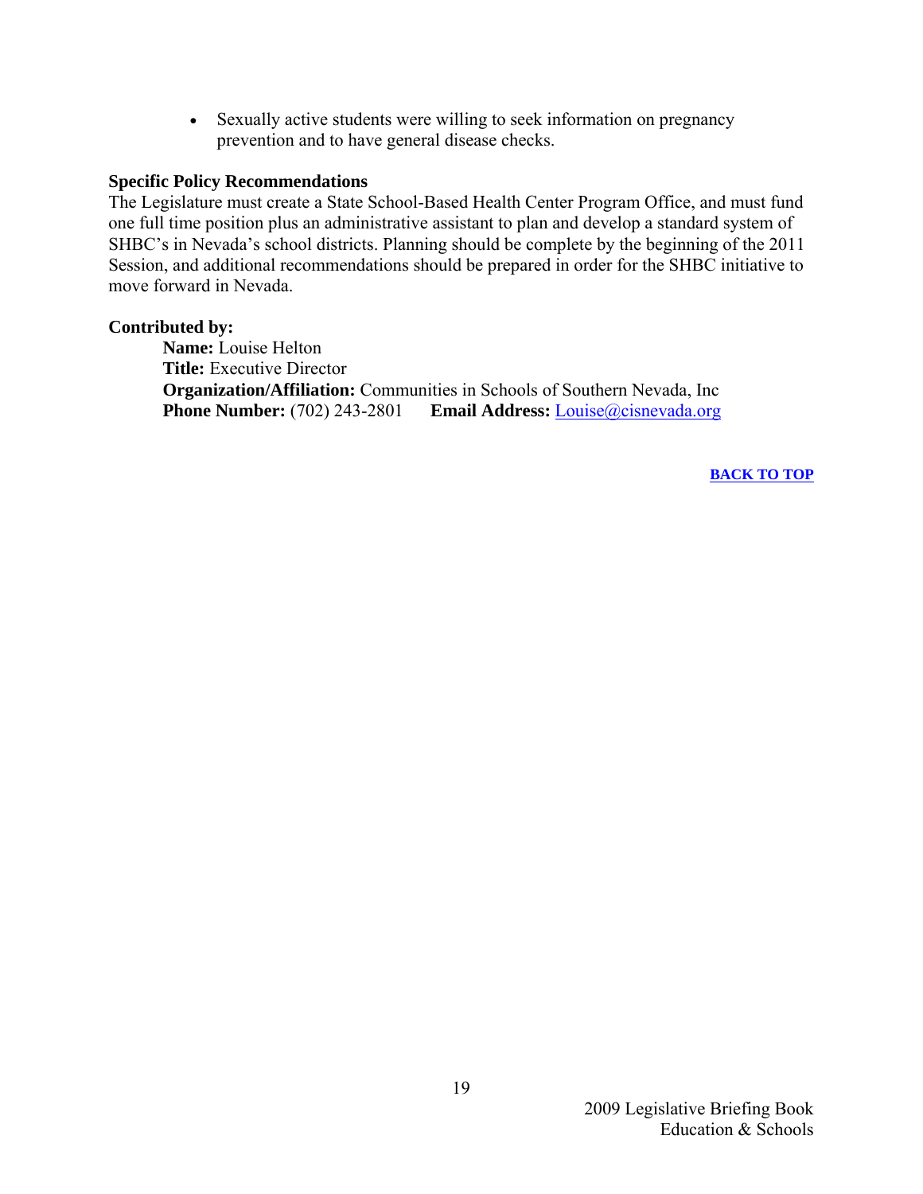- Sexually active students were willing to seek information on pregnancy prevention and to have general disease checks.

**Specific Policy Recommendations**
The Legislature must create a State School-Based Health Center Program Office, and must fund one full time position plus an administrative assistant to plan and develop a standard system of SHBC's in Nevada's school districts. Planning should be complete by the beginning of the 2011 Session, and additional recommendations should be prepared in order for the SHBC initiative to move forward in Nevada.

**Contributed by:**
**Name:** Louise Helton
**Title:** Executive Director
**Organization/Affiliation:** Communities in Schools of Southern Nevada, Inc
**Phone Number:** (702) 243-2801 **Email Address:** Louise@cisnevada.org

**BACK TO TOP**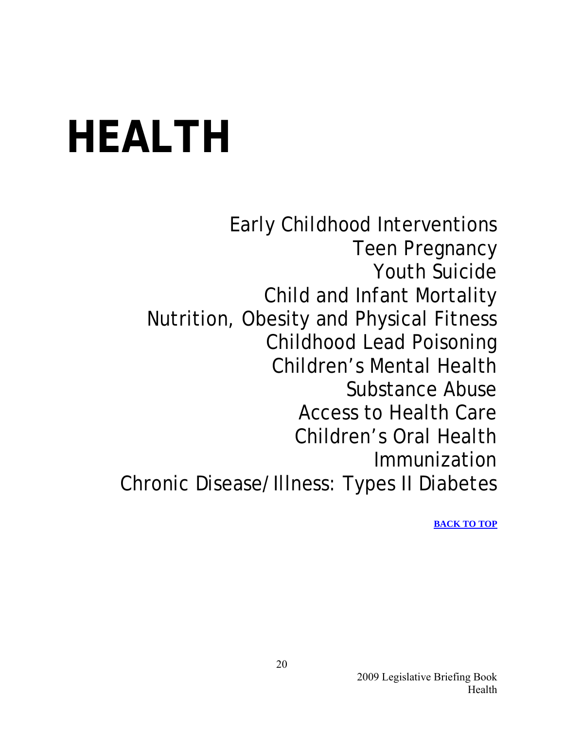# HEALTH

Early Childhood Interventions
Teen Pregnancy
Youth Suicide
Child and Infant Mortality
Nutrition, Obesity and Physical Fitness
Childhood Lead Poisoning
Children's Mental Health
Substance Abuse
Access to Health Care
Children's Oral Health
Immunization
Chronic Disease/Illness: Types II Diabetes

**BACK TO TOP**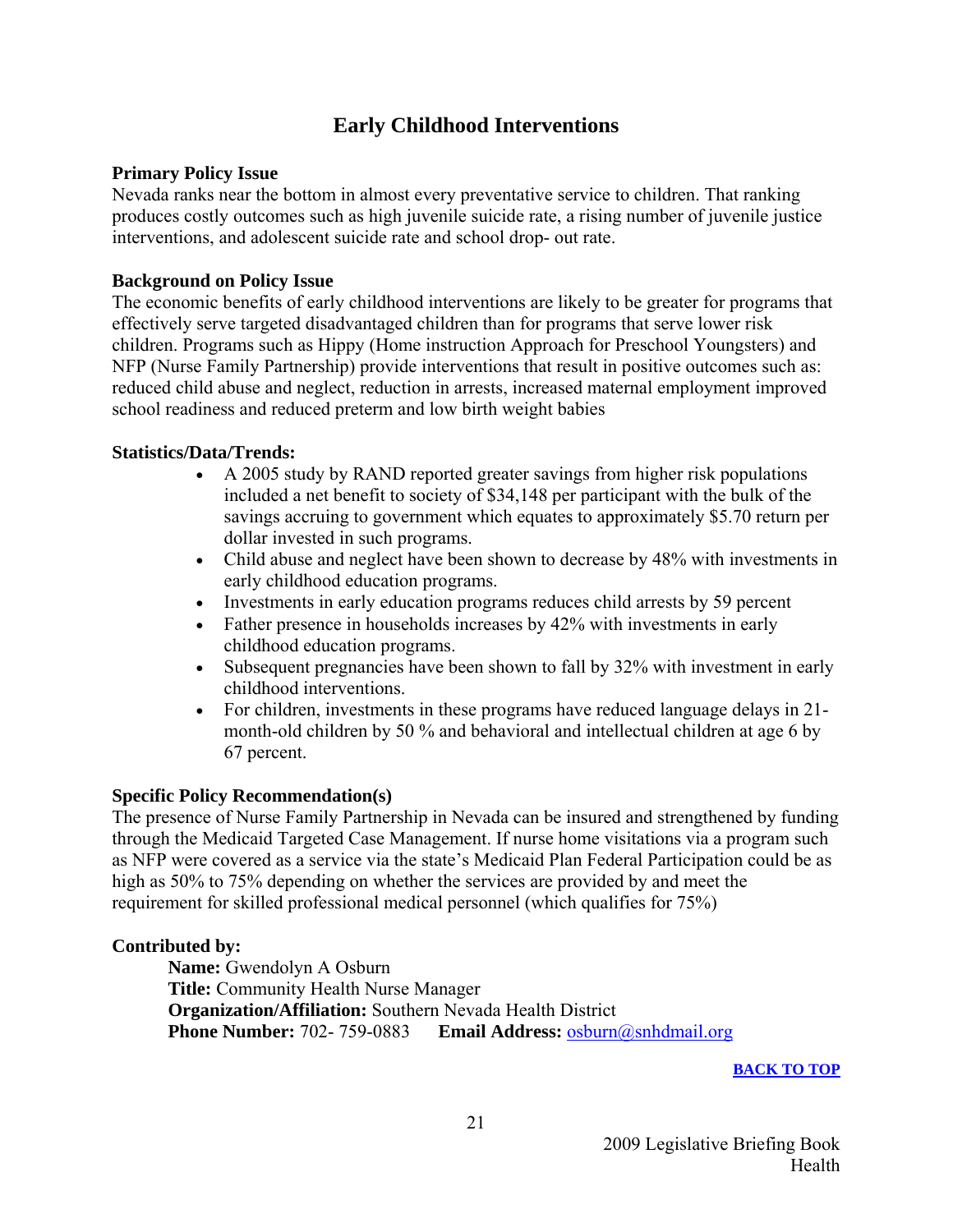# Early Childhood Interventions

**Primary Policy Issue**

Nevada ranks near the bottom in almost every preventative service to children. That ranking produces costly outcomes such as high juvenile suicide rate, a rising number of juvenile justice interventions, and adolescent suicide rate and school drop- out rate.

**Background on Policy Issue**

The economic benefits of early childhood interventions are likely to be greater for programs that effectively serve targeted disadvantaged children than for programs that serve lower risk children. Programs such as Hippy (Home instruction Approach for Preschool Youngsters) and NFP (Nurse Family Partnership) provide interventions that result in positive outcomes such as: reduced child abuse and neglect, reduction in arrests, increased maternal employment improved school readiness and reduced preterm and low birth weight babies

**Statistics/Data/Trends:**

- A 2005 study by RAND reported greater savings from higher risk populations included a net benefit to society of $34,148 per participant with the bulk of the savings accruing to government which equates to approximately $5.70 return per dollar invested in such programs.
- Child abuse and neglect have been shown to decrease by 48% with investments in early childhood education programs.
- Investments in early education programs reduces child arrests by 59 percent
- Father presence in households increases by 42% with investments in early childhood education programs.
- Subsequent pregnancies have been shown to fall by 32% with investment in early childhood interventions.
- For children, investments in these programs have reduced language delays in 21-month-old children by 50 % and behavioral and intellectual children at age 6 by 67 percent.

**Specific Policy Recommendation(s)**

The presence of Nurse Family Partnership in Nevada can be insured and strengthened by funding through the Medicaid Targeted Case Management. If nurse home visitations via a program such as NFP were covered as a service via the state's Medicaid Plan Federal Participation could be as high as 50% to 75% depending on whether the services are provided by and meet the requirement for skilled professional medical personnel (which qualifies for 75%)

**Contributed by:**

**Name:** Gwendolyn A Osburn
**Title:** Community Health Nurse Manager
**Organization/Affiliation:** Southern Nevada Health District
**Phone Number:** 702- 759-0883 **Email Address:** osburn@snhdmail.org

BACK TO TOP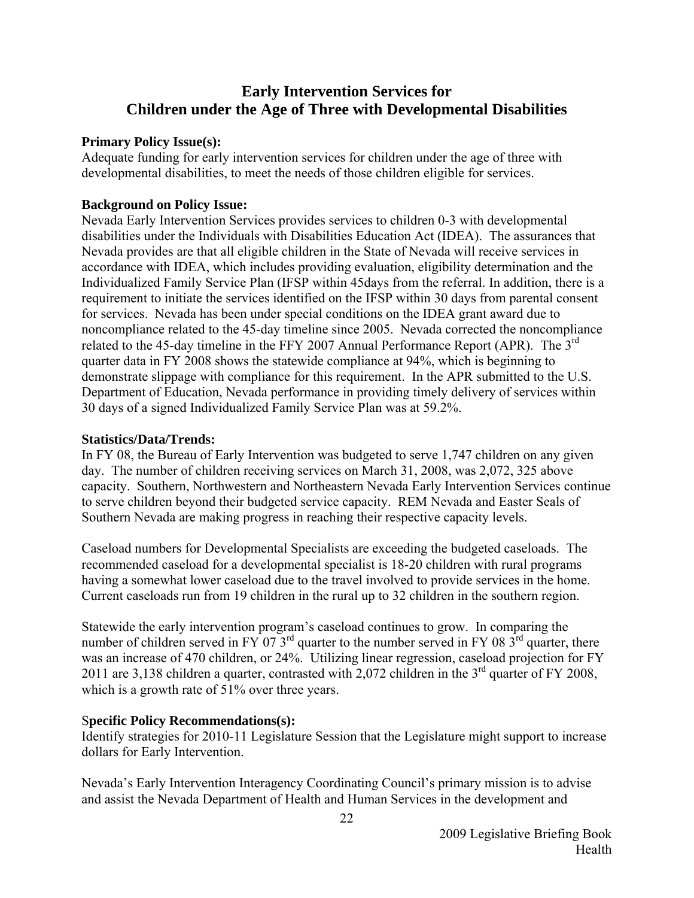# Early Intervention Services for Children under the Age of Three with Developmental Disabilities

**Primary Policy Issue(s):**
Adequate funding for early intervention services for children under the age of three with developmental disabilities, to meet the needs of those children eligible for services.

**Background on Policy Issue:**
Nevada Early Intervention Services provides services to children 0-3 with developmental disabilities under the Individuals with Disabilities Education Act (IDEA). The assurances that Nevada provides are that all eligible children in the State of Nevada will receive services in accordance with IDEA, which includes providing evaluation, eligibility determination and the Individualized Family Service Plan (IFSP within 45days from the referral. In addition, there is a requirement to initiate the services identified on the IFSP within 30 days from parental consent for services. Nevada has been under special conditions on the IDEA grant award due to noncompliance related to the 45-day timeline since 2005. Nevada corrected the noncompliance related to the 45-day timeline in the FFY 2007 Annual Performance Report (APR). The 3rd quarter data in FY 2008 shows the statewide compliance at 94%, which is beginning to demonstrate slippage with compliance for this requirement. In the APR submitted to the U.S. Department of Education, Nevada performance in providing timely delivery of services within 30 days of a signed Individualized Family Service Plan was at 59.2%.

**Statistics/Data/Trends:**
In FY 08, the Bureau of Early Intervention was budgeted to serve 1,747 children on any given day. The number of children receiving services on March 31, 2008, was 2,072, 325 above capacity. Southern, Northwestern and Northeastern Nevada Early Intervention Services continue to serve children beyond their budgeted service capacity. REM Nevada and Easter Seals of Southern Nevada are making progress in reaching their respective capacity levels.

Caseload numbers for Developmental Specialists are exceeding the budgeted caseloads. The recommended caseload for a developmental specialist is 18-20 children with rural programs having a somewhat lower caseload due to the travel involved to provide services in the home. Current caseloads run from 19 children in the rural up to 32 children in the southern region.

Statewide the early intervention program's caseload continues to grow. In comparing the number of children served in FY 07 3rd quarter to the number served in FY 08 3rd quarter, there was an increase of 470 children, or 24%. Utilizing linear regression, caseload projection for FY 2011 are 3,138 children a quarter, contrasted with 2,072 children in the 3rd quarter of FY 2008, which is a growth rate of 51% over three years.

**Specific Policy Recommendations(s):**
Identify strategies for 2010-11 Legislature Session that the Legislature might support to increase dollars for Early Intervention.

Nevada's Early Intervention Interagency Coordinating Council's primary mission is to advise and assist the Nevada Department of Health and Human Services in the development and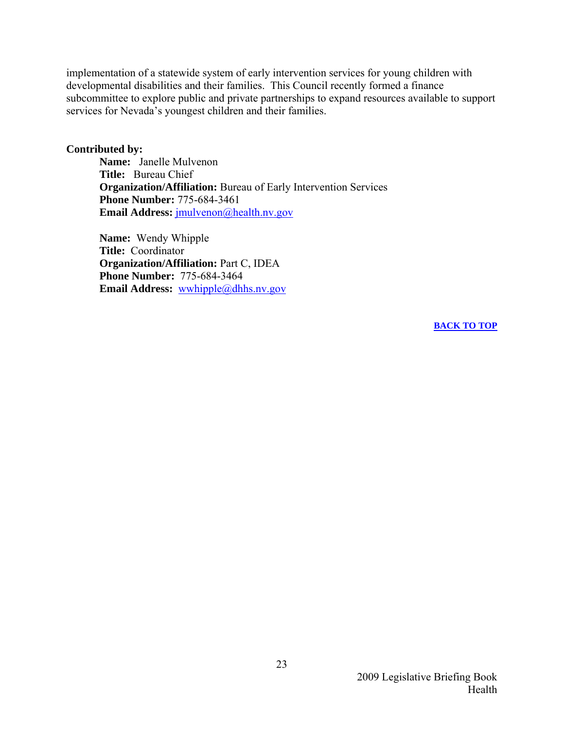implementation of a statewide system of early intervention services for young children with developmental disabilities and their families. This Council recently formed a finance subcommittee to explore public and private partnerships to expand resources available to support services for Nevada's youngest children and their families.

**Contributed by:**

**Name:** Janelle Mulvenon
**Title:** Bureau Chief
**Organization/Affiliation:** Bureau of Early Intervention Services
**Phone Number:** 775-684-3461
**Email Address:** jmulvenon@health.nv.gov

**Name:** Wendy Whipple
**Title:** Coordinator
**Organization/Affiliation:** Part C, IDEA
**Phone Number:** 775-684-3464
**Email Address:** wwhipple@dhhs.nv.gov

**BACK TO TOP**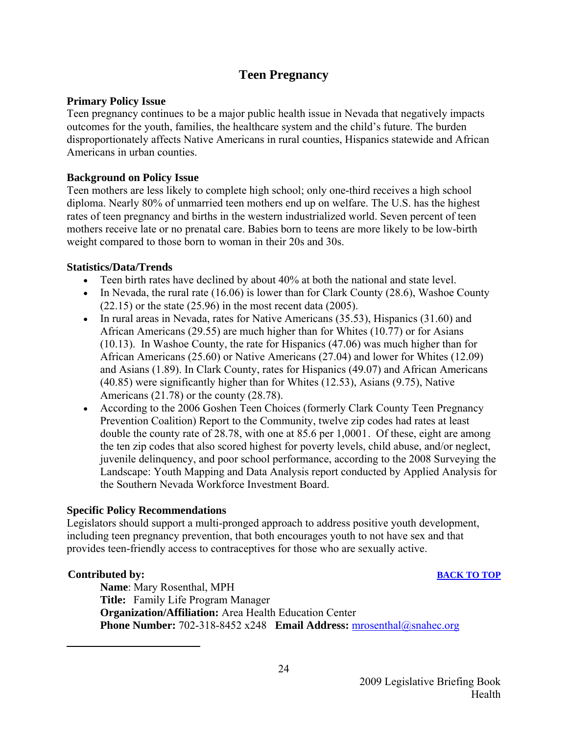# Teen Pregnancy

**Primary Policy Issue**

Teen pregnancy continues to be a major public health issue in Nevada that negatively impacts outcomes for the youth, families, the healthcare system and the child's future. The burden disproportionately affects Native Americans in rural counties, Hispanics statewide and African Americans in urban counties.

**Background on Policy Issue**

Teen mothers are less likely to complete high school; only one-third receives a high school diploma. Nearly 80% of unmarried teen mothers end up on welfare. The U.S. has the highest rates of teen pregnancy and births in the western industrialized world. Seven percent of teen mothers receive late or no prenatal care. Babies born to teens are more likely to be low-birth weight compared to those born to woman in their 20s and 30s.

**Statistics/Data/Trends**

- Teen birth rates have declined by about 40% at both the national and state level.
- In Nevada, the rural rate (16.06) is lower than for Clark County (28.6), Washoe County (22.15) or the state (25.96) in the most recent data (2005).
- In rural areas in Nevada, rates for Native Americans (35.53), Hispanics (31.60) and African Americans (29.55) are much higher than for Whites (10.77) or for Asians (10.13). In Washoe County, the rate for Hispanics (47.06) was much higher than for African Americans (25.60) or Native Americans (27.04) and lower for Whites (12.09) and Asians (1.89). In Clark County, rates for Hispanics (49.07) and African Americans (40.85) were significantly higher than for Whites (12.53), Asians (9.75), Native Americans (21.78) or the county (28.78).
- According to the 2006 Goshen Teen Choices (formerly Clark County Teen Pregnancy Prevention Coalition) Report to the Community, twelve zip codes had rates at least double the county rate of 28.78, with one at 85.6 per 1,000[1]. Of these, eight are among the ten zip codes that also scored highest for poverty levels, child abuse, and/or neglect, juvenile delinquency, and poor school performance, according to the 2008 Surveying the Landscape: Youth Mapping and Data Analysis report conducted by Applied Analysis for the Southern Nevada Workforce Investment Board.

**Specific Policy Recommendations**

Legislators should support a multi-pronged approach to address positive youth development, including teen pregnancy prevention, that both encourages youth to not have sex and that provides teen-friendly access to contraceptives for those who are sexually active.

**Contributed by:** [BACK TO TOP]

**Name**: Mary Rosenthal, MPH
**Title:** Family Life Program Manager
**Organization/Affiliation:** Area Health Education Center
**Phone Number:** 702-318-8452 x248 **Email Address:** mrosenthal@snahec.org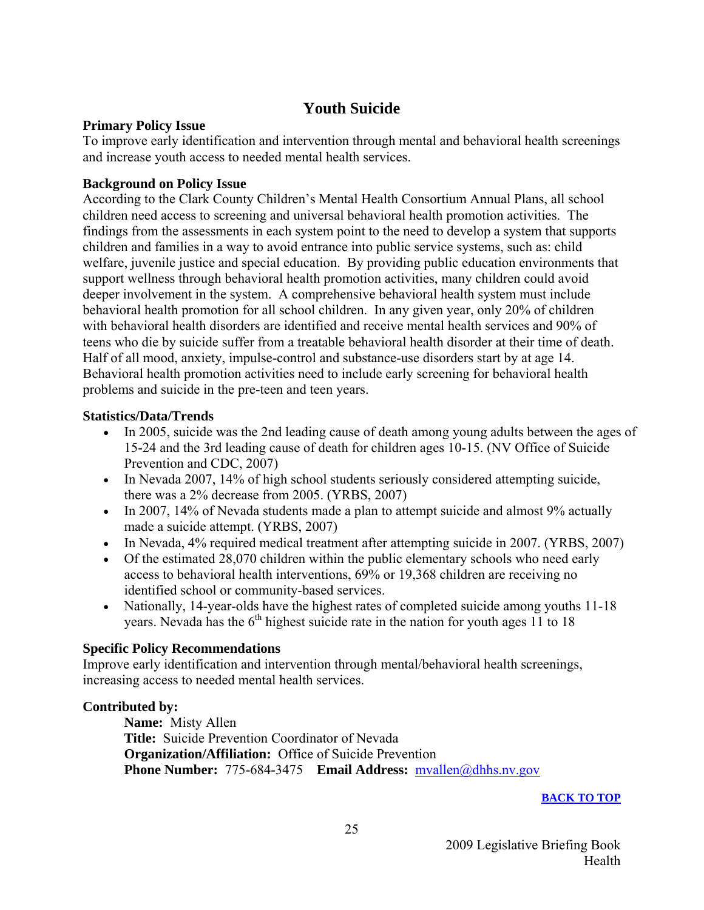# Youth Suicide

**Primary Policy Issue**

To improve early identification and intervention through mental and behavioral health screenings and increase youth access to needed mental health services.

**Background on Policy Issue**

According to the Clark County Children's Mental Health Consortium Annual Plans, all school children need access to screening and universal behavioral health promotion activities. The findings from the assessments in each system point to the need to develop a system that supports children and families in a way to avoid entrance into public service systems, such as: child welfare, juvenile justice and special education. By providing public education environments that support wellness through behavioral health promotion activities, many children could avoid deeper involvement in the system. A comprehensive behavioral health system must include behavioral health promotion for all school children. In any given year, only 20% of children with behavioral health disorders are identified and receive mental health services and 90% of teens who die by suicide suffer from a treatable behavioral health disorder at their time of death. Half of all mood, anxiety, impulse-control and substance-use disorders start by at age 14. Behavioral health promotion activities need to include early screening for behavioral health problems and suicide in the pre-teen and teen years.

**Statistics/Data/Trends**

- In 2005, suicide was the 2nd leading cause of death among young adults between the ages of 15-24 and the 3rd leading cause of death for children ages 10-15. (NV Office of Suicide Prevention and CDC, 2007)
- In Nevada 2007, 14% of high school students seriously considered attempting suicide, there was a 2% decrease from 2005. (YRBS, 2007)
- In 2007, 14% of Nevada students made a plan to attempt suicide and almost 9% actually made a suicide attempt. (YRBS, 2007)
- In Nevada, 4% required medical treatment after attempting suicide in 2007. (YRBS, 2007)
- Of the estimated 28,070 children within the public elementary schools who need early access to behavioral health interventions, 69% or 19,368 children are receiving no identified school or community-based services.
- Nationally, 14-year-olds have the highest rates of completed suicide among youths 11-18 years. Nevada has the 6th highest suicide rate in the nation for youth ages 11 to 18

**Specific Policy Recommendations**

Improve early identification and intervention through mental/behavioral health screenings, increasing access to needed mental health services.

**Contributed by:**

**Name:** Misty Allen
**Title:** Suicide Prevention Coordinator of Nevada
**Organization/Affiliation:** Office of Suicide Prevention
**Phone Number:** 775-684-3475 **Email Address:** mvallen@dhhs.nv.gov

**BACK TO TOP**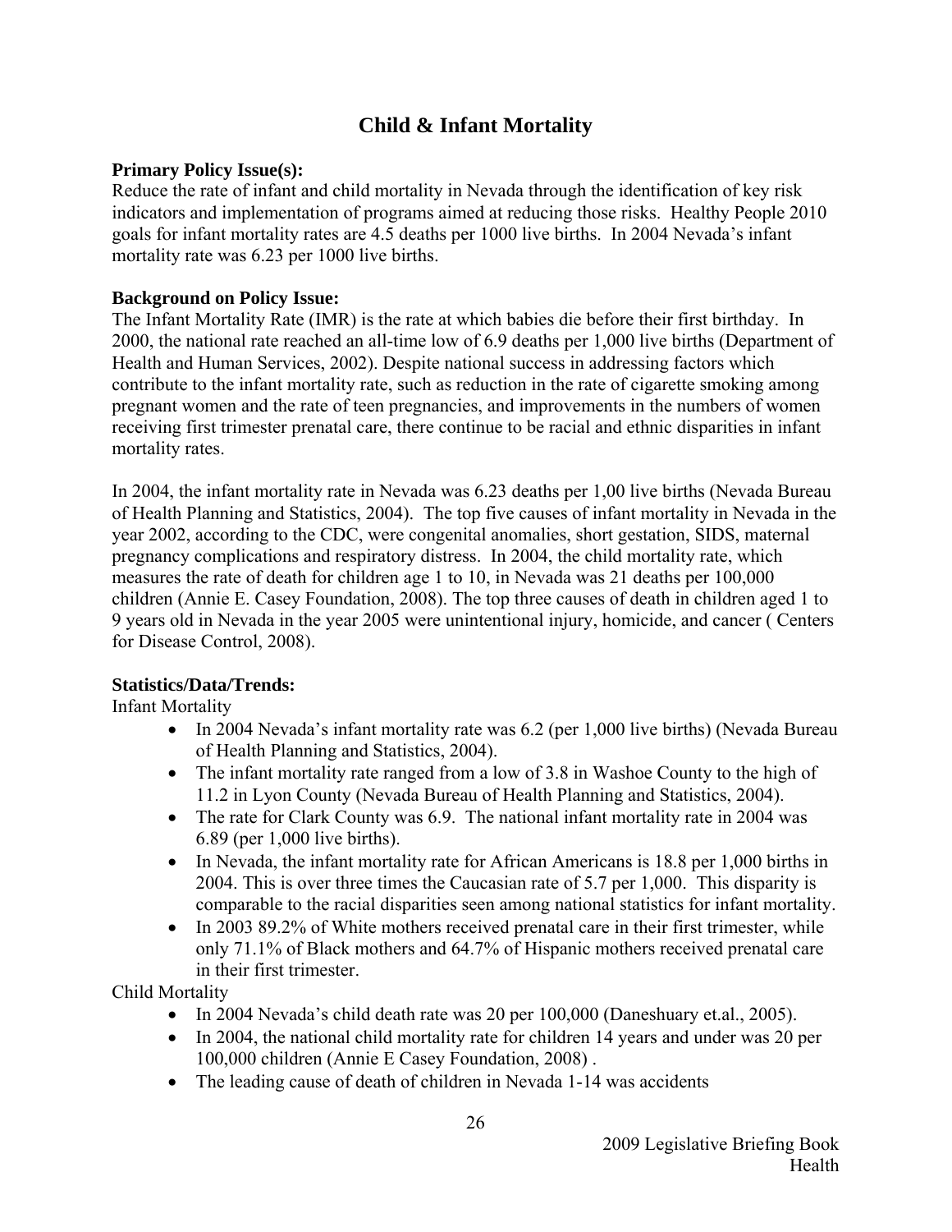# Child & Infant Mortality

**Primary Policy Issue(s):**
Reduce the rate of infant and child mortality in Nevada through the identification of key risk indicators and implementation of programs aimed at reducing those risks. Healthy People 2010 goals for infant mortality rates are 4.5 deaths per 1000 live births. In 2004 Nevada's infant mortality rate was 6.23 per 1000 live births.

**Background on Policy Issue:**
The Infant Mortality Rate (IMR) is the rate at which babies die before their first birthday. In 2000, the national rate reached an all-time low of 6.9 deaths per 1,000 live births (Department of Health and Human Services, 2002). Despite national success in addressing factors which contribute to the infant mortality rate, such as reduction in the rate of cigarette smoking among pregnant women and the rate of teen pregnancies, and improvements in the numbers of women receiving first trimester prenatal care, there continue to be racial and ethnic disparities in infant mortality rates.

In 2004, the infant mortality rate in Nevada was 6.23 deaths per 1,00 live births (Nevada Bureau of Health Planning and Statistics, 2004). The top five causes of infant mortality in Nevada in the year 2002, according to the CDC, were congenital anomalies, short gestation, SIDS, maternal pregnancy complications and respiratory distress. In 2004, the child mortality rate, which measures the rate of death for children age 1 to 10, in Nevada was 21 deaths per 100,000 children (Annie E. Casey Foundation, 2008). The top three causes of death in children aged 1 to 9 years old in Nevada in the year 2005 were unintentional injury, homicide, and cancer ( Centers for Disease Control, 2008).

**Statistics/Data/Trends:**
Infant Mortality

- In 2004 Nevada's infant mortality rate was 6.2 (per 1,000 live births) (Nevada Bureau of Health Planning and Statistics, 2004).
- The infant mortality rate ranged from a low of 3.8 in Washoe County to the high of 11.2 in Lyon County (Nevada Bureau of Health Planning and Statistics, 2004).
- The rate for Clark County was 6.9. The national infant mortality rate in 2004 was 6.89 (per 1,000 live births).
- In Nevada, the infant mortality rate for African Americans is 18.8 per 1,000 births in 2004. This is over three times the Caucasian rate of 5.7 per 1,000. This disparity is comparable to the racial disparities seen among national statistics for infant mortality.
- In 2003 89.2% of White mothers received prenatal care in their first trimester, while only 71.1% of Black mothers and 64.7% of Hispanic mothers received prenatal care in their first trimester.

Child Mortality

- In 2004 Nevada's child death rate was 20 per 100,000 (Daneshuary et.al., 2005).
- In 2004, the national child mortality rate for children 14 years and under was 20 per 100,000 children (Annie E Casey Foundation, 2008) .
- The leading cause of death of children in Nevada 1-14 was accidents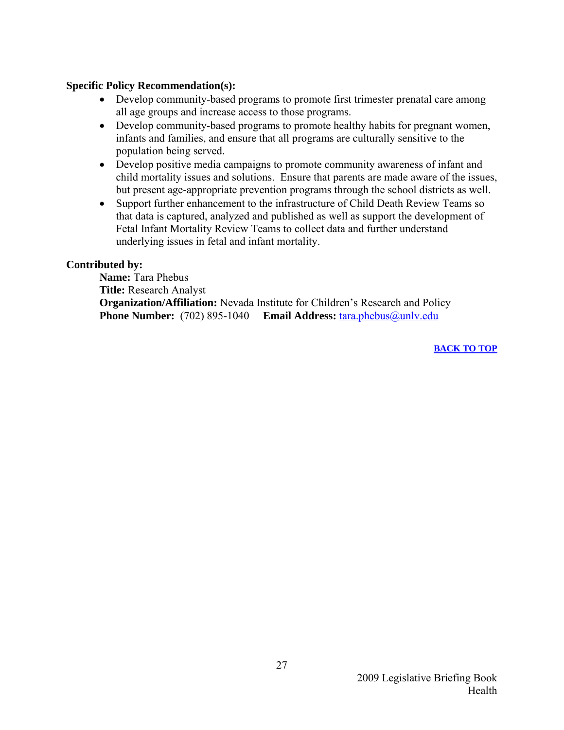**Specific Policy Recommendation(s):**

- Develop community-based programs to promote first trimester prenatal care among all age groups and increase access to those programs.
- Develop community-based programs to promote healthy habits for pregnant women, infants and families, and ensure that all programs are culturally sensitive to the population being served.
- Develop positive media campaigns to promote community awareness of infant and child mortality issues and solutions. Ensure that parents are made aware of the issues, but present age-appropriate prevention programs through the school districts as well.
- Support further enhancement to the infrastructure of Child Death Review Teams so that data is captured, analyzed and published as well as support the development of Fetal Infant Mortality Review Teams to collect data and further understand underlying issues in fetal and infant mortality.

**Contributed by:**

**Name:** Tara Phebus
**Title:** Research Analyst
**Organization/Affiliation:** Nevada Institute for Children's Research and Policy
**Phone Number:** (702) 895-1040 **Email Address:** tara.phebus@unlv.edu

**BACK TO TOP**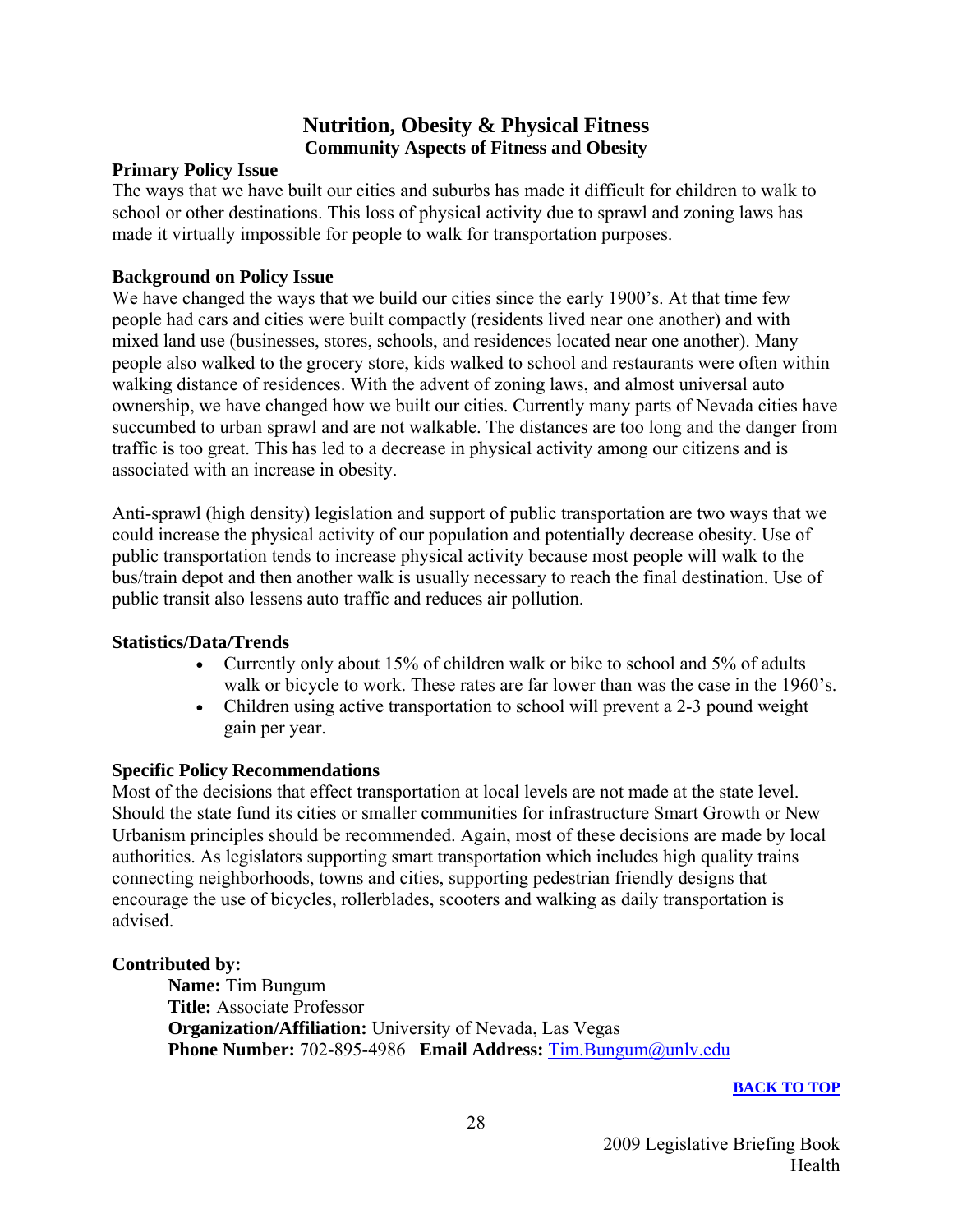# Nutrition, Obesity & Physical Fitness

## Community Aspects of Fitness and Obesity

**Primary Policy Issue**

The ways that we have built our cities and suburbs has made it difficult for children to walk to school or other destinations. This loss of physical activity due to sprawl and zoning laws has made it virtually impossible for people to walk for transportation purposes.

**Background on Policy Issue**

We have changed the ways that we build our cities since the early 1900's. At that time few people had cars and cities were built compactly (residents lived near one another) and with mixed land use (businesses, stores, schools, and residences located near one another). Many people also walked to the grocery store, kids walked to school and restaurants were often within walking distance of residences. With the advent of zoning laws, and almost universal auto ownership, we have changed how we built our cities. Currently many parts of Nevada cities have succumbed to urban sprawl and are not walkable. The distances are too long and the danger from traffic is too great. This has led to a decrease in physical activity among our citizens and is associated with an increase in obesity.

Anti-sprawl (high density) legislation and support of public transportation are two ways that we could increase the physical activity of our population and potentially decrease obesity. Use of public transportation tends to increase physical activity because most people will walk to the bus/train depot and then another walk is usually necessary to reach the final destination. Use of public transit also lessens auto traffic and reduces air pollution.

**Statistics/Data/Trends**

- Currently only about 15% of children walk or bike to school and 5% of adults walk or bicycle to work. These rates are far lower than was the case in the 1960's.
- Children using active transportation to school will prevent a 2-3 pound weight gain per year.

**Specific Policy Recommendations**

Most of the decisions that effect transportation at local levels are not made at the state level. Should the state fund its cities or smaller communities for infrastructure Smart Growth or New Urbanism principles should be recommended. Again, most of these decisions are made by local authorities. As legislators supporting smart transportation which includes high quality trains connecting neighborhoods, towns and cities, supporting pedestrian friendly designs that encourage the use of bicycles, rollerblades, scooters and walking as daily transportation is advised.

**Contributed by:**

**Name:** Tim Bungum
**Title:** Associate Professor
**Organization/Affiliation:** University of Nevada, Las Vegas
**Phone Number:** 702-895-4986 **Email Address:** Tim.Bungum@unlv.edu

**BACK TO TOP**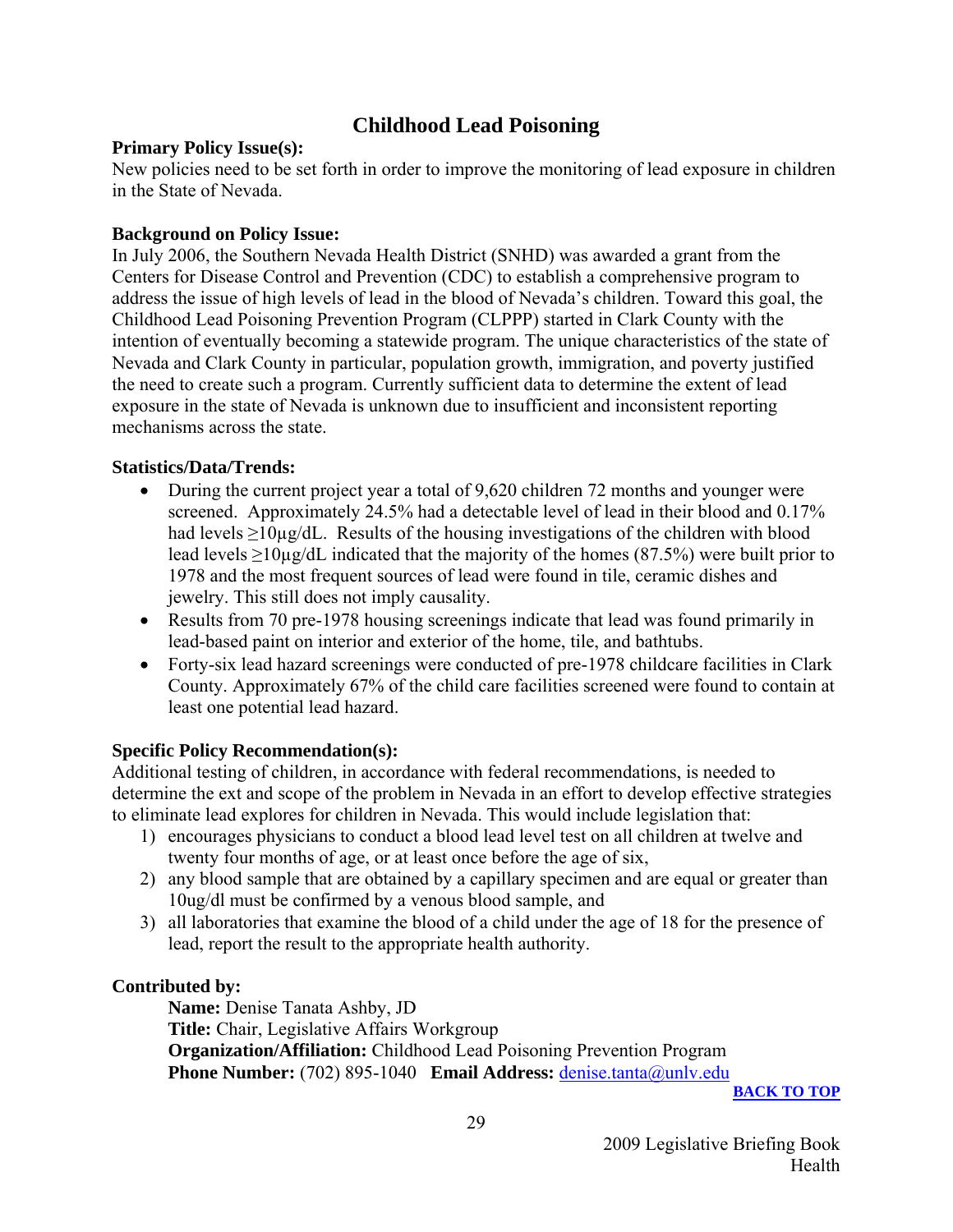# Childhood Lead Poisoning

**Primary Policy Issue(s):**

New policies need to be set forth in order to improve the monitoring of lead exposure in children in the State of Nevada.

**Background on Policy Issue:**

In July 2006, the Southern Nevada Health District (SNHD) was awarded a grant from the Centers for Disease Control and Prevention (CDC) to establish a comprehensive program to address the issue of high levels of lead in the blood of Nevada's children. Toward this goal, the Childhood Lead Poisoning Prevention Program (CLPPP) started in Clark County with the intention of eventually becoming a statewide program. The unique characteristics of the state of Nevada and Clark County in particular, population growth, immigration, and poverty justified the need to create such a program. Currently sufficient data to determine the extent of lead exposure in the state of Nevada is unknown due to insufficient and inconsistent reporting mechanisms across the state.

**Statistics/Data/Trends:**

- During the current project year a total of 9,620 children 72 months and younger were screened. Approximately 24.5% had a detectable level of lead in their blood and 0.17% had levels ≥10µg/dL. Results of the housing investigations of the children with blood lead levels ≥10µg/dL indicated that the majority of the homes (87.5%) were built prior to 1978 and the most frequent sources of lead were found in tile, ceramic dishes and jewelry. This still does not imply causality.
- Results from 70 pre-1978 housing screenings indicate that lead was found primarily in lead-based paint on interior and exterior of the home, tile, and bathtubs.
- Forty-six lead hazard screenings were conducted of pre-1978 childcare facilities in Clark County. Approximately 67% of the child care facilities screened were found to contain at least one potential lead hazard.

**Specific Policy Recommendation(s):**

Additional testing of children, in accordance with federal recommendations, is needed to determine the ext and scope of the problem in Nevada in an effort to develop effective strategies to eliminate lead explores for children in Nevada. This would include legislation that:

1) encourages physicians to conduct a blood lead level test on all children at twelve and twenty four months of age, or at least once before the age of six,
2) any blood sample that are obtained by a capillary specimen and are equal or greater than 10ug/dl must be confirmed by a venous blood sample, and
3) all laboratories that examine the blood of a child under the age of 18 for the presence of lead, report the result to the appropriate health authority.

**Contributed by:**

**Name:** Denise Tanata Ashby, JD
**Title:** Chair, Legislative Affairs Workgroup
**Organization/Affiliation:** Childhood Lead Poisoning Prevention Program
**Phone Number:** (702) 895-1040 **Email Address:** denise.tanta@unlv.edu

**BACK TO TOP**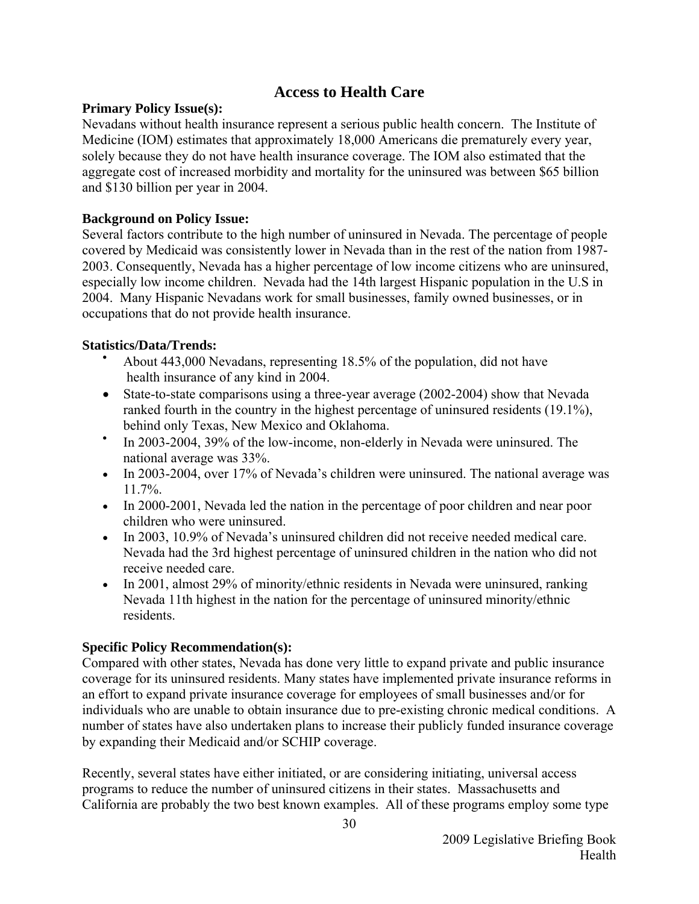# Access to Health Care

**Primary Policy Issue(s):**

Nevadans without health insurance represent a serious public health concern. The Institute of Medicine (IOM) estimates that approximately 18,000 Americans die prematurely every year, solely because they do not have health insurance coverage. The IOM also estimated that the aggregate cost of increased morbidity and mortality for the uninsured was between $65 billion and $130 billion per year in 2004.

**Background on Policy Issue:**

Several factors contribute to the high number of uninsured in Nevada. The percentage of people covered by Medicaid was consistently lower in Nevada than in the rest of the nation from 1987-2003. Consequently, Nevada has a higher percentage of low income citizens who are uninsured, especially low income children. Nevada had the 14th largest Hispanic population in the U.S in 2004. Many Hispanic Nevadans work for small businesses, family owned businesses, or in occupations that do not provide health insurance.

**Statistics/Data/Trends:**

- About 443,000 Nevadans, representing 18.5% of the population, did not have health insurance of any kind in 2004.
- State-to-state comparisons using a three-year average (2002-2004) show that Nevada ranked fourth in the country in the highest percentage of uninsured residents (19.1%), behind only Texas, New Mexico and Oklahoma.
- In 2003-2004, 39% of the low-income, non-elderly in Nevada were uninsured. The national average was 33%.
- In 2003-2004, over 17% of Nevada's children were uninsured. The national average was 11.7%.
- In 2000-2001, Nevada led the nation in the percentage of poor children and near poor children who were uninsured.
- In 2003, 10.9% of Nevada's uninsured children did not receive needed medical care. Nevada had the 3rd highest percentage of uninsured children in the nation who did not receive needed care.
- In 2001, almost 29% of minority/ethnic residents in Nevada were uninsured, ranking Nevada 11th highest in the nation for the percentage of uninsured minority/ethnic residents.

**Specific Policy Recommendation(s):**

Compared with other states, Nevada has done very little to expand private and public insurance coverage for its uninsured residents. Many states have implemented private insurance reforms in an effort to expand private insurance coverage for employees of small businesses and/or for individuals who are unable to obtain insurance due to pre-existing chronic medical conditions. A number of states have also undertaken plans to increase their publicly funded insurance coverage by expanding their Medicaid and/or SCHIP coverage.

Recently, several states have either initiated, or are considering initiating, universal access programs to reduce the number of uninsured citizens in their states. Massachusetts and California are probably the two best known examples. All of these programs employ some type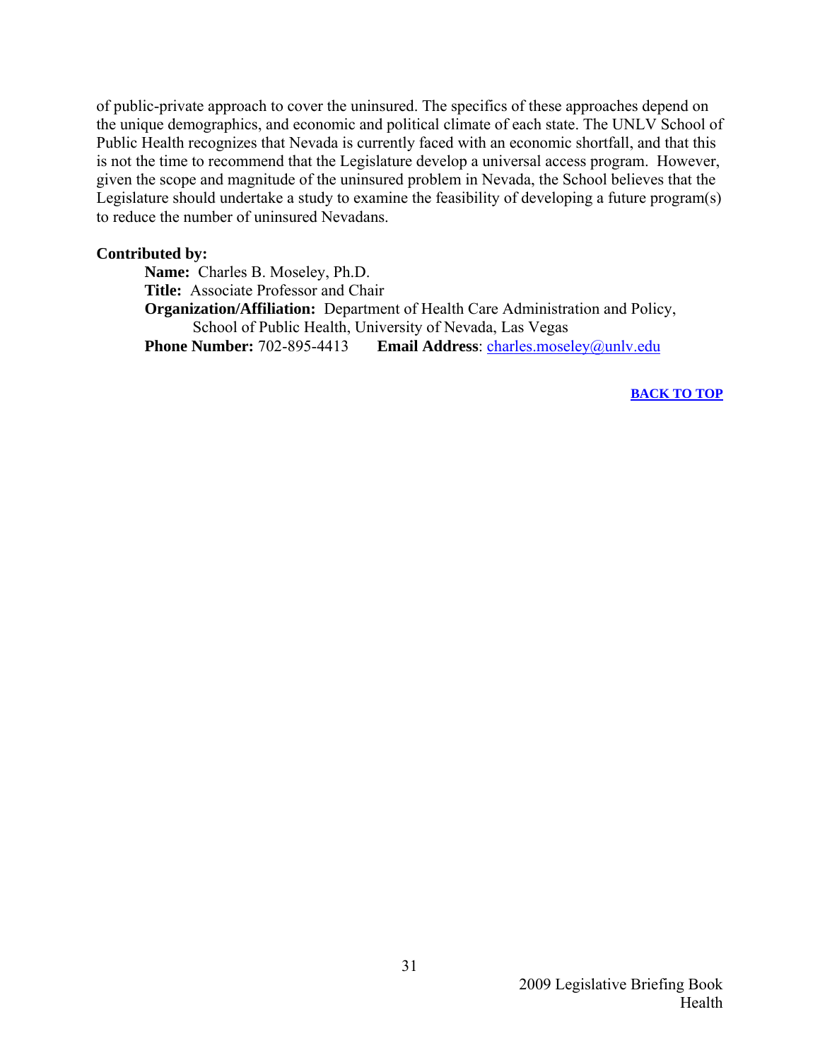of public-private approach to cover the uninsured. The specifics of these approaches depend on the unique demographics, and economic and political climate of each state. The UNLV School of Public Health recognizes that Nevada is currently faced with an economic shortfall, and that this is not the time to recommend that the Legislature develop a universal access program. However, given the scope and magnitude of the uninsured problem in Nevada, the School believes that the Legislature should undertake a study to examine the feasibility of developing a future program(s) to reduce the number of uninsured Nevadans.

**Contributed by:**

**Name:** Charles B. Moseley, Ph.D.
**Title:** Associate Professor and Chair
**Organization/Affiliation:** Department of Health Care Administration and Policy, School of Public Health, University of Nevada, Las Vegas
**Phone Number:** 702-895-4413 **Email Address**: charles.moseley@unlv.edu

**BACK TO TOP**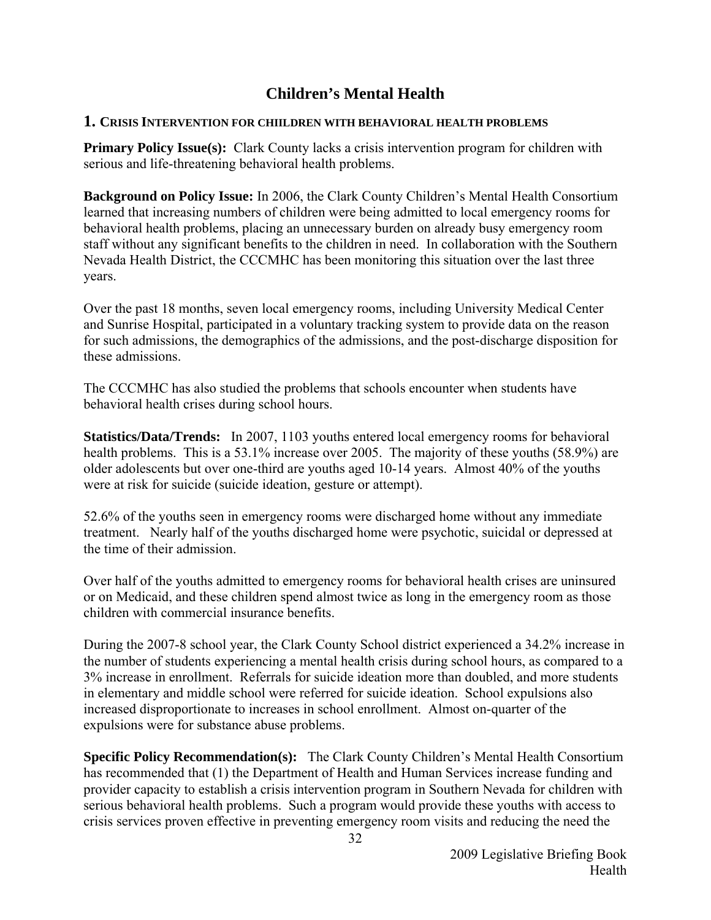# Children's Mental Health

## 1. Crisis Intervention for Chiildren with Behavioral Health Problems

**Primary Policy Issue(s):** Clark County lacks a crisis intervention program for children with serious and life-threatening behavioral health problems.

**Background on Policy Issue:** In 2006, the Clark County Children's Mental Health Consortium learned that increasing numbers of children were being admitted to local emergency rooms for behavioral health problems, placing an unnecessary burden on already busy emergency room staff without any significant benefits to the children in need. In collaboration with the Southern Nevada Health District, the CCCMHC has been monitoring this situation over the last three years.

Over the past 18 months, seven local emergency rooms, including University Medical Center and Sunrise Hospital, participated in a voluntary tracking system to provide data on the reason for such admissions, the demographics of the admissions, and the post-discharge disposition for these admissions.

The CCCMHC has also studied the problems that schools encounter when students have behavioral health crises during school hours.

**Statistics/Data/Trends:** In 2007, 1103 youths entered local emergency rooms for behavioral health problems. This is a 53.1% increase over 2005. The majority of these youths (58.9%) are older adolescents but over one-third are youths aged 10-14 years. Almost 40% of the youths were at risk for suicide (suicide ideation, gesture or attempt).

52.6% of the youths seen in emergency rooms were discharged home without any immediate treatment. Nearly half of the youths discharged home were psychotic, suicidal or depressed at the time of their admission.

Over half of the youths admitted to emergency rooms for behavioral health crises are uninsured or on Medicaid, and these children spend almost twice as long in the emergency room as those children with commercial insurance benefits.

During the 2007-8 school year, the Clark County School district experienced a 34.2% increase in the number of students experiencing a mental health crisis during school hours, as compared to a 3% increase in enrollment. Referrals for suicide ideation more than doubled, and more students in elementary and middle school were referred for suicide ideation. School expulsions also increased disproportionate to increases in school enrollment. Almost on-quarter of the expulsions were for substance abuse problems.

**Specific Policy Recommendation(s):** The Clark County Children's Mental Health Consortium has recommended that (1) the Department of Health and Human Services increase funding and provider capacity to establish a crisis intervention program in Southern Nevada for children with serious behavioral health problems. Such a program would provide these youths with access to crisis services proven effective in preventing emergency room visits and reducing the need the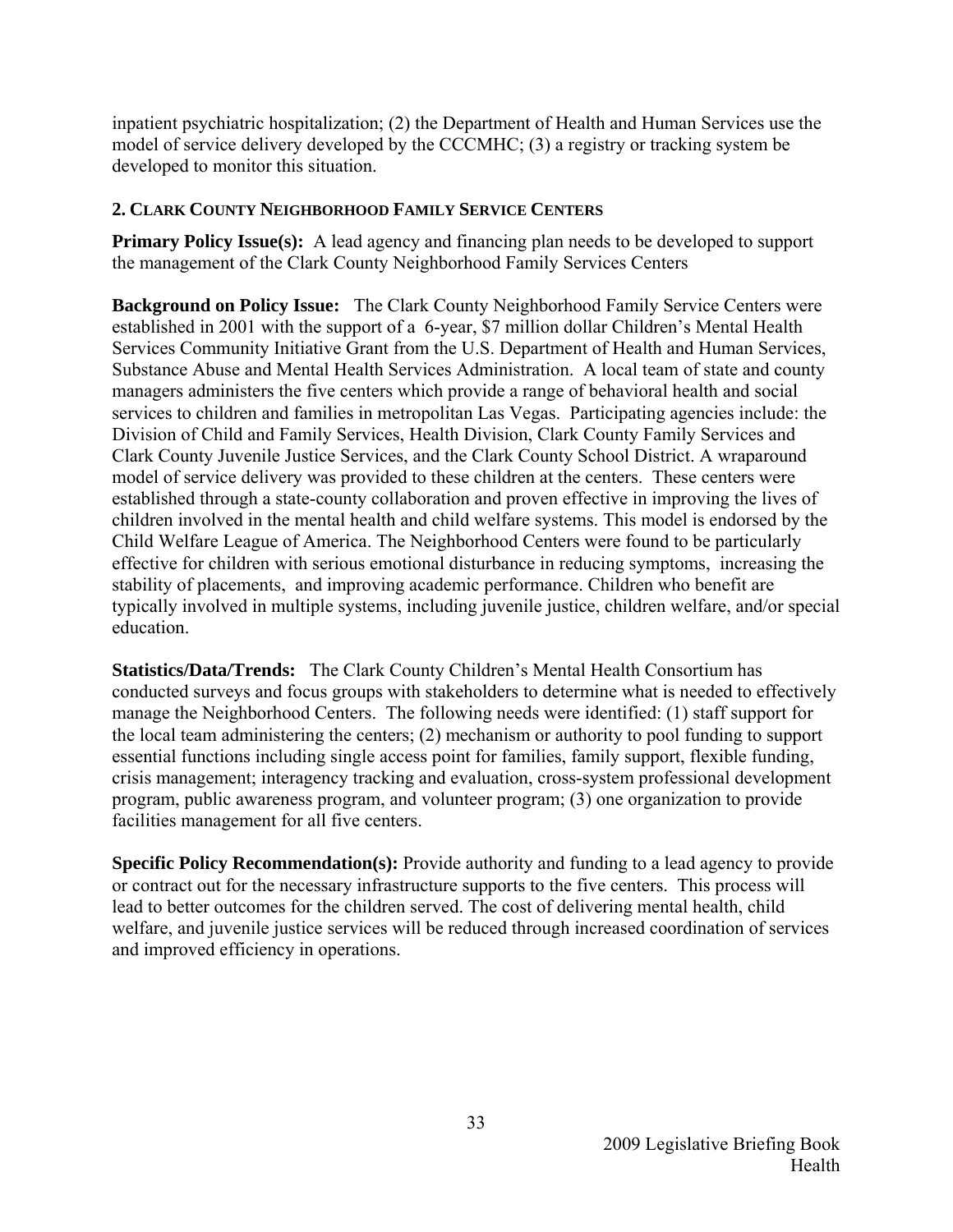inpatient psychiatric hospitalization; (2) the Department of Health and Human Services use the model of service delivery developed by the CCCMHC; (3) a registry or tracking system be developed to monitor this situation.

### 2. Clark County Neighborhood Family Service Centers

**Primary Policy Issue(s):** A lead agency and financing plan needs to be developed to support the management of the Clark County Neighborhood Family Services Centers

**Background on Policy Issue:** The Clark County Neighborhood Family Service Centers were established in 2001 with the support of a 6-year, $7 million dollar Children's Mental Health Services Community Initiative Grant from the U.S. Department of Health and Human Services, Substance Abuse and Mental Health Services Administration. A local team of state and county managers administers the five centers which provide a range of behavioral health and social services to children and families in metropolitan Las Vegas. Participating agencies include: the Division of Child and Family Services, Health Division, Clark County Family Services and Clark County Juvenile Justice Services, and the Clark County School District. A wraparound model of service delivery was provided to these children at the centers. These centers were established through a state-county collaboration and proven effective in improving the lives of children involved in the mental health and child welfare systems. This model is endorsed by the Child Welfare League of America. The Neighborhood Centers were found to be particularly effective for children with serious emotional disturbance in reducing symptoms, increasing the stability of placements, and improving academic performance. Children who benefit are typically involved in multiple systems, including juvenile justice, children welfare, and/or special education.

**Statistics/Data/Trends:** The Clark County Children's Mental Health Consortium has conducted surveys and focus groups with stakeholders to determine what is needed to effectively manage the Neighborhood Centers. The following needs were identified: (1) staff support for the local team administering the centers; (2) mechanism or authority to pool funding to support essential functions including single access point for families, family support, flexible funding, crisis management; interagency tracking and evaluation, cross-system professional development program, public awareness program, and volunteer program; (3) one organization to provide facilities management for all five centers.

**Specific Policy Recommendation(s):** Provide authority and funding to a lead agency to provide or contract out for the necessary infrastructure supports to the five centers. This process will lead to better outcomes for the children served. The cost of delivering mental health, child welfare, and juvenile justice services will be reduced through increased coordination of services and improved efficiency in operations.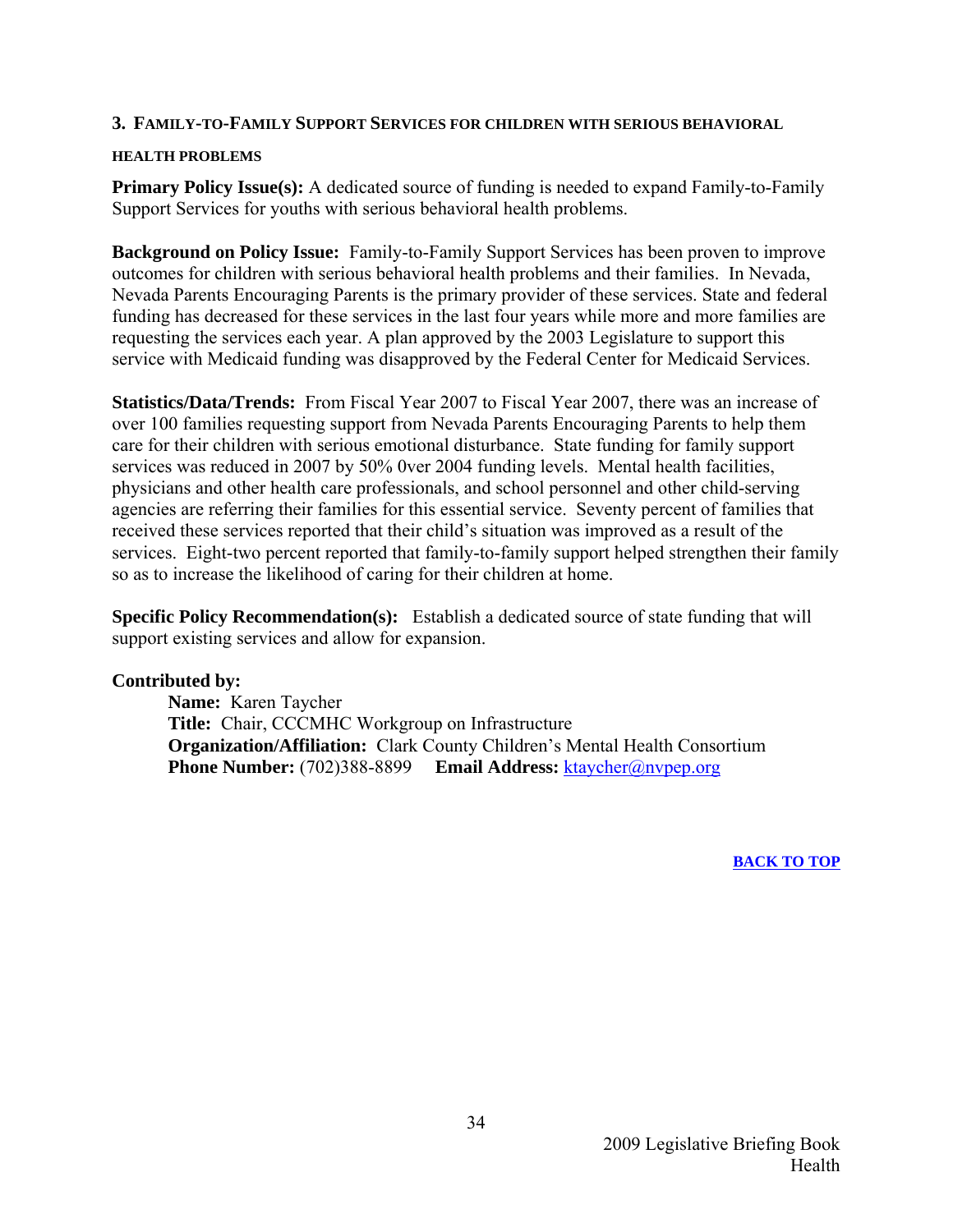### 3. FAMILY-TO-FAMILY SUPPORT SERVICES FOR CHILDREN WITH SERIOUS BEHAVIORAL HEALTH PROBLEMS

**Primary Policy Issue(s):** A dedicated source of funding is needed to expand Family-to-Family Support Services for youths with serious behavioral health problems.

**Background on Policy Issue:** Family-to-Family Support Services has been proven to improve outcomes for children with serious behavioral health problems and their families. In Nevada, Nevada Parents Encouraging Parents is the primary provider of these services. State and federal funding has decreased for these services in the last four years while more and more families are requesting the services each year. A plan approved by the 2003 Legislature to support this service with Medicaid funding was disapproved by the Federal Center for Medicaid Services.

**Statistics/Data/Trends:** From Fiscal Year 2007 to Fiscal Year 2007, there was an increase of over 100 families requesting support from Nevada Parents Encouraging Parents to help them care for their children with serious emotional disturbance. State funding for family support services was reduced in 2007 by 50% 0ver 2004 funding levels. Mental health facilities, physicians and other health care professionals, and school personnel and other child-serving agencies are referring their families for this essential service. Seventy percent of families that received these services reported that their child's situation was improved as a result of the services. Eight-two percent reported that family-to-family support helped strengthen their family so as to increase the likelihood of caring for their children at home.

**Specific Policy Recommendation(s):** Establish a dedicated source of state funding that will support existing services and allow for expansion.

**Contributed by:**

**Name:** Karen Taycher
**Title:** Chair, CCCMHC Workgroup on Infrastructure
**Organization/Affiliation:** Clark County Children's Mental Health Consortium
**Phone Number:** (702)388-8899 **Email Address:** ktaycher@nvpep.org

**BACK TO TOP**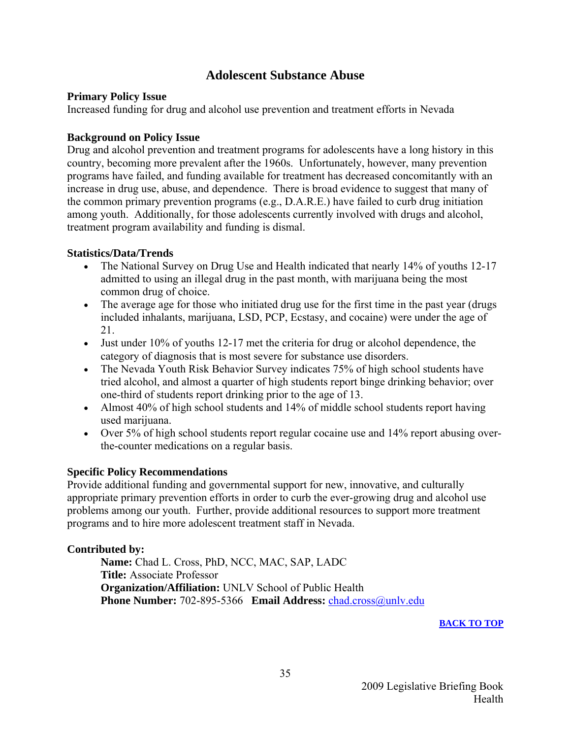# Adolescent Substance Abuse

**Primary Policy Issue**
Increased funding for drug and alcohol use prevention and treatment efforts in Nevada

**Background on Policy Issue**
Drug and alcohol prevention and treatment programs for adolescents have a long history in this country, becoming more prevalent after the 1960s. Unfortunately, however, many prevention programs have failed, and funding available for treatment has decreased concomitantly with an increase in drug use, abuse, and dependence. There is broad evidence to suggest that many of the common primary prevention programs (e.g., D.A.R.E.) have failed to curb drug initiation among youth. Additionally, for those adolescents currently involved with drugs and alcohol, treatment program availability and funding is dismal.

**Statistics/Data/Trends**

- The National Survey on Drug Use and Health indicated that nearly 14% of youths 12-17 admitted to using an illegal drug in the past month, with marijuana being the most common drug of choice.
- The average age for those who initiated drug use for the first time in the past year (drugs included inhalants, marijuana, LSD, PCP, Ecstasy, and cocaine) were under the age of 21.
- Just under 10% of youths 12-17 met the criteria for drug or alcohol dependence, the category of diagnosis that is most severe for substance use disorders.
- The Nevada Youth Risk Behavior Survey indicates 75% of high school students have tried alcohol, and almost a quarter of high students report binge drinking behavior; over one-third of students report drinking prior to the age of 13.
- Almost 40% of high school students and 14% of middle school students report having used marijuana.
- Over 5% of high school students report regular cocaine use and 14% report abusing over-the-counter medications on a regular basis.

**Specific Policy Recommendations**
Provide additional funding and governmental support for new, innovative, and culturally appropriate primary prevention efforts in order to curb the ever-growing drug and alcohol use problems among our youth. Further, provide additional resources to support more treatment programs and to hire more adolescent treatment staff in Nevada.

**Contributed by:**

**Name:** Chad L. Cross, PhD, NCC, MAC, SAP, LADC
**Title:** Associate Professor
**Organization/Affiliation:** UNLV School of Public Health
**Phone Number:** 702-895-5366 **Email Address:** chad.cross@unlv.edu

**BACK TO TOP**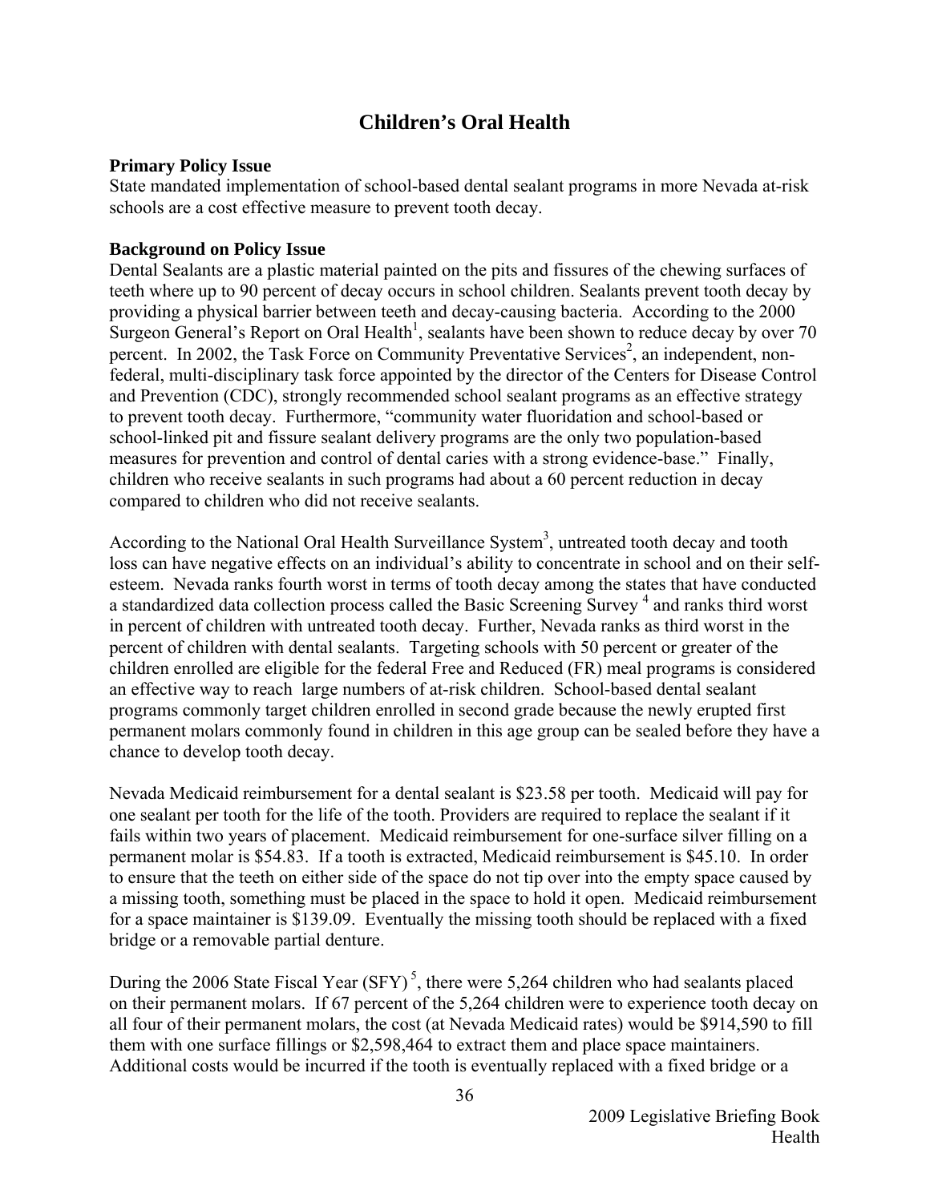# Children's Oral Health

**Primary Policy Issue**

State mandated implementation of school-based dental sealant programs in more Nevada at-risk schools are a cost effective measure to prevent tooth decay.

**Background on Policy Issue**

Dental Sealants are a plastic material painted on the pits and fissures of the chewing surfaces of teeth where up to 90 percent of decay occurs in school children. Sealants prevent tooth decay by providing a physical barrier between teeth and decay-causing bacteria. According to the 2000 Surgeon General's Report on Oral Health[1], sealants have been shown to reduce decay by over 70 percent. In 2002, the Task Force on Community Preventative Services[2], an independent, non-federal, multi-disciplinary task force appointed by the director of the Centers for Disease Control and Prevention (CDC), strongly recommended school sealant programs as an effective strategy to prevent tooth decay. Furthermore, "community water fluoridation and school-based or school-linked pit and fissure sealant delivery programs are the only two population-based measures for prevention and control of dental caries with a strong evidence-base." Finally, children who receive sealants in such programs had about a 60 percent reduction in decay compared to children who did not receive sealants.

According to the National Oral Health Surveillance System[3], untreated tooth decay and tooth loss can have negative effects on an individual's ability to concentrate in school and on their self-esteem. Nevada ranks fourth worst in terms of tooth decay among the states that have conducted a standardized data collection process called the Basic Screening Survey [4] and ranks third worst in percent of children with untreated tooth decay. Further, Nevada ranks as third worst in the percent of children with dental sealants. Targeting schools with 50 percent or greater of the children enrolled are eligible for the federal Free and Reduced (FR) meal programs is considered an effective way to reach large numbers of at-risk children. School-based dental sealant programs commonly target children enrolled in second grade because the newly erupted first permanent molars commonly found in children in this age group can be sealed before they have a chance to develop tooth decay.

Nevada Medicaid reimbursement for a dental sealant is $23.58 per tooth. Medicaid will pay for one sealant per tooth for the life of the tooth. Providers are required to replace the sealant if it fails within two years of placement. Medicaid reimbursement for one-surface silver filling on a permanent molar is $54.83. If a tooth is extracted, Medicaid reimbursement is $45.10. In order to ensure that the teeth on either side of the space do not tip over into the empty space caused by a missing tooth, something must be placed in the space to hold it open. Medicaid reimbursement for a space maintainer is $139.09. Eventually the missing tooth should be replaced with a fixed bridge or a removable partial denture.

During the 2006 State Fiscal Year (SFY) [5], there were 5,264 children who had sealants placed on their permanent molars. If 67 percent of the 5,264 children were to experience tooth decay on all four of their permanent molars, the cost (at Nevada Medicaid rates) would be $914,590 to fill them with one surface fillings or $2,598,464 to extract them and place space maintainers. Additional costs would be incurred if the tooth is eventually replaced with a fixed bridge or a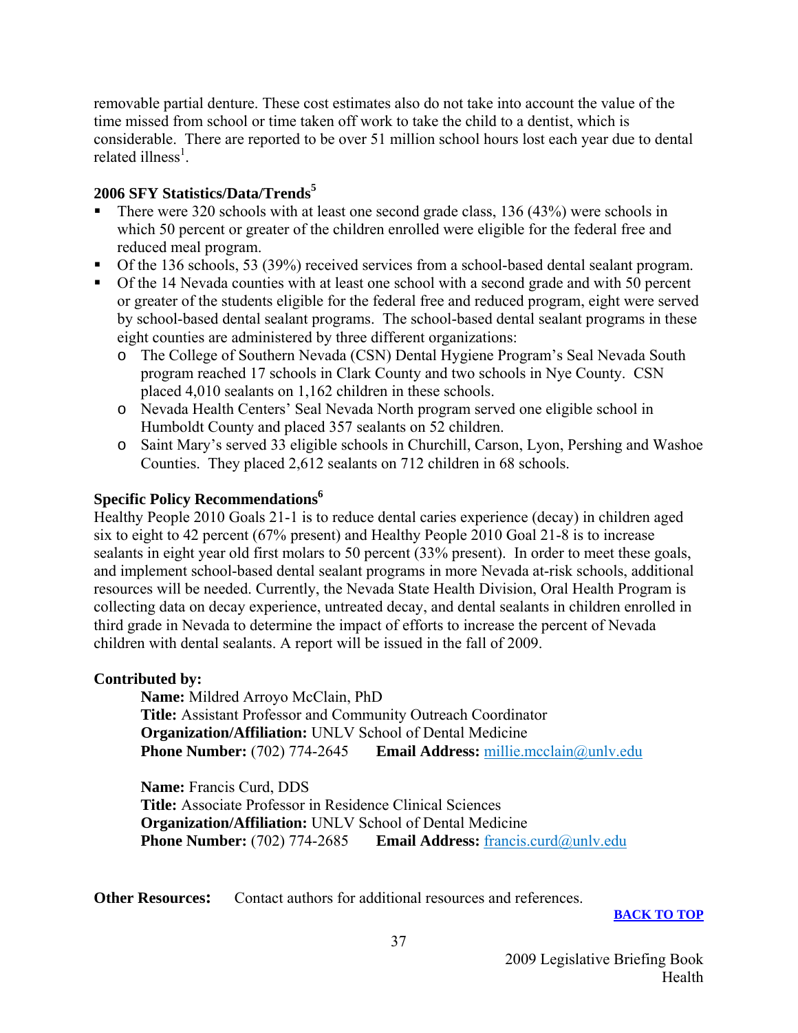removable partial denture. These cost estimates also do not take into account the value of the time missed from school or time taken off work to take the child to a dentist, which is considerable. There are reported to be over 51 million school hours lost each year due to dental related illness[1].

### 2006 SFY Statistics/Data/Trends[5]

- There were 320 schools with at least one second grade class, 136 (43%) were schools in which 50 percent or greater of the children enrolled were eligible for the federal free and reduced meal program.
- Of the 136 schools, 53 (39%) received services from a school-based dental sealant program.
- Of the 14 Nevada counties with at least one school with a second grade and with 50 percent or greater of the students eligible for the federal free and reduced program, eight were served by school-based dental sealant programs. The school-based dental sealant programs in these eight counties are administered by three different organizations:
  - The College of Southern Nevada (CSN) Dental Hygiene Program's Seal Nevada South program reached 17 schools in Clark County and two schools in Nye County. CSN placed 4,010 sealants on 1,162 children in these schools.
  - Nevada Health Centers' Seal Nevada North program served one eligible school in Humboldt County and placed 357 sealants on 52 children.
  - Saint Mary's served 33 eligible schools in Churchill, Carson, Lyon, Pershing and Washoe Counties. They placed 2,612 sealants on 712 children in 68 schools.

### Specific Policy Recommendations[6]

Healthy People 2010 Goals 21-1 is to reduce dental caries experience (decay) in children aged six to eight to 42 percent (67% present) and Healthy People 2010 Goal 21-8 is to increase sealants in eight year old first molars to 50 percent (33% present). In order to meet these goals, and implement school-based dental sealant programs in more Nevada at-risk schools, additional resources will be needed. Currently, the Nevada State Health Division, Oral Health Program is collecting data on decay experience, untreated decay, and dental sealants in children enrolled in third grade in Nevada to determine the impact of efforts to increase the percent of Nevada children with dental sealants. A report will be issued in the fall of 2009.

**Contributed by:**

> **Name:** Mildred Arroyo McClain, PhD
> **Title:** Assistant Professor and Community Outreach Coordinator
> **Organization/Affiliation:** UNLV School of Dental Medicine
> **Phone Number:** (702) 774-2645 **Email Address:** millie.mcclain@unlv.edu

> **Name:** Francis Curd, DDS
> **Title:** Associate Professor in Residence Clinical Sciences
> **Organization/Affiliation:** UNLV School of Dental Medicine
> **Phone Number:** (702) 774-2685 **Email Address:** francis.curd@unlv.edu

**Other Resources:** Contact authors for additional resources and references.

**BACK TO TOP**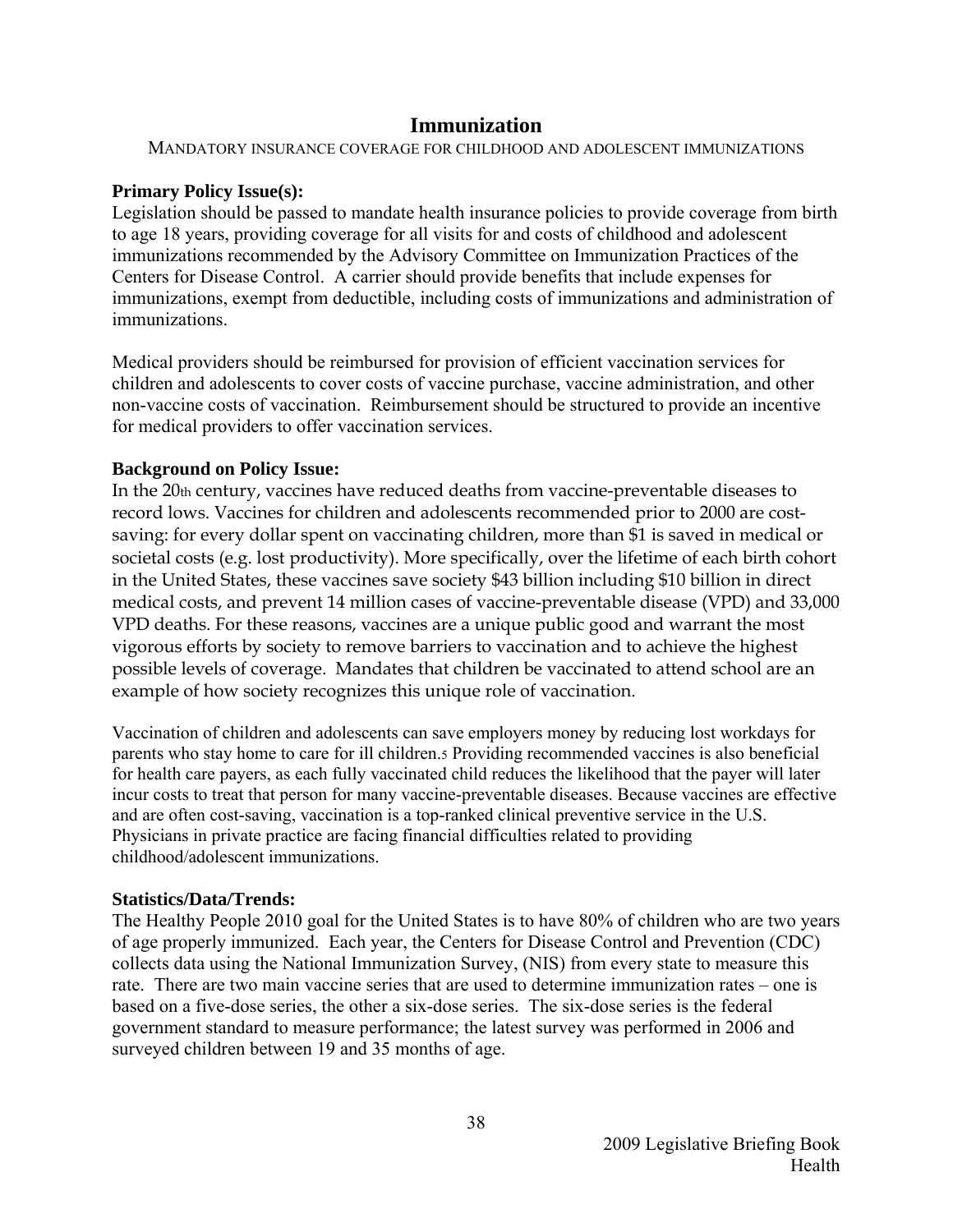# Immunization

MANDATORY INSURANCE COVERAGE FOR CHILDHOOD AND ADOLESCENT IMMUNIZATIONS

**Primary Policy Issue(s):**

Legislation should be passed to mandate health insurance policies to provide coverage from birth to age 18 years, providing coverage for all visits for and costs of childhood and adolescent immunizations recommended by the Advisory Committee on Immunization Practices of the Centers for Disease Control. A carrier should provide benefits that include expenses for immunizations, exempt from deductible, including costs of immunizations and administration of immunizations.

Medical providers should be reimbursed for provision of efficient vaccination services for children and adolescents to cover costs of vaccine purchase, vaccine administration, and other non-vaccine costs of vaccination. Reimbursement should be structured to provide an incentive for medical providers to offer vaccination services.

**Background on Policy Issue:**

In the 20th century, vaccines have reduced deaths from vaccine-preventable diseases to record lows. Vaccines for children and adolescents recommended prior to 2000 are cost-saving: for every dollar spent on vaccinating children, more than $1 is saved in medical or societal costs (e.g. lost productivity). More specifically, over the lifetime of each birth cohort in the United States, these vaccines save society $43 billion including $10 billion in direct medical costs, and prevent 14 million cases of vaccine-preventable disease (VPD) and 33,000 VPD deaths. For these reasons, vaccines are a unique public good and warrant the most vigorous efforts by society to remove barriers to vaccination and to achieve the highest possible levels of coverage. Mandates that children be vaccinated to attend school are an example of how society recognizes this unique role of vaccination.

Vaccination of children and adolescents can save employers money by reducing lost workdays for parents who stay home to care for ill children.[5] Providing recommended vaccines is also beneficial for health care payers, as each fully vaccinated child reduces the likelihood that the payer will later incur costs to treat that person for many vaccine-preventable diseases. Because vaccines are effective and are often cost-saving, vaccination is a top-ranked clinical preventive service in the U.S. Physicians in private practice are facing financial difficulties related to providing childhood/adolescent immunizations.

**Statistics/Data/Trends:**

The Healthy People 2010 goal for the United States is to have 80% of children who are two years of age properly immunized. Each year, the Centers for Disease Control and Prevention (CDC) collects data using the National Immunization Survey, (NIS) from every state to measure this rate. There are two main vaccine series that are used to determine immunization rates – one is based on a five-dose series, the other a six-dose series. The six-dose series is the federal government standard to measure performance; the latest survey was performed in 2006 and surveyed children between 19 and 35 months of age.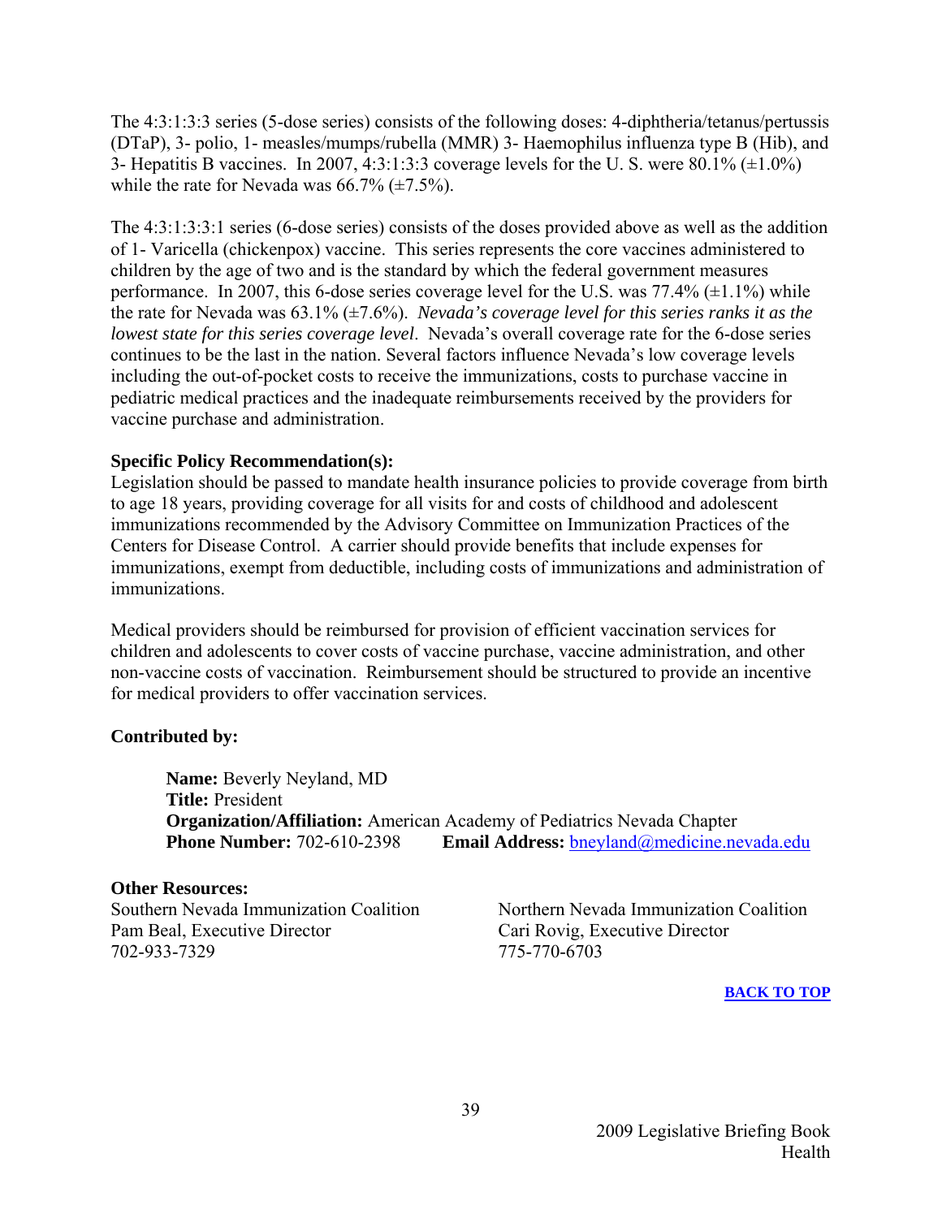The 4:3:1:3:3 series (5-dose series) consists of the following doses: 4-diphtheria/tetanus/pertussis (DTaP), 3- polio, 1- measles/mumps/rubella (MMR) 3- Haemophilus influenza type B (Hib), and 3- Hepatitis B vaccines. In 2007, 4:3:1:3:3 coverage levels for the U. S. were 80.1% (±1.0%) while the rate for Nevada was 66.7% (±7.5%).

The 4:3:1:3:3:1 series (6-dose series) consists of the doses provided above as well as the addition of 1- Varicella (chickenpox) vaccine. This series represents the core vaccines administered to children by the age of two and is the standard by which the federal government measures performance. In 2007, this 6-dose series coverage level for the U.S. was 77.4% (±1.1%) while the rate for Nevada was 63.1% (±7.6%). *Nevada's coverage level for this series ranks it as the lowest state for this series coverage level*. Nevada's overall coverage rate for the 6-dose series continues to be the last in the nation. Several factors influence Nevada's low coverage levels including the out-of-pocket costs to receive the immunizations, costs to purchase vaccine in pediatric medical practices and the inadequate reimbursements received by the providers for vaccine purchase and administration.

**Specific Policy Recommendation(s):**

Legislation should be passed to mandate health insurance policies to provide coverage from birth to age 18 years, providing coverage for all visits for and costs of childhood and adolescent immunizations recommended by the Advisory Committee on Immunization Practices of the Centers for Disease Control. A carrier should provide benefits that include expenses for immunizations, exempt from deductible, including costs of immunizations and administration of immunizations.

Medical providers should be reimbursed for provision of efficient vaccination services for children and adolescents to cover costs of vaccine purchase, vaccine administration, and other non-vaccine costs of vaccination. Reimbursement should be structured to provide an incentive for medical providers to offer vaccination services.

**Contributed by:**

**Name:** Beverly Neyland, MD
**Title:** President
**Organization/Affiliation:** American Academy of Pediatrics Nevada Chapter
**Phone Number:** 702-610-2398 **Email Address:** bneyland@medicine.nevada.edu

**Other Resources:**

Southern Nevada Immunization Coalition
Pam Beal, Executive Director
702-933-7329

Northern Nevada Immunization Coalition
Cari Rovig, Executive Director
775-770-6703

**BACK TO TOP**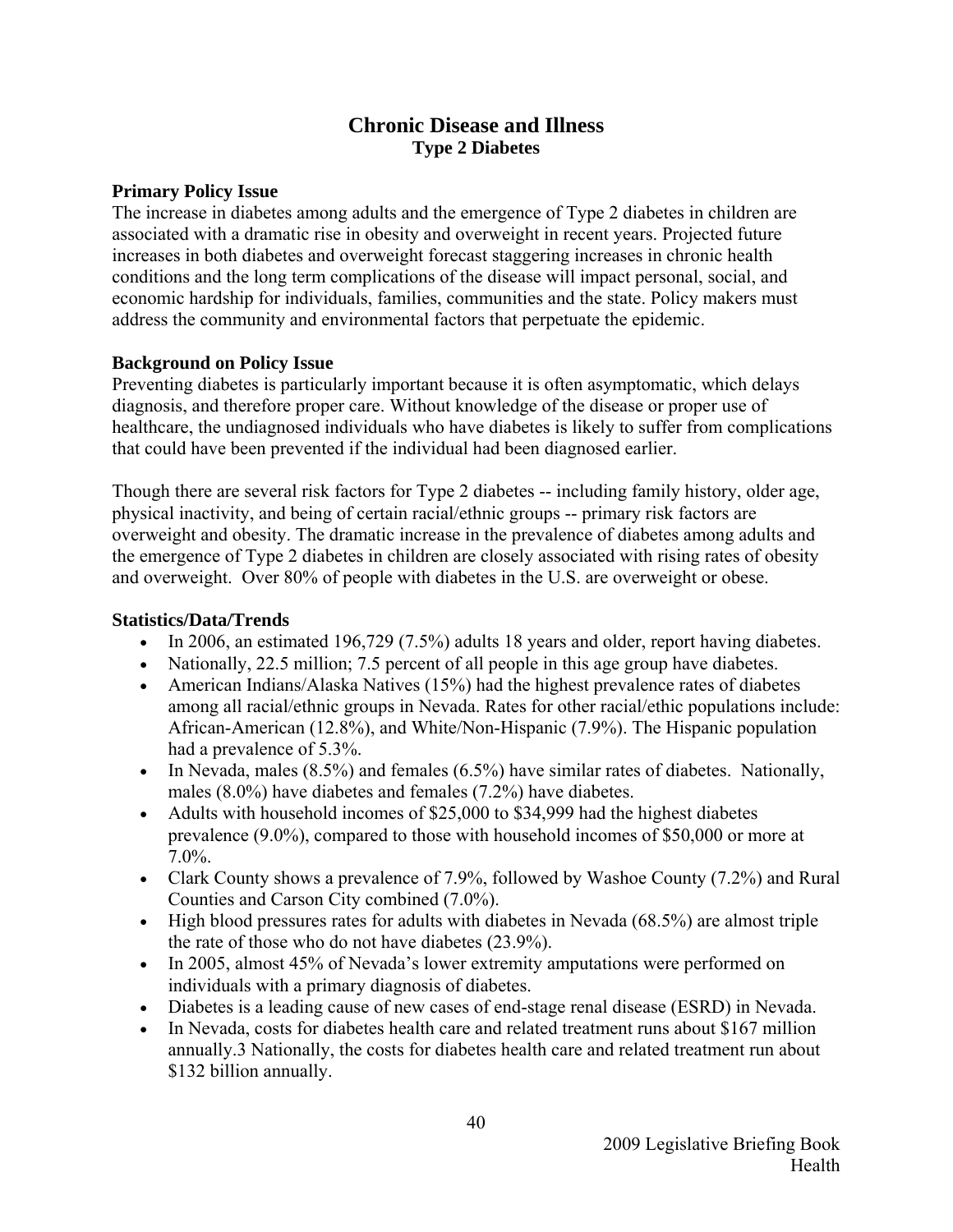# Chronic Disease and Illness

## Type 2 Diabetes

### Primary Policy Issue

The increase in diabetes among adults and the emergence of Type 2 diabetes in children are associated with a dramatic rise in obesity and overweight in recent years. Projected future increases in both diabetes and overweight forecast staggering increases in chronic health conditions and the long term complications of the disease will impact personal, social, and economic hardship for individuals, families, communities and the state. Policy makers must address the community and environmental factors that perpetuate the epidemic.

### Background on Policy Issue

Preventing diabetes is particularly important because it is often asymptomatic, which delays diagnosis, and therefore proper care. Without knowledge of the disease or proper use of healthcare, the undiagnosed individuals who have diabetes is likely to suffer from complications that could have been prevented if the individual had been diagnosed earlier.

Though there are several risk factors for Type 2 diabetes -- including family history, older age, physical inactivity, and being of certain racial/ethnic groups -- primary risk factors are overweight and obesity. The dramatic increase in the prevalence of diabetes among adults and the emergence of Type 2 diabetes in children are closely associated with rising rates of obesity and overweight. Over 80% of people with diabetes in the U.S. are overweight or obese.

### Statistics/Data/Trends

- In 2006, an estimated 196,729 (7.5%) adults 18 years and older, report having diabetes.
- Nationally, 22.5 million; 7.5 percent of all people in this age group have diabetes.
- American Indians/Alaska Natives (15%) had the highest prevalence rates of diabetes among all racial/ethnic groups in Nevada. Rates for other racial/ethic populations include: African-American (12.8%), and White/Non-Hispanic (7.9%). The Hispanic population had a prevalence of 5.3%.
- In Nevada, males (8.5%) and females (6.5%) have similar rates of diabetes. Nationally, males (8.0%) have diabetes and females (7.2%) have diabetes.
- Adults with household incomes of $25,000 to $34,999 had the highest diabetes prevalence (9.0%), compared to those with household incomes of $50,000 or more at 7.0%.
- Clark County shows a prevalence of 7.9%, followed by Washoe County (7.2%) and Rural Counties and Carson City combined (7.0%).
- High blood pressures rates for adults with diabetes in Nevada (68.5%) are almost triple the rate of those who do not have diabetes (23.9%).
- In 2005, almost 45% of Nevada's lower extremity amputations were performed on individuals with a primary diagnosis of diabetes.
- Diabetes is a leading cause of new cases of end-stage renal disease (ESRD) in Nevada.
- In Nevada, costs for diabetes health care and related treatment runs about $167 million annually.3 Nationally, the costs for diabetes health care and related treatment run about $132 billion annually.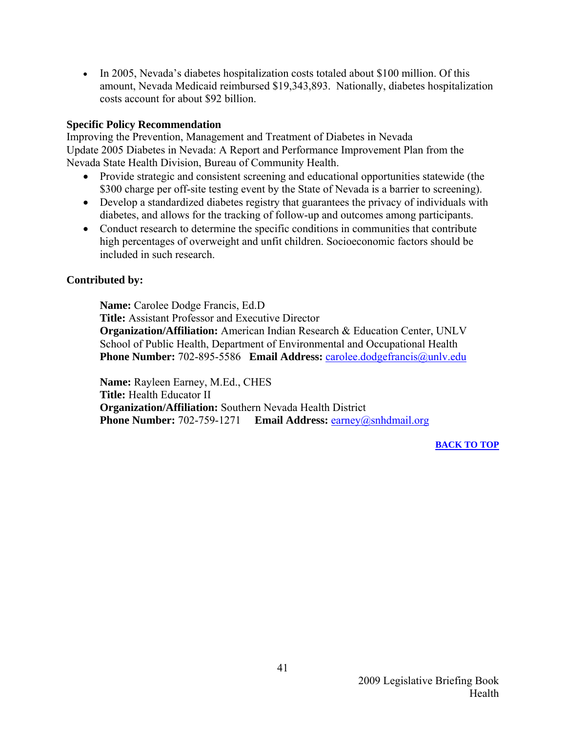- In 2005, Nevada's diabetes hospitalization costs totaled about $100 million. Of this amount, Nevada Medicaid reimbursed $19,343,893. Nationally, diabetes hospitalization costs account for about $92 billion.

**Specific Policy Recommendation**

Improving the Prevention, Management and Treatment of Diabetes in Nevada
Update 2005 Diabetes in Nevada: A Report and Performance Improvement Plan from the Nevada State Health Division, Bureau of Community Health.

- Provide strategic and consistent screening and educational opportunities statewide (the $300 charge per off-site testing event by the State of Nevada is a barrier to screening).
- Develop a standardized diabetes registry that guarantees the privacy of individuals with diabetes, and allows for the tracking of follow-up and outcomes among participants.
- Conduct research to determine the specific conditions in communities that contribute high percentages of overweight and unfit children. Socioeconomic factors should be included in such research.

**Contributed by:**

**Name:** Carolee Dodge Francis, Ed.D
**Title:** Assistant Professor and Executive Director
**Organization/Affiliation:** American Indian Research & Education Center, UNLV School of Public Health, Department of Environmental and Occupational Health
**Phone Number:** 702-895-5586 **Email Address:** carolee.dodgefrancis@unlv.edu

**Name:** Rayleen Earney, M.Ed., CHES
**Title:** Health Educator II
**Organization/Affiliation:** Southern Nevada Health District
**Phone Number:** 702-759-1271 **Email Address:** earney@snhdmail.org

**BACK TO TOP**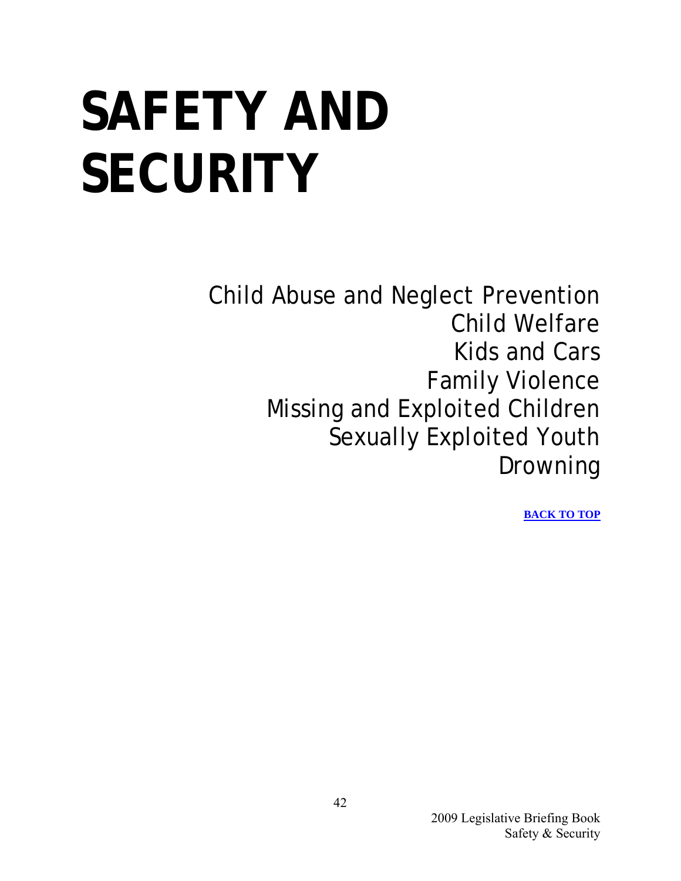# SAFETY AND SECURITY

Child Abuse and Neglect Prevention
Child Welfare
Kids and Cars
Family Violence
Missing and Exploited Children
Sexually Exploited Youth
Drowning

**BACK TO TOP**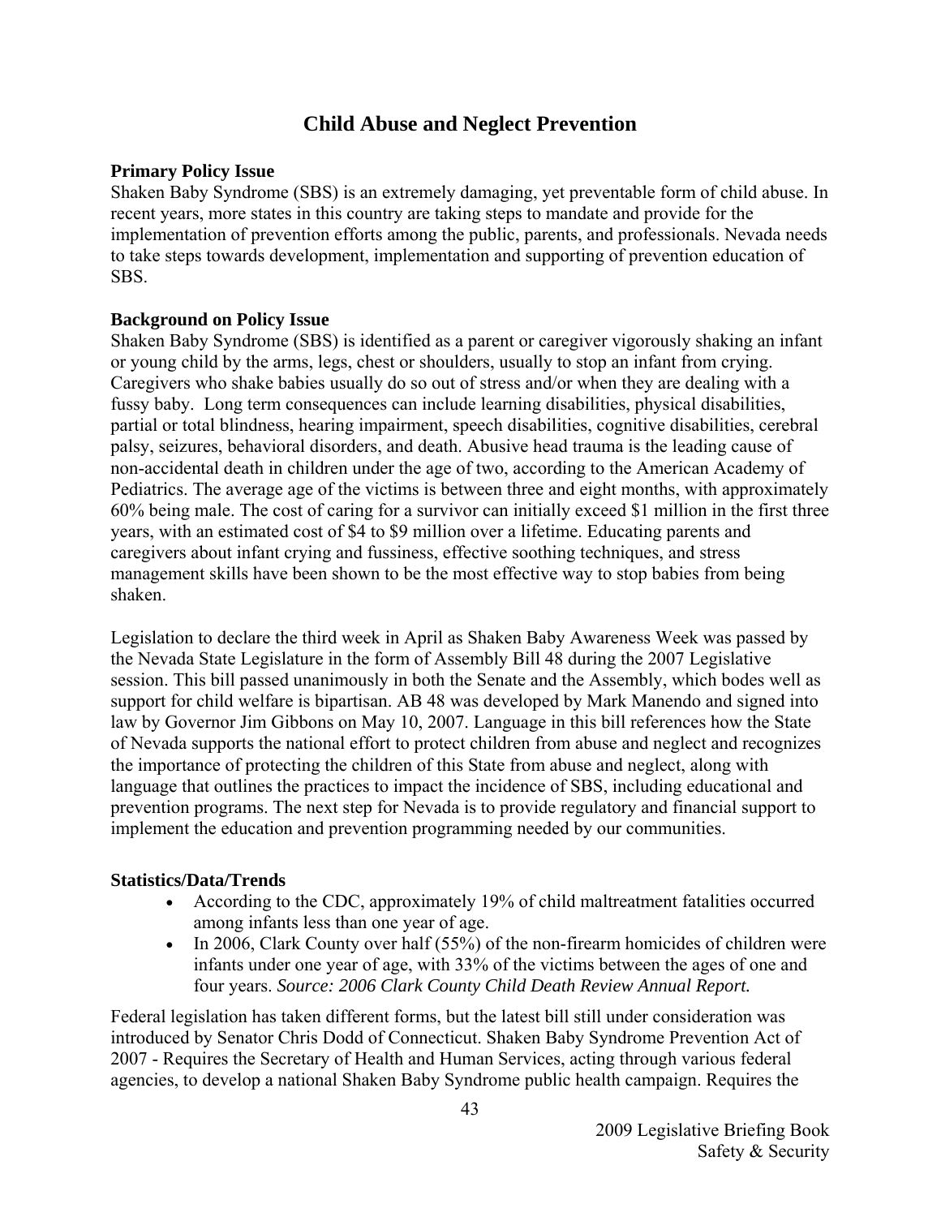# Child Abuse and Neglect Prevention

**Primary Policy Issue**

Shaken Baby Syndrome (SBS) is an extremely damaging, yet preventable form of child abuse. In recent years, more states in this country are taking steps to mandate and provide for the implementation of prevention efforts among the public, parents, and professionals. Nevada needs to take steps towards development, implementation and supporting of prevention education of SBS.

**Background on Policy Issue**

Shaken Baby Syndrome (SBS) is identified as a parent or caregiver vigorously shaking an infant or young child by the arms, legs, chest or shoulders, usually to stop an infant from crying. Caregivers who shake babies usually do so out of stress and/or when they are dealing with a fussy baby. Long term consequences can include learning disabilities, physical disabilities, partial or total blindness, hearing impairment, speech disabilities, cognitive disabilities, cerebral palsy, seizures, behavioral disorders, and death. Abusive head trauma is the leading cause of non-accidental death in children under the age of two, according to the American Academy of Pediatrics. The average age of the victims is between three and eight months, with approximately 60% being male. The cost of caring for a survivor can initially exceed $1 million in the first three years, with an estimated cost of $4 to $9 million over a lifetime. Educating parents and caregivers about infant crying and fussiness, effective soothing techniques, and stress management skills have been shown to be the most effective way to stop babies from being shaken.

Legislation to declare the third week in April as Shaken Baby Awareness Week was passed by the Nevada State Legislature in the form of Assembly Bill 48 during the 2007 Legislative session. This bill passed unanimously in both the Senate and the Assembly, which bodes well as support for child welfare is bipartisan. AB 48 was developed by Mark Manendo and signed into law by Governor Jim Gibbons on May 10, 2007. Language in this bill references how the State of Nevada supports the national effort to protect children from abuse and neglect and recognizes the importance of protecting the children of this State from abuse and neglect, along with language that outlines the practices to impact the incidence of SBS, including educational and prevention programs. The next step for Nevada is to provide regulatory and financial support to implement the education and prevention programming needed by our communities.

**Statistics/Data/Trends**

- According to the CDC, approximately 19% of child maltreatment fatalities occurred among infants less than one year of age.
- In 2006, Clark County over half (55%) of the non-firearm homicides of children were infants under one year of age, with 33% of the victims between the ages of one and four years. *Source: 2006 Clark County Child Death Review Annual Report.*

Federal legislation has taken different forms, but the latest bill still under consideration was introduced by Senator Chris Dodd of Connecticut. Shaken Baby Syndrome Prevention Act of 2007 - Requires the Secretary of Health and Human Services, acting through various federal agencies, to develop a national Shaken Baby Syndrome public health campaign. Requires the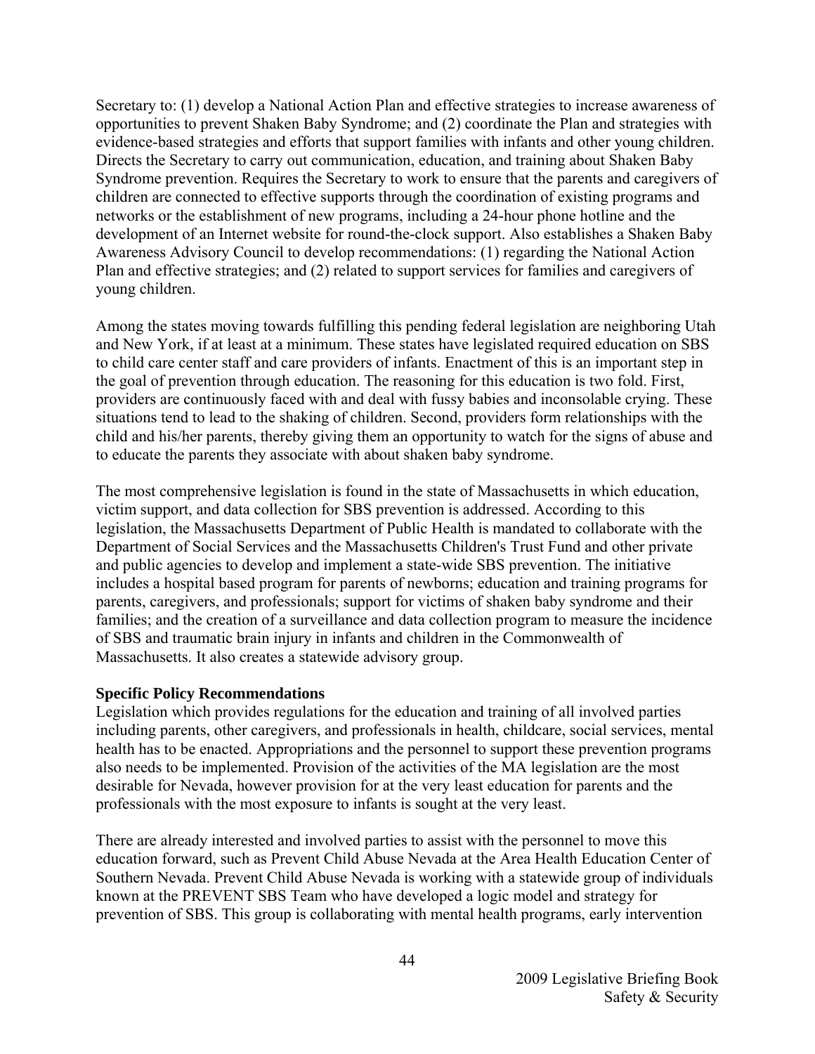Secretary to: (1) develop a National Action Plan and effective strategies to increase awareness of opportunities to prevent Shaken Baby Syndrome; and (2) coordinate the Plan and strategies with evidence-based strategies and efforts that support families with infants and other young children. Directs the Secretary to carry out communication, education, and training about Shaken Baby Syndrome prevention. Requires the Secretary to work to ensure that the parents and caregivers of children are connected to effective supports through the coordination of existing programs and networks or the establishment of new programs, including a 24-hour phone hotline and the development of an Internet website for round-the-clock support. Also establishes a Shaken Baby Awareness Advisory Council to develop recommendations: (1) regarding the National Action Plan and effective strategies; and (2) related to support services for families and caregivers of young children.

Among the states moving towards fulfilling this pending federal legislation are neighboring Utah and New York, if at least at a minimum. These states have legislated required education on SBS to child care center staff and care providers of infants. Enactment of this is an important step in the goal of prevention through education. The reasoning for this education is two fold. First, providers are continuously faced with and deal with fussy babies and inconsolable crying. These situations tend to lead to the shaking of children. Second, providers form relationships with the child and his/her parents, thereby giving them an opportunity to watch for the signs of abuse and to educate the parents they associate with about shaken baby syndrome.

The most comprehensive legislation is found in the state of Massachusetts in which education, victim support, and data collection for SBS prevention is addressed. According to this legislation, the Massachusetts Department of Public Health is mandated to collaborate with the Department of Social Services and the Massachusetts Children's Trust Fund and other private and public agencies to develop and implement a state-wide SBS prevention. The initiative includes a hospital based program for parents of newborns; education and training programs for parents, caregivers, and professionals; support for victims of shaken baby syndrome and their families; and the creation of a surveillance and data collection program to measure the incidence of SBS and traumatic brain injury in infants and children in the Commonwealth of Massachusetts. It also creates a statewide advisory group.

**Specific Policy Recommendations**

Legislation which provides regulations for the education and training of all involved parties including parents, other caregivers, and professionals in health, childcare, social services, mental health has to be enacted. Appropriations and the personnel to support these prevention programs also needs to be implemented. Provision of the activities of the MA legislation are the most desirable for Nevada, however provision for at the very least education for parents and the professionals with the most exposure to infants is sought at the very least.

There are already interested and involved parties to assist with the personnel to move this education forward, such as Prevent Child Abuse Nevada at the Area Health Education Center of Southern Nevada. Prevent Child Abuse Nevada is working with a statewide group of individuals known at the PREVENT SBS Team who have developed a logic model and strategy for prevention of SBS. This group is collaborating with mental health programs, early intervention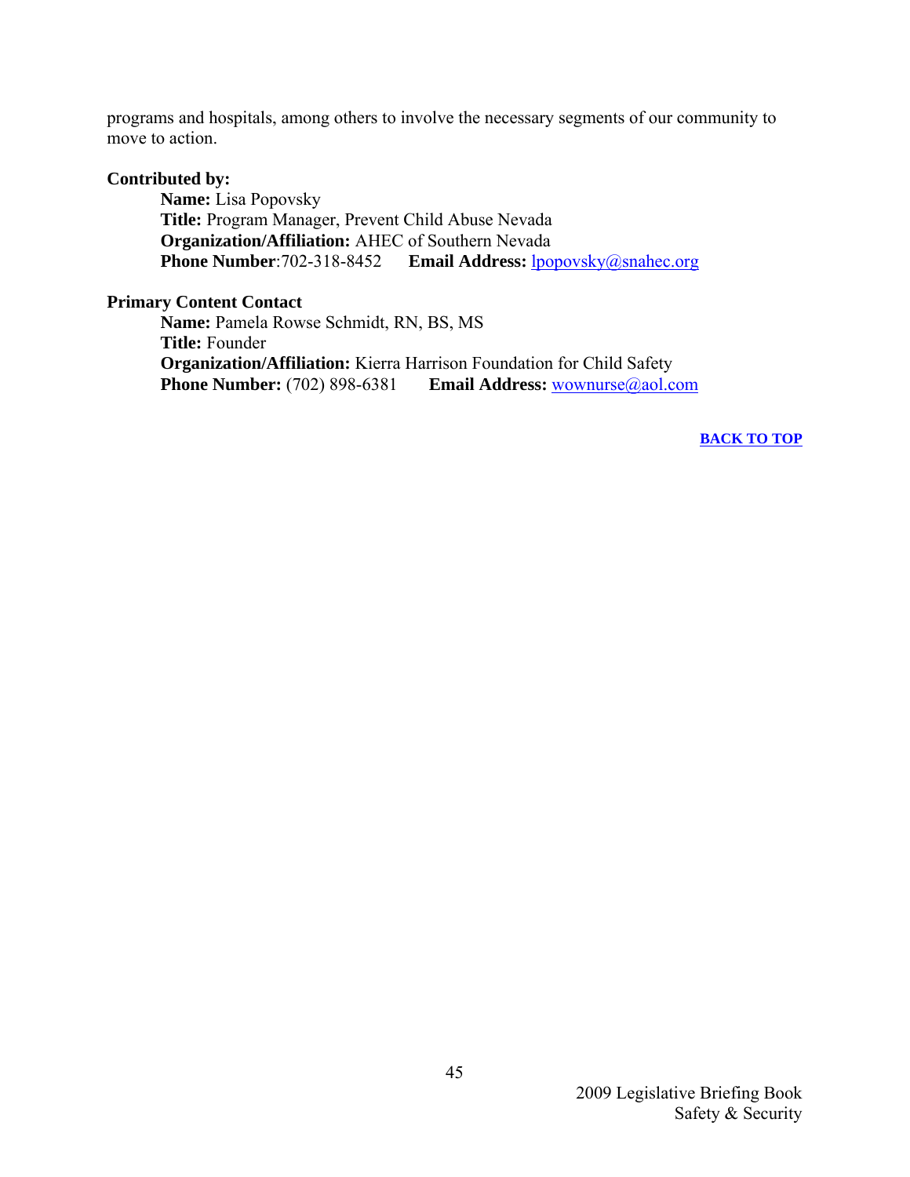programs and hospitals, among others to involve the necessary segments of our community to move to action.

**Contributed by:**

**Name:** Lisa Popovsky
**Title:** Program Manager, Prevent Child Abuse Nevada
**Organization/Affiliation:** AHEC of Southern Nevada
**Phone Number**:702-318-8452 **Email Address:** lpopovsky@snahec.org

**Primary Content Contact**

**Name:** Pamela Rowse Schmidt, RN, BS, MS
**Title:** Founder
**Organization/Affiliation:** Kierra Harrison Foundation for Child Safety
**Phone Number:** (702) 898-6381 **Email Address:** wownurse@aol.com

**BACK TO TOP**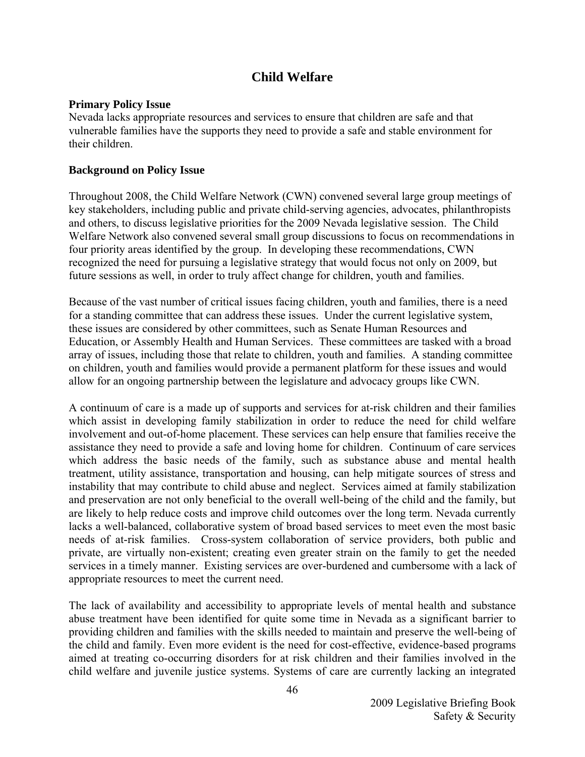# Child Welfare

**Primary Policy Issue**

Nevada lacks appropriate resources and services to ensure that children are safe and that vulnerable families have the supports they need to provide a safe and stable environment for their children.

**Background on Policy Issue**

Throughout 2008, the Child Welfare Network (CWN) convened several large group meetings of key stakeholders, including public and private child-serving agencies, advocates, philanthropists and others, to discuss legislative priorities for the 2009 Nevada legislative session. The Child Welfare Network also convened several small group discussions to focus on recommendations in four priority areas identified by the group. In developing these recommendations, CWN recognized the need for pursuing a legislative strategy that would focus not only on 2009, but future sessions as well, in order to truly affect change for children, youth and families.

Because of the vast number of critical issues facing children, youth and families, there is a need for a standing committee that can address these issues. Under the current legislative system, these issues are considered by other committees, such as Senate Human Resources and Education, or Assembly Health and Human Services. These committees are tasked with a broad array of issues, including those that relate to children, youth and families. A standing committee on children, youth and families would provide a permanent platform for these issues and would allow for an ongoing partnership between the legislature and advocacy groups like CWN.

A continuum of care is a made up of supports and services for at-risk children and their families which assist in developing family stabilization in order to reduce the need for child welfare involvement and out-of-home placement. These services can help ensure that families receive the assistance they need to provide a safe and loving home for children. Continuum of care services which address the basic needs of the family, such as substance abuse and mental health treatment, utility assistance, transportation and housing, can help mitigate sources of stress and instability that may contribute to child abuse and neglect. Services aimed at family stabilization and preservation are not only beneficial to the overall well-being of the child and the family, but are likely to help reduce costs and improve child outcomes over the long term. Nevada currently lacks a well-balanced, collaborative system of broad based services to meet even the most basic needs of at-risk families. Cross-system collaboration of service providers, both public and private, are virtually non-existent; creating even greater strain on the family to get the needed services in a timely manner. Existing services are over-burdened and cumbersome with a lack of appropriate resources to meet the current need.

The lack of availability and accessibility to appropriate levels of mental health and substance abuse treatment have been identified for quite some time in Nevada as a significant barrier to providing children and families with the skills needed to maintain and preserve the well-being of the child and family. Even more evident is the need for cost-effective, evidence-based programs aimed at treating co-occurring disorders for at risk children and their families involved in the child welfare and juvenile justice systems. Systems of care are currently lacking an integrated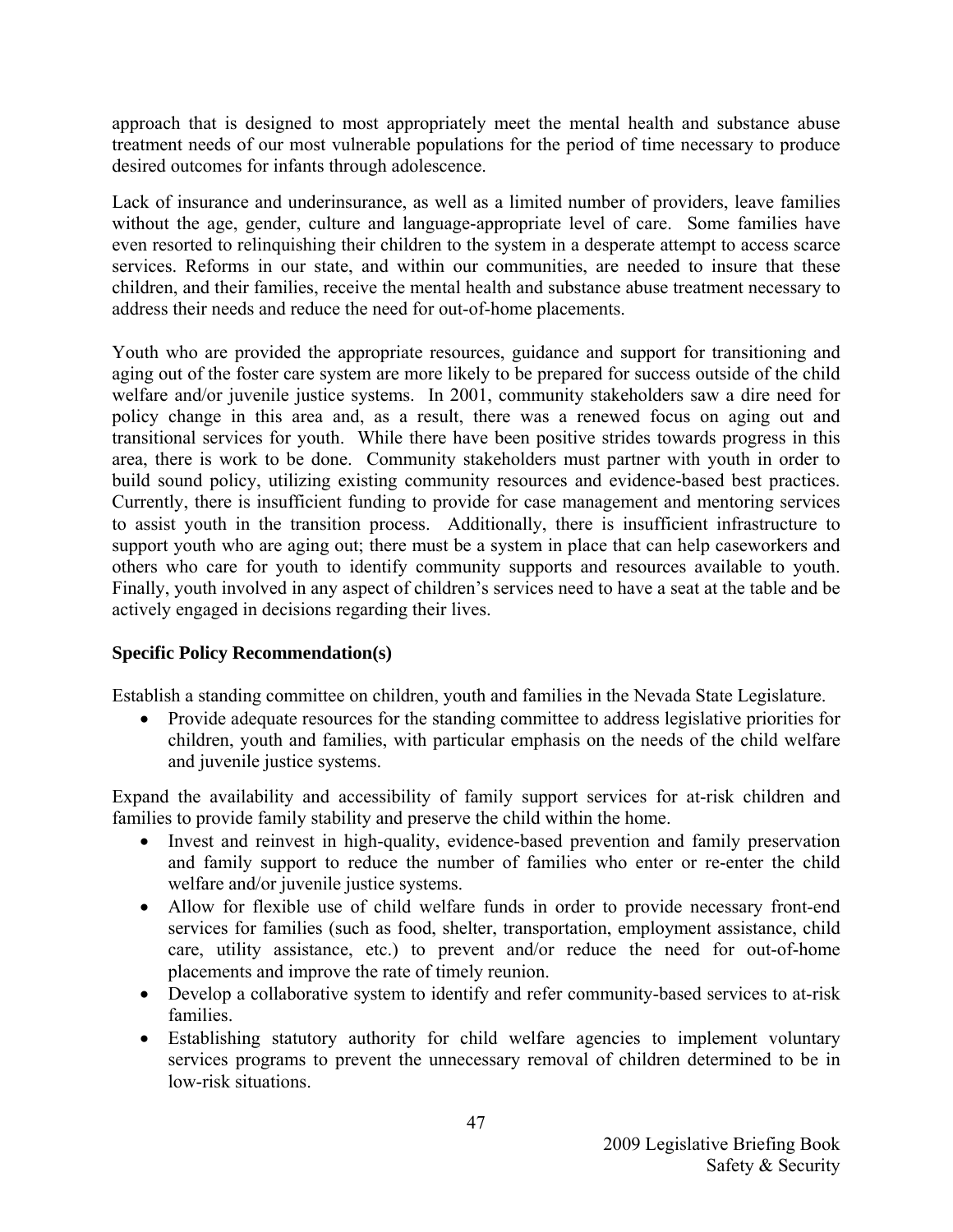approach that is designed to most appropriately meet the mental health and substance abuse treatment needs of our most vulnerable populations for the period of time necessary to produce desired outcomes for infants through adolescence.

Lack of insurance and underinsurance, as well as a limited number of providers, leave families without the age, gender, culture and language-appropriate level of care. Some families have even resorted to relinquishing their children to the system in a desperate attempt to access scarce services. Reforms in our state, and within our communities, are needed to insure that these children, and their families, receive the mental health and substance abuse treatment necessary to address their needs and reduce the need for out-of-home placements.

Youth who are provided the appropriate resources, guidance and support for transitioning and aging out of the foster care system are more likely to be prepared for success outside of the child welfare and/or juvenile justice systems. In 2001, community stakeholders saw a dire need for policy change in this area and, as a result, there was a renewed focus on aging out and transitional services for youth. While there have been positive strides towards progress in this area, there is work to be done. Community stakeholders must partner with youth in order to build sound policy, utilizing existing community resources and evidence-based best practices. Currently, there is insufficient funding to provide for case management and mentoring services to assist youth in the transition process. Additionally, there is insufficient infrastructure to support youth who are aging out; there must be a system in place that can help caseworkers and others who care for youth to identify community supports and resources available to youth. Finally, youth involved in any aspect of children's services need to have a seat at the table and be actively engaged in decisions regarding their lives.

**Specific Policy Recommendation(s)**

Establish a standing committee on children, youth and families in the Nevada State Legislature.

- Provide adequate resources for the standing committee to address legislative priorities for children, youth and families, with particular emphasis on the needs of the child welfare and juvenile justice systems.

Expand the availability and accessibility of family support services for at-risk children and families to provide family stability and preserve the child within the home.

- Invest and reinvest in high-quality, evidence-based prevention and family preservation and family support to reduce the number of families who enter or re-enter the child welfare and/or juvenile justice systems.
- Allow for flexible use of child welfare funds in order to provide necessary front-end services for families (such as food, shelter, transportation, employment assistance, child care, utility assistance, etc.) to prevent and/or reduce the need for out-of-home placements and improve the rate of timely reunion.
- Develop a collaborative system to identify and refer community-based services to at-risk families.
- Establishing statutory authority for child welfare agencies to implement voluntary services programs to prevent the unnecessary removal of children determined to be in low-risk situations.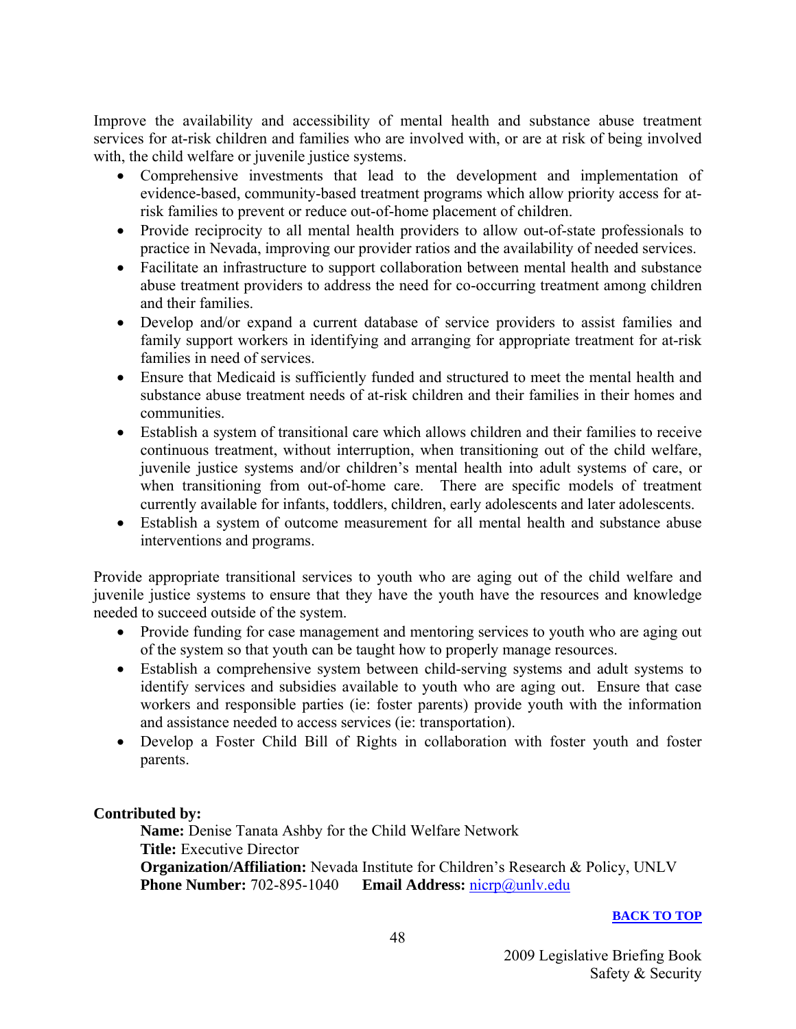Improve the availability and accessibility of mental health and substance abuse treatment services for at-risk children and families who are involved with, or are at risk of being involved with, the child welfare or juvenile justice systems.

- Comprehensive investments that lead to the development and implementation of evidence-based, community-based treatment programs which allow priority access for at-risk families to prevent or reduce out-of-home placement of children.
- Provide reciprocity to all mental health providers to allow out-of-state professionals to practice in Nevada, improving our provider ratios and the availability of needed services.
- Facilitate an infrastructure to support collaboration between mental health and substance abuse treatment providers to address the need for co-occurring treatment among children and their families.
- Develop and/or expand a current database of service providers to assist families and family support workers in identifying and arranging for appropriate treatment for at-risk families in need of services.
- Ensure that Medicaid is sufficiently funded and structured to meet the mental health and substance abuse treatment needs of at-risk children and their families in their homes and communities.
- Establish a system of transitional care which allows children and their families to receive continuous treatment, without interruption, when transitioning out of the child welfare, juvenile justice systems and/or children's mental health into adult systems of care, or when transitioning from out-of-home care. There are specific models of treatment currently available for infants, toddlers, children, early adolescents and later adolescents.
- Establish a system of outcome measurement for all mental health and substance abuse interventions and programs.

Provide appropriate transitional services to youth who are aging out of the child welfare and juvenile justice systems to ensure that they have the youth have the resources and knowledge needed to succeed outside of the system.

- Provide funding for case management and mentoring services to youth who are aging out of the system so that youth can be taught how to properly manage resources.
- Establish a comprehensive system between child-serving systems and adult systems to identify services and subsidies available to youth who are aging out. Ensure that case workers and responsible parties (ie: foster parents) provide youth with the information and assistance needed to access services (ie: transportation).
- Develop a Foster Child Bill of Rights in collaboration with foster youth and foster parents.

**Contributed by:**

**Name:** Denise Tanata Ashby for the Child Welfare Network
**Title:** Executive Director
**Organization/Affiliation:** Nevada Institute for Children's Research & Policy, UNLV
**Phone Number:** 702-895-1040 **Email Address:** nicrp@unlv.edu

BACK TO TOP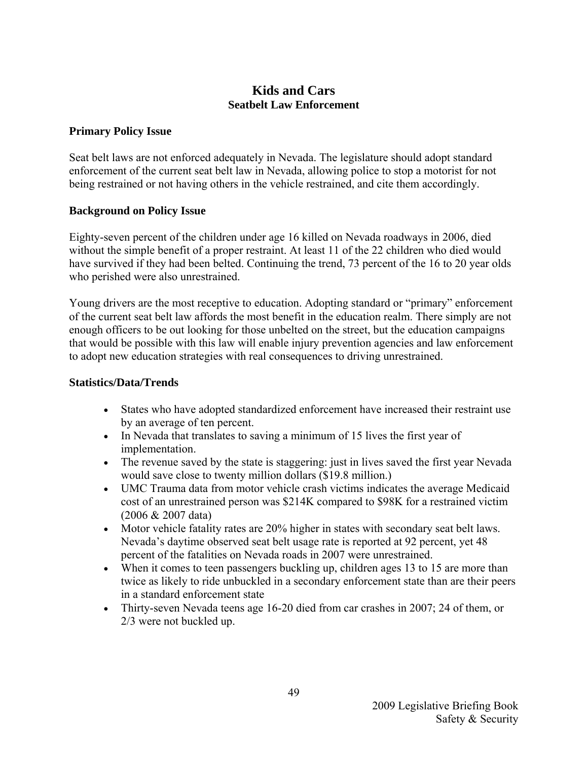# Kids and Cars
## Seatbelt Law Enforcement

### Primary Policy Issue

Seat belt laws are not enforced adequately in Nevada. The legislature should adopt standard enforcement of the current seat belt law in Nevada, allowing police to stop a motorist for not being restrained or not having others in the vehicle restrained, and cite them accordingly.

### Background on Policy Issue

Eighty-seven percent of the children under age 16 killed on Nevada roadways in 2006, died without the simple benefit of a proper restraint. At least 11 of the 22 children who died would have survived if they had been belted. Continuing the trend, 73 percent of the 16 to 20 year olds who perished were also unrestrained.

Young drivers are the most receptive to education. Adopting standard or "primary" enforcement of the current seat belt law affords the most benefit in the education realm. There simply are not enough officers to be out looking for those unbelted on the street, but the education campaigns that would be possible with this law will enable injury prevention agencies and law enforcement to adopt new education strategies with real consequences to driving unrestrained.

### Statistics/Data/Trends

- States who have adopted standardized enforcement have increased their restraint use by an average of ten percent.
- In Nevada that translates to saving a minimum of 15 lives the first year of implementation.
- The revenue saved by the state is staggering: just in lives saved the first year Nevada would save close to twenty million dollars ($19.8 million.)
- UMC Trauma data from motor vehicle crash victims indicates the average Medicaid cost of an unrestrained person was $214K compared to $98K for a restrained victim (2006 & 2007 data)
- Motor vehicle fatality rates are 20% higher in states with secondary seat belt laws. Nevada's daytime observed seat belt usage rate is reported at 92 percent, yet 48 percent of the fatalities on Nevada roads in 2007 were unrestrained.
- When it comes to teen passengers buckling up, children ages 13 to 15 are more than twice as likely to ride unbuckled in a secondary enforcement state than are their peers in a standard enforcement state
- Thirty-seven Nevada teens age 16-20 died from car crashes in 2007; 24 of them, or 2/3 were not buckled up.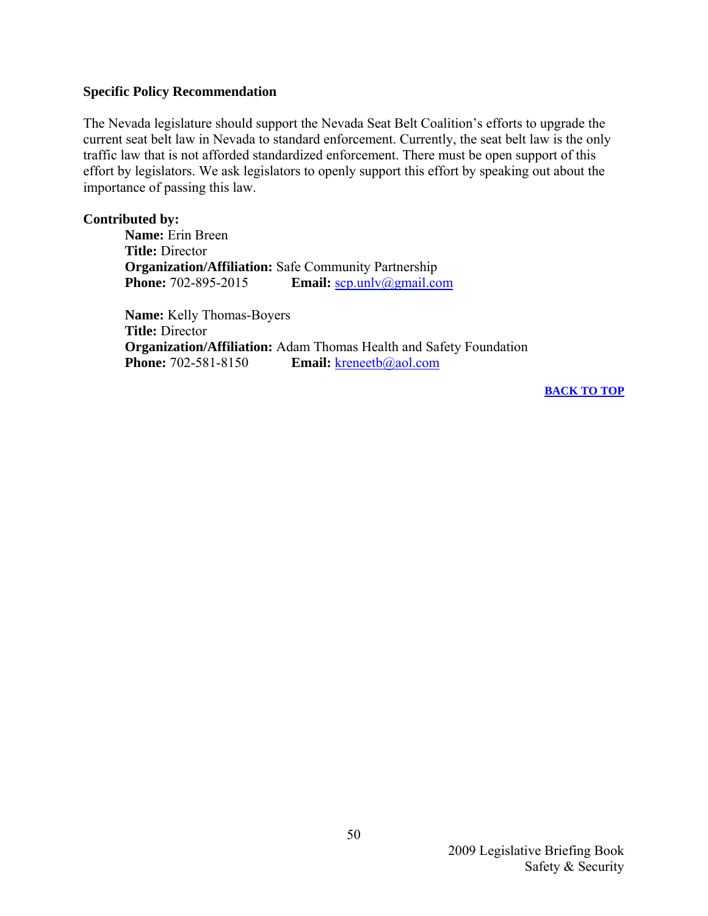**Specific Policy Recommendation**

The Nevada legislature should support the Nevada Seat Belt Coalition's efforts to upgrade the current seat belt law in Nevada to standard enforcement. Currently, the seat belt law is the only traffic law that is not afforded standardized enforcement. There must be open support of this effort by legislators. We ask legislators to openly support this effort by speaking out about the importance of passing this law.

**Contributed by:**

**Name:** Erin Breen
**Title:** Director
**Organization/Affiliation:** Safe Community Partnership
**Phone:** 702-895-2015 **Email:** scp.unlv@gmail.com

**Name:** Kelly Thomas-Boyers
**Title:** Director
**Organization/Affiliation:** Adam Thomas Health and Safety Foundation
**Phone:** 702-581-8150 **Email:** kreneetb@aol.com

**BACK TO TOP**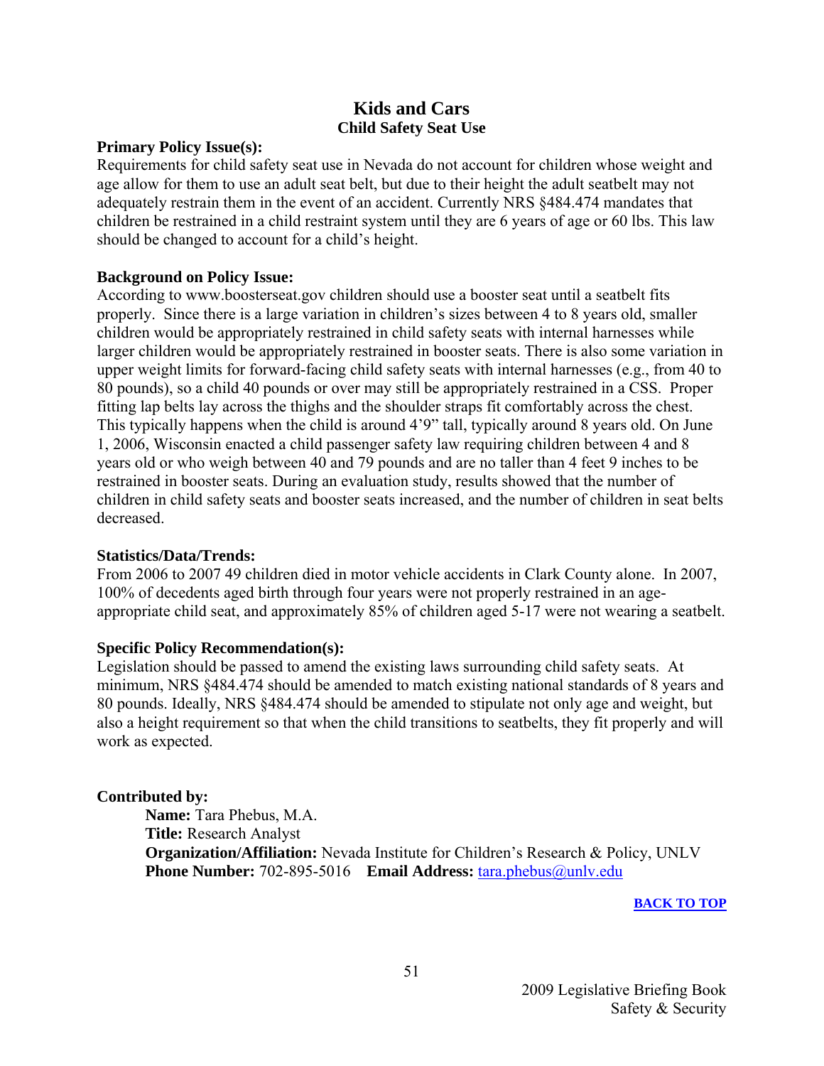# Kids and Cars

## Child Safety Seat Use

**Primary Policy Issue(s):**

Requirements for child safety seat use in Nevada do not account for children whose weight and age allow for them to use an adult seat belt, but due to their height the adult seatbelt may not adequately restrain them in the event of an accident. Currently NRS §484.474 mandates that children be restrained in a child restraint system until they are 6 years of age or 60 lbs. This law should be changed to account for a child's height.

**Background on Policy Issue:**

According to www.boosterseat.gov children should use a booster seat until a seatbelt fits properly. Since there is a large variation in children's sizes between 4 to 8 years old, smaller children would be appropriately restrained in child safety seats with internal harnesses while larger children would be appropriately restrained in booster seats. There is also some variation in upper weight limits for forward-facing child safety seats with internal harnesses (e.g., from 40 to 80 pounds), so a child 40 pounds or over may still be appropriately restrained in a CSS. Proper fitting lap belts lay across the thighs and the shoulder straps fit comfortably across the chest. This typically happens when the child is around 4'9" tall, typically around 8 years old. On June 1, 2006, Wisconsin enacted a child passenger safety law requiring children between 4 and 8 years old or who weigh between 40 and 79 pounds and are no taller than 4 feet 9 inches to be restrained in booster seats. During an evaluation study, results showed that the number of children in child safety seats and booster seats increased, and the number of children in seat belts decreased.

**Statistics/Data/Trends:**

From 2006 to 2007 49 children died in motor vehicle accidents in Clark County alone. In 2007, 100% of decedents aged birth through four years were not properly restrained in an age-appropriate child seat, and approximately 85% of children aged 5-17 were not wearing a seatbelt.

**Specific Policy Recommendation(s):**

Legislation should be passed to amend the existing laws surrounding child safety seats. At minimum, NRS §484.474 should be amended to match existing national standards of 8 years and 80 pounds. Ideally, NRS §484.474 should be amended to stipulate not only age and weight, but also a height requirement so that when the child transitions to seatbelts, they fit properly and will work as expected.

**Contributed by:**

**Name:** Tara Phebus, M.A.
**Title:** Research Analyst
**Organization/Affiliation:** Nevada Institute for Children's Research & Policy, UNLV
**Phone Number:** 702-895-5016 **Email Address:** tara.phebus@unlv.edu

**BACK TO TOP**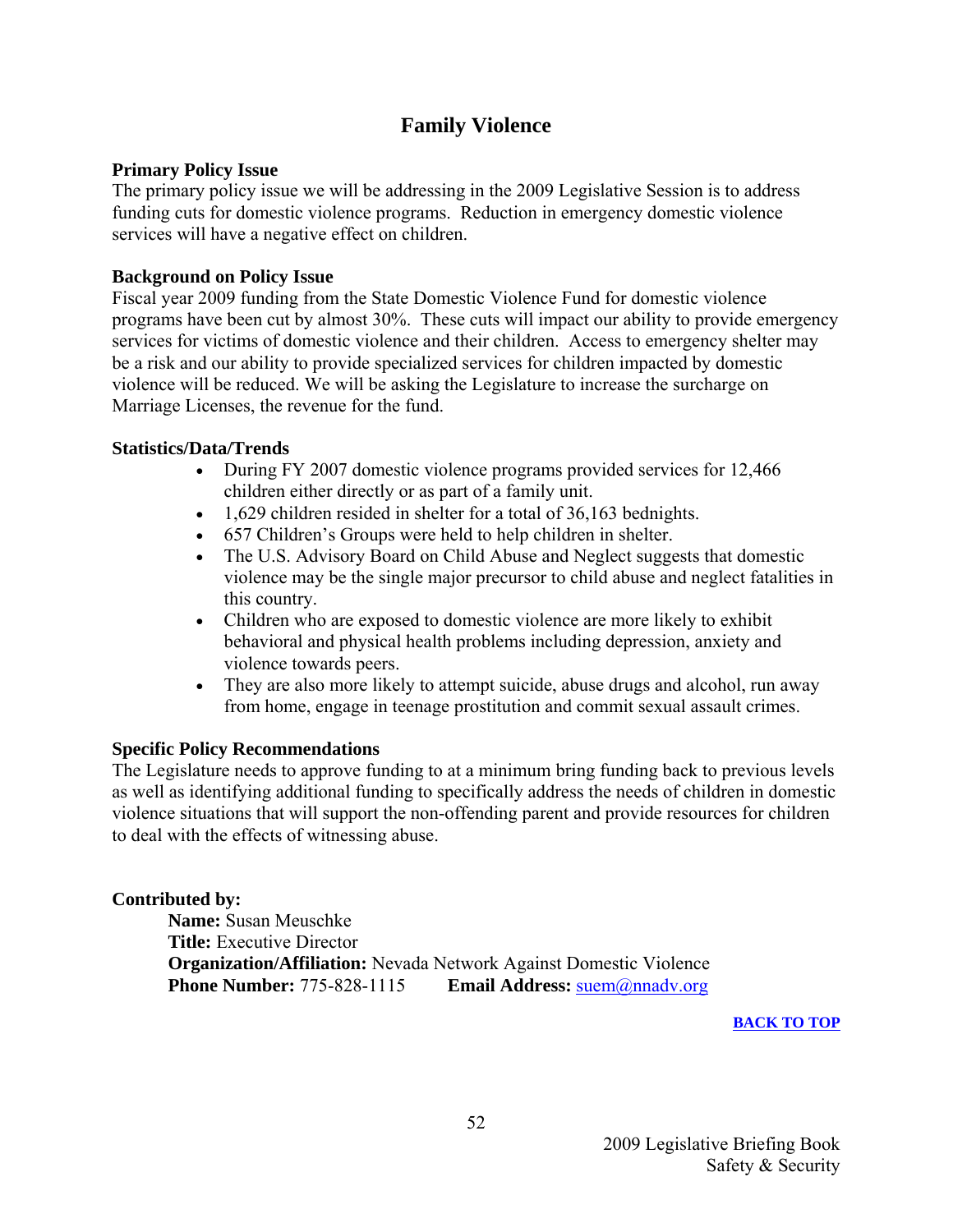# Family Violence

**Primary Policy Issue**

The primary policy issue we will be addressing in the 2009 Legislative Session is to address funding cuts for domestic violence programs. Reduction in emergency domestic violence services will have a negative effect on children.

**Background on Policy Issue**

Fiscal year 2009 funding from the State Domestic Violence Fund for domestic violence programs have been cut by almost 30%. These cuts will impact our ability to provide emergency services for victims of domestic violence and their children. Access to emergency shelter may be a risk and our ability to provide specialized services for children impacted by domestic violence will be reduced. We will be asking the Legislature to increase the surcharge on Marriage Licenses, the revenue for the fund.

**Statistics/Data/Trends**

- During FY 2007 domestic violence programs provided services for 12,466 children either directly or as part of a family unit.
- 1,629 children resided in shelter for a total of 36,163 bednights.
- 657 Children's Groups were held to help children in shelter.
- The U.S. Advisory Board on Child Abuse and Neglect suggests that domestic violence may be the single major precursor to child abuse and neglect fatalities in this country.
- Children who are exposed to domestic violence are more likely to exhibit behavioral and physical health problems including depression, anxiety and violence towards peers.
- They are also more likely to attempt suicide, abuse drugs and alcohol, run away from home, engage in teenage prostitution and commit sexual assault crimes.

**Specific Policy Recommendations**

The Legislature needs to approve funding to at a minimum bring funding back to previous levels as well as identifying additional funding to specifically address the needs of children in domestic violence situations that will support the non-offending parent and provide resources for children to deal with the effects of witnessing abuse.

**Contributed by:**

**Name:** Susan Meuschke
**Title:** Executive Director
**Organization/Affiliation:** Nevada Network Against Domestic Violence
**Phone Number:** 775-828-1115 **Email Address:** suem@nnadv.org

**BACK TO TOP**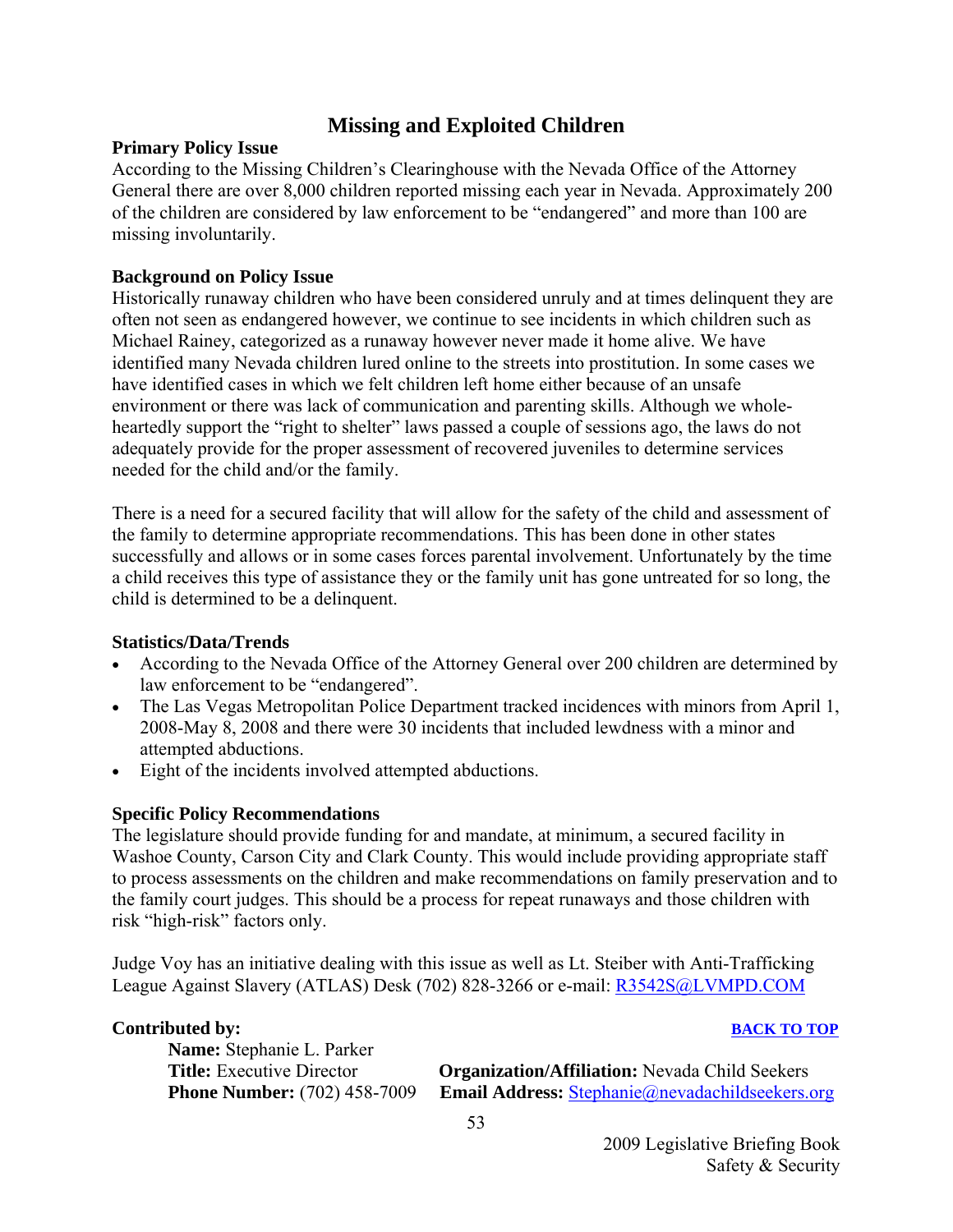# Missing and Exploited Children

**Primary Policy Issue**

According to the Missing Children's Clearinghouse with the Nevada Office of the Attorney General there are over 8,000 children reported missing each year in Nevada. Approximately 200 of the children are considered by law enforcement to be "endangered" and more than 100 are missing involuntarily.

**Background on Policy Issue**

Historically runaway children who have been considered unruly and at times delinquent they are often not seen as endangered however, we continue to see incidents in which children such as Michael Rainey, categorized as a runaway however never made it home alive. We have identified many Nevada children lured online to the streets into prostitution. In some cases we have identified cases in which we felt children left home either because of an unsafe environment or there was lack of communication and parenting skills. Although we whole-heartedly support the "right to shelter" laws passed a couple of sessions ago, the laws do not adequately provide for the proper assessment of recovered juveniles to determine services needed for the child and/or the family.

There is a need for a secured facility that will allow for the safety of the child and assessment of the family to determine appropriate recommendations. This has been done in other states successfully and allows or in some cases forces parental involvement. Unfortunately by the time a child receives this type of assistance they or the family unit has gone untreated for so long, the child is determined to be a delinquent.

**Statistics/Data/Trends**

- According to the Nevada Office of the Attorney General over 200 children are determined by law enforcement to be "endangered".
- The Las Vegas Metropolitan Police Department tracked incidences with minors from April 1, 2008-May 8, 2008 and there were 30 incidents that included lewdness with a minor and attempted abductions.
- Eight of the incidents involved attempted abductions.

**Specific Policy Recommendations**

The legislature should provide funding for and mandate, at minimum, a secured facility in Washoe County, Carson City and Clark County. This would include providing appropriate staff to process assessments on the children and make recommendations on family preservation and to the family court judges. This should be a process for repeat runaways and those children with risk "high-risk" factors only.

Judge Voy has an initiative dealing with this issue as well as Lt. Steiber with Anti-Trafficking League Against Slavery (ATLAS) Desk (702) 828-3266 or e-mail: R3542S@LVMPD.COM

**Contributed by:**

**BACK TO TOP**

**Name:** Stephanie L. Parker
**Title:** Executive Director
**Organization/Affiliation:** Nevada Child Seekers
**Phone Number:** (702) 458-7009
**Email Address:** Stephanie@nevadachildseekers.org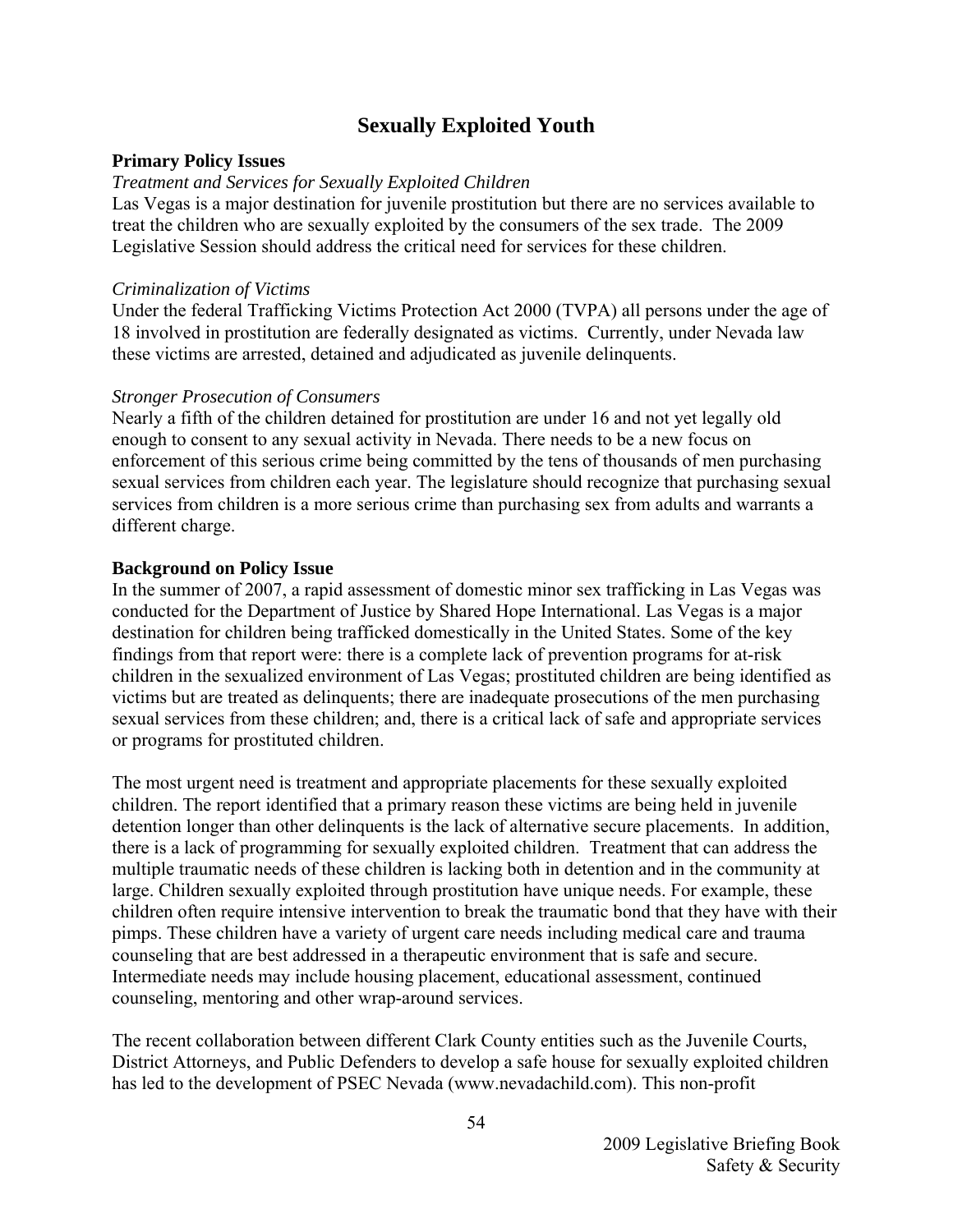## Sexually Exploited Youth

**Primary Policy Issues**

*Treatment and Services for Sexually Exploited Children*

Las Vegas is a major destination for juvenile prostitution but there are no services available to treat the children who are sexually exploited by the consumers of the sex trade. The 2009 Legislative Session should address the critical need for services for these children.

*Criminalization of Victims*

Under the federal Trafficking Victims Protection Act 2000 (TVPA) all persons under the age of 18 involved in prostitution are federally designated as victims. Currently, under Nevada law these victims are arrested, detained and adjudicated as juvenile delinquents.

*Stronger Prosecution of Consumers*

Nearly a fifth of the children detained for prostitution are under 16 and not yet legally old enough to consent to any sexual activity in Nevada. There needs to be a new focus on enforcement of this serious crime being committed by the tens of thousands of men purchasing sexual services from children each year. The legislature should recognize that purchasing sexual services from children is a more serious crime than purchasing sex from adults and warrants a different charge.

**Background on Policy Issue**

In the summer of 2007, a rapid assessment of domestic minor sex trafficking in Las Vegas was conducted for the Department of Justice by Shared Hope International. Las Vegas is a major destination for children being trafficked domestically in the United States. Some of the key findings from that report were: there is a complete lack of prevention programs for at-risk children in the sexualized environment of Las Vegas; prostituted children are being identified as victims but are treated as delinquents; there are inadequate prosecutions of the men purchasing sexual services from these children; and, there is a critical lack of safe and appropriate services or programs for prostituted children.

The most urgent need is treatment and appropriate placements for these sexually exploited children. The report identified that a primary reason these victims are being held in juvenile detention longer than other delinquents is the lack of alternative secure placements. In addition, there is a lack of programming for sexually exploited children. Treatment that can address the multiple traumatic needs of these children is lacking both in detention and in the community at large. Children sexually exploited through prostitution have unique needs. For example, these children often require intensive intervention to break the traumatic bond that they have with their pimps. These children have a variety of urgent care needs including medical care and trauma counseling that are best addressed in a therapeutic environment that is safe and secure. Intermediate needs may include housing placement, educational assessment, continued counseling, mentoring and other wrap-around services.

The recent collaboration between different Clark County entities such as the Juvenile Courts, District Attorneys, and Public Defenders to develop a safe house for sexually exploited children has led to the development of PSEC Nevada (www.nevadachild.com). This non-profit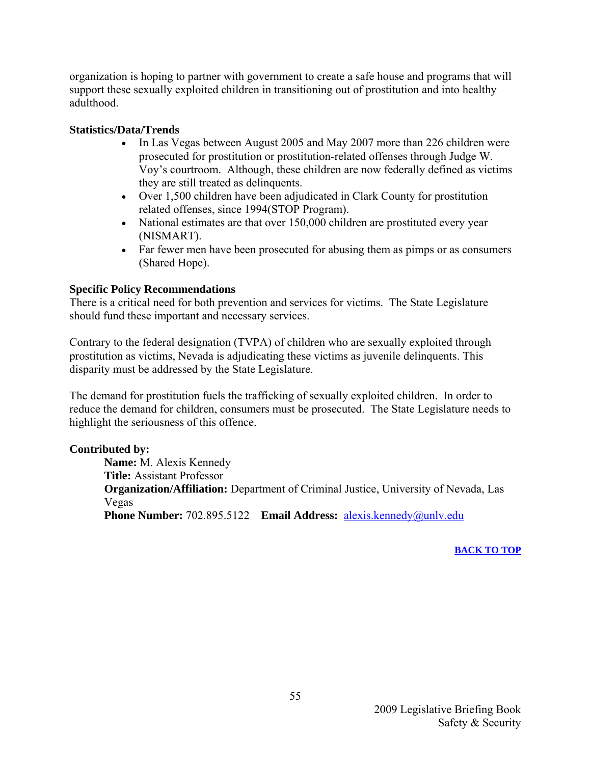organization is hoping to partner with government to create a safe house and programs that will support these sexually exploited children in transitioning out of prostitution and into healthy adulthood.

**Statistics/Data/Trends**

- In Las Vegas between August 2005 and May 2007 more than 226 children were prosecuted for prostitution or prostitution-related offenses through Judge W. Voy's courtroom. Although, these children are now federally defined as victims they are still treated as delinquents.
- Over 1,500 children have been adjudicated in Clark County for prostitution related offenses, since 1994(STOP Program).
- National estimates are that over 150,000 children are prostituted every year (NISMART).
- Far fewer men have been prosecuted for abusing them as pimps or as consumers (Shared Hope).

**Specific Policy Recommendations**

There is a critical need for both prevention and services for victims. The State Legislature should fund these important and necessary services.

Contrary to the federal designation (TVPA) of children who are sexually exploited through prostitution as victims, Nevada is adjudicating these victims as juvenile delinquents. This disparity must be addressed by the State Legislature.

The demand for prostitution fuels the trafficking of sexually exploited children. In order to reduce the demand for children, consumers must be prosecuted. The State Legislature needs to highlight the seriousness of this offence.

**Contributed by:**

**Name:** M. Alexis Kennedy
**Title:** Assistant Professor
**Organization/Affiliation:** Department of Criminal Justice, University of Nevada, Las Vegas
**Phone Number:** 702.895.5122 **Email Address:** alexis.kennedy@unlv.edu

**BACK TO TOP**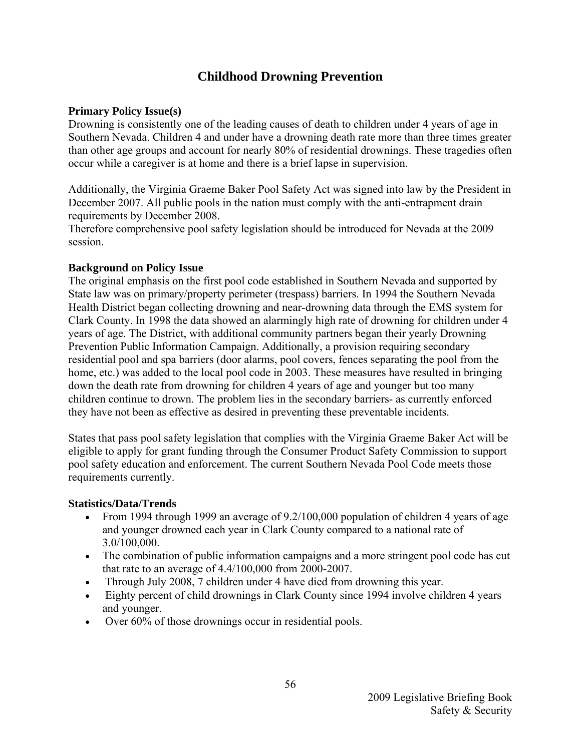# Childhood Drowning Prevention

**Primary Policy Issue(s)**

Drowning is consistently one of the leading causes of death to children under 4 years of age in Southern Nevada. Children 4 and under have a drowning death rate more than three times greater than other age groups and account for nearly 80% of residential drownings. These tragedies often occur while a caregiver is at home and there is a brief lapse in supervision.

Additionally, the Virginia Graeme Baker Pool Safety Act was signed into law by the President in December 2007. All public pools in the nation must comply with the anti-entrapment drain requirements by December 2008.

Therefore comprehensive pool safety legislation should be introduced for Nevada at the 2009 session.

**Background on Policy Issue**

The original emphasis on the first pool code established in Southern Nevada and supported by State law was on primary/property perimeter (trespass) barriers. In 1994 the Southern Nevada Health District began collecting drowning and near-drowning data through the EMS system for Clark County. In 1998 the data showed an alarmingly high rate of drowning for children under 4 years of age. The District, with additional community partners began their yearly Drowning Prevention Public Information Campaign. Additionally, a provision requiring secondary residential pool and spa barriers (door alarms, pool covers, fences separating the pool from the home, etc.) was added to the local pool code in 2003. These measures have resulted in bringing down the death rate from drowning for children 4 years of age and younger but too many children continue to drown. The problem lies in the secondary barriers- as currently enforced they have not been as effective as desired in preventing these preventable incidents.

States that pass pool safety legislation that complies with the Virginia Graeme Baker Act will be eligible to apply for grant funding through the Consumer Product Safety Commission to support pool safety education and enforcement. The current Southern Nevada Pool Code meets those requirements currently.

**Statistics/Data/Trends**

- From 1994 through 1999 an average of 9.2/100,000 population of children 4 years of age and younger drowned each year in Clark County compared to a national rate of 3.0/100,000.
- The combination of public information campaigns and a more stringent pool code has cut that rate to an average of 4.4/100,000 from 2000-2007.
- Through July 2008, 7 children under 4 have died from drowning this year.
- Eighty percent of child drownings in Clark County since 1994 involve children 4 years and younger.
- Over 60% of those drownings occur in residential pools.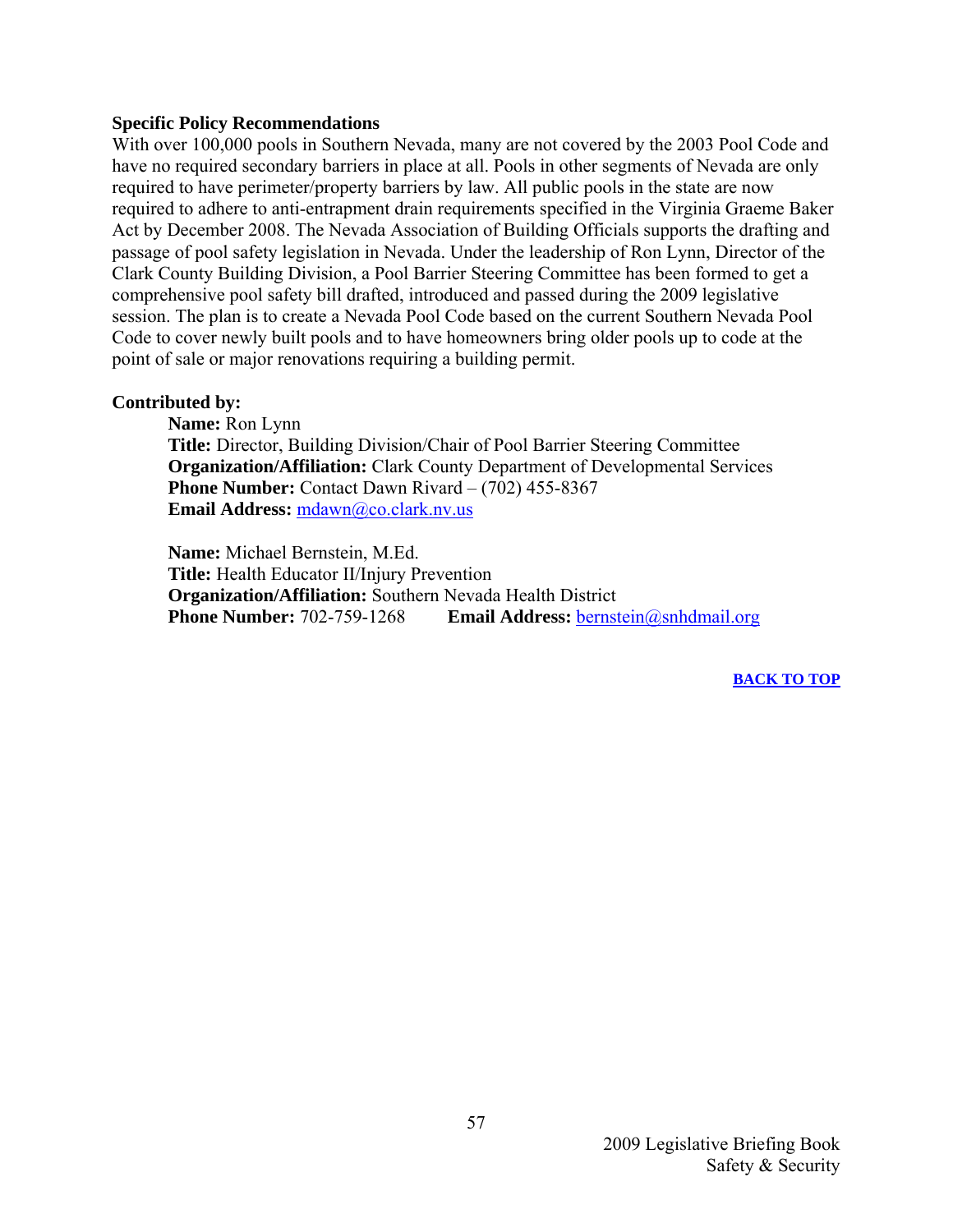**Specific Policy Recommendations**

With over 100,000 pools in Southern Nevada, many are not covered by the 2003 Pool Code and have no required secondary barriers in place at all. Pools in other segments of Nevada are only required to have perimeter/property barriers by law. All public pools in the state are now required to adhere to anti-entrapment drain requirements specified in the Virginia Graeme Baker Act by December 2008. The Nevada Association of Building Officials supports the drafting and passage of pool safety legislation in Nevada. Under the leadership of Ron Lynn, Director of the Clark County Building Division, a Pool Barrier Steering Committee has been formed to get a comprehensive pool safety bill drafted, introduced and passed during the 2009 legislative session. The plan is to create a Nevada Pool Code based on the current Southern Nevada Pool Code to cover newly built pools and to have homeowners bring older pools up to code at the point of sale or major renovations requiring a building permit.

**Contributed by:**

**Name:** Ron Lynn
**Title:** Director, Building Division/Chair of Pool Barrier Steering Committee
**Organization/Affiliation:** Clark County Department of Developmental Services
**Phone Number:** Contact Dawn Rivard – (702) 455-8367
**Email Address:** mdawn@co.clark.nv.us

**Name:** Michael Bernstein, M.Ed.
**Title:** Health Educator II/Injury Prevention
**Organization/Affiliation:** Southern Nevada Health District
**Phone Number:** 702-759-1268 **Email Address:** bernstein@snhdmail.org

**BACK TO TOP**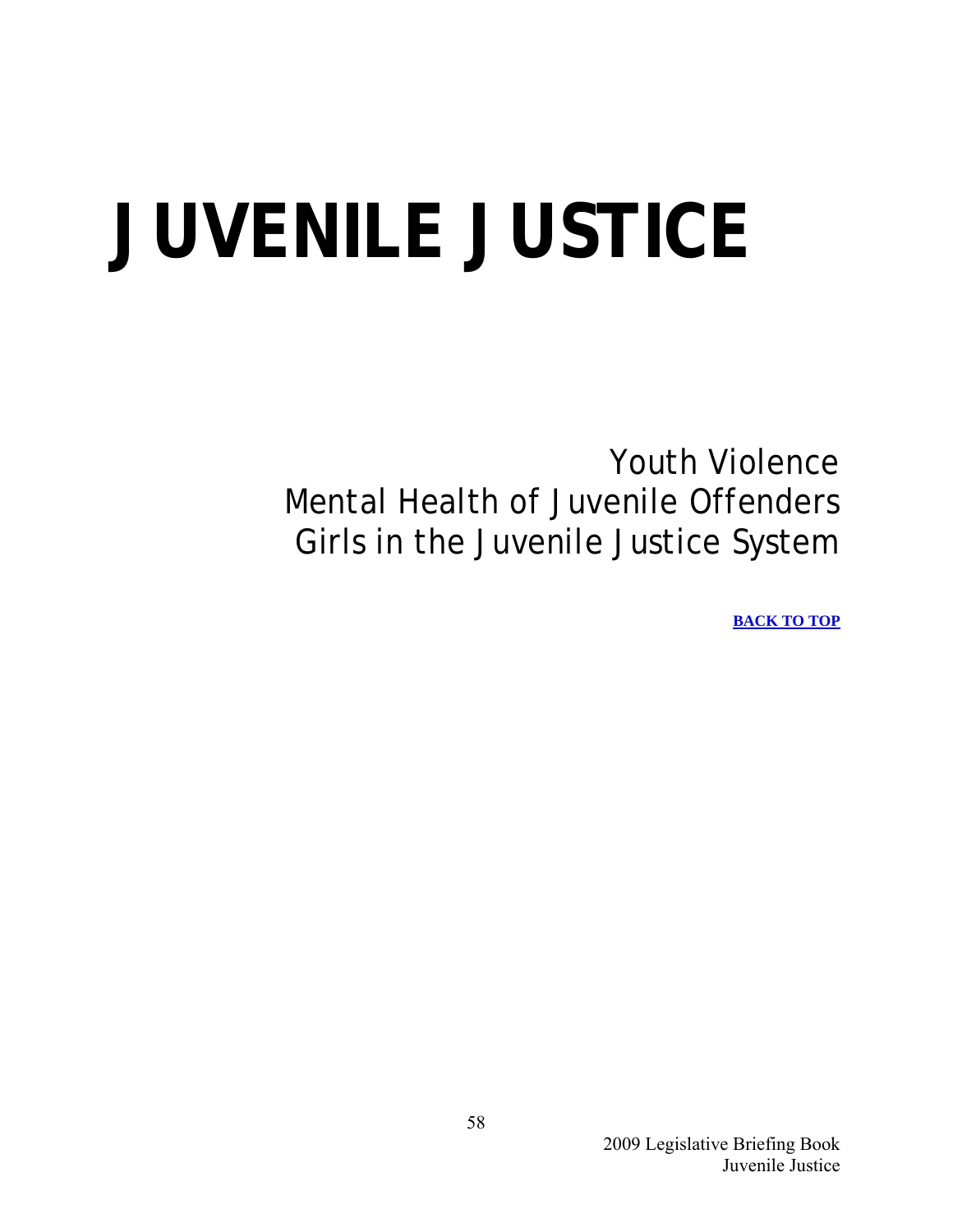# JUVENILE JUSTICE

Youth Violence
Mental Health of Juvenile Offenders
Girls in the Juvenile Justice System

**BACK TO TOP**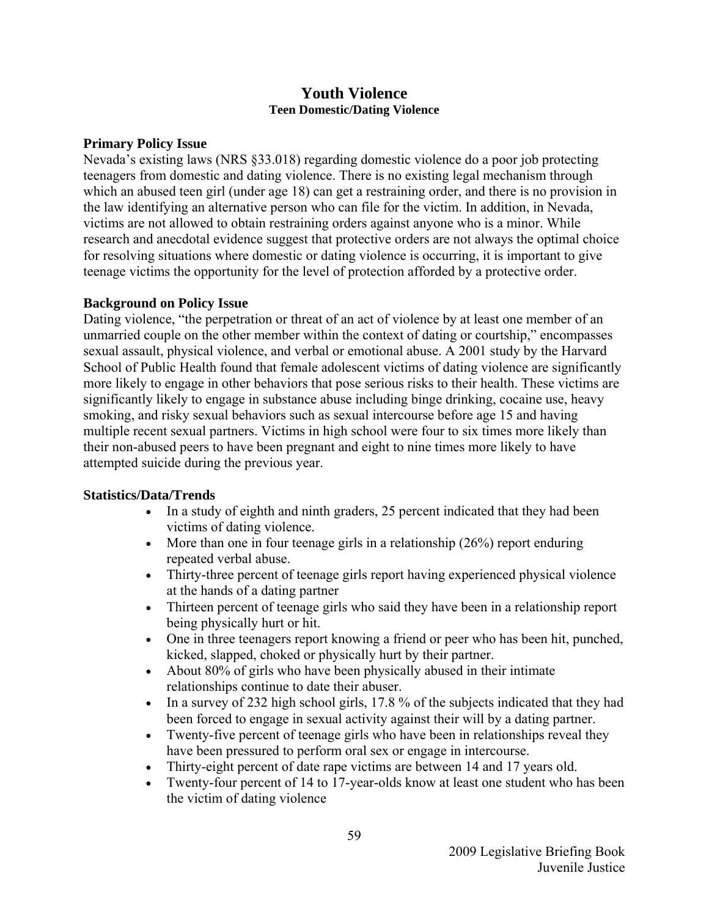# Youth Violence

## Teen Domestic/Dating Violence

### Primary Policy Issue

Nevada's existing laws (NRS §33.018) regarding domestic violence do a poor job protecting teenagers from domestic and dating violence. There is no existing legal mechanism through which an abused teen girl (under age 18) can get a restraining order, and there is no provision in the law identifying an alternative person who can file for the victim. In addition, in Nevada, victims are not allowed to obtain restraining orders against anyone who is a minor. While research and anecdotal evidence suggest that protective orders are not always the optimal choice for resolving situations where domestic or dating violence is occurring, it is important to give teenage victims the opportunity for the level of protection afforded by a protective order.

### Background on Policy Issue

Dating violence, "the perpetration or threat of an act of violence by at least one member of an unmarried couple on the other member within the context of dating or courtship," encompasses sexual assault, physical violence, and verbal or emotional abuse. A 2001 study by the Harvard School of Public Health found that female adolescent victims of dating violence are significantly more likely to engage in other behaviors that pose serious risks to their health. These victims are significantly likely to engage in substance abuse including binge drinking, cocaine use, heavy smoking, and risky sexual behaviors such as sexual intercourse before age 15 and having multiple recent sexual partners. Victims in high school were four to six times more likely than their non-abused peers to have been pregnant and eight to nine times more likely to have attempted suicide during the previous year.

### Statistics/Data/Trends

- In a study of eighth and ninth graders, 25 percent indicated that they had been victims of dating violence.
- More than one in four teenage girls in a relationship (26%) report enduring repeated verbal abuse.
- Thirty-three percent of teenage girls report having experienced physical violence at the hands of a dating partner
- Thirteen percent of teenage girls who said they have been in a relationship report being physically hurt or hit.
- One in three teenagers report knowing a friend or peer who has been hit, punched, kicked, slapped, choked or physically hurt by their partner.
- About 80% of girls who have been physically abused in their intimate relationships continue to date their abuser.
- In a survey of 232 high school girls, 17.8 % of the subjects indicated that they had been forced to engage in sexual activity against their will by a dating partner.
- Twenty-five percent of teenage girls who have been in relationships reveal they have been pressured to perform oral sex or engage in intercourse.
- Thirty-eight percent of date rape victims are between 14 and 17 years old.
- Twenty-four percent of 14 to 17-year-olds know at least one student who has been the victim of dating violence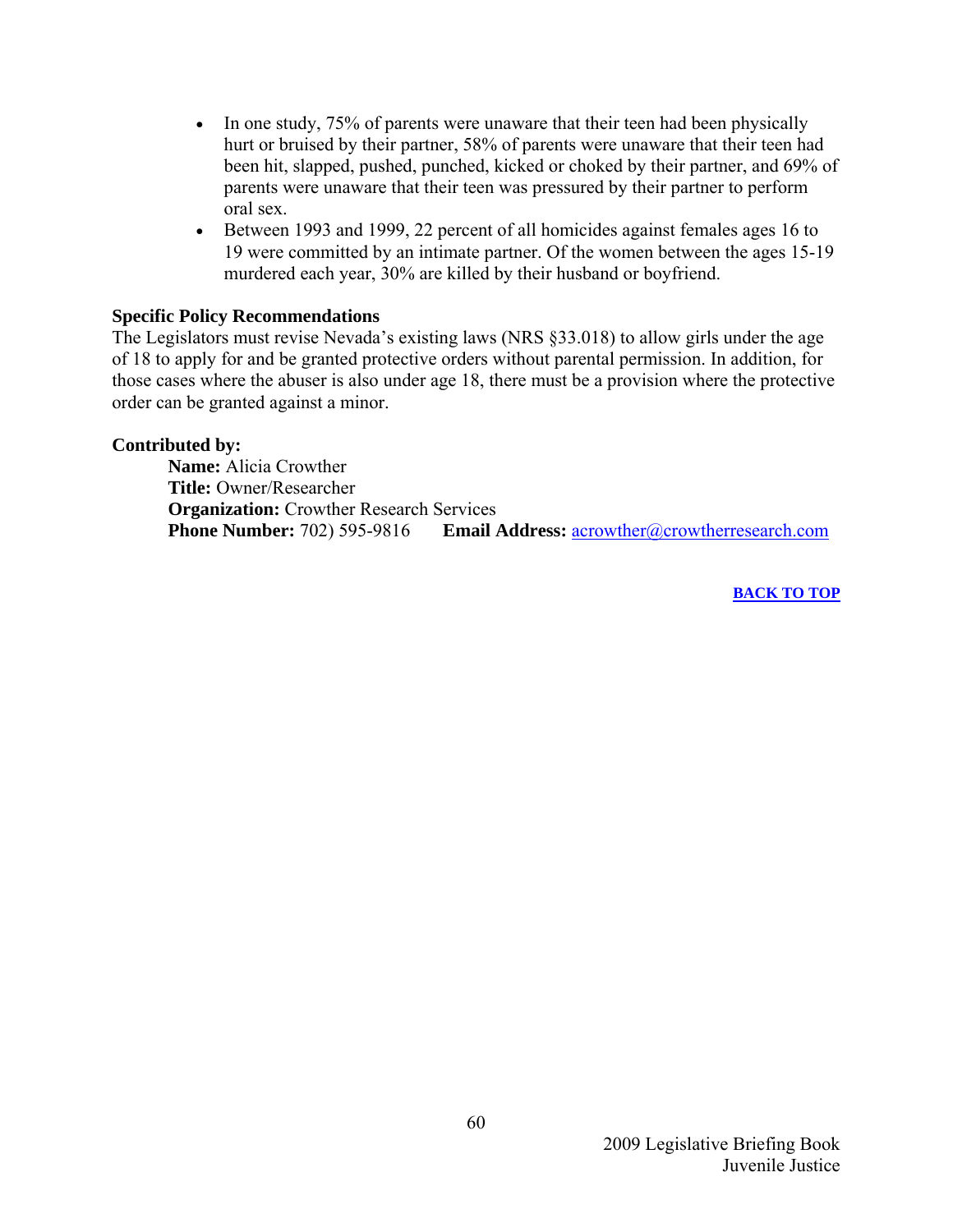- In one study, 75% of parents were unaware that their teen had been physically hurt or bruised by their partner, 58% of parents were unaware that their teen had been hit, slapped, pushed, punched, kicked or choked by their partner, and 69% of parents were unaware that their teen was pressured by their partner to perform oral sex.
- Between 1993 and 1999, 22 percent of all homicides against females ages 16 to 19 were committed by an intimate partner. Of the women between the ages 15-19 murdered each year, 30% are killed by their husband or boyfriend.

**Specific Policy Recommendations**

The Legislators must revise Nevada's existing laws (NRS §33.018) to allow girls under the age of 18 to apply for and be granted protective orders without parental permission. In addition, for those cases where the abuser is also under age 18, there must be a provision where the protective order can be granted against a minor.

**Contributed by:**

**Name:** Alicia Crowther
**Title:** Owner/Researcher
**Organization:** Crowther Research Services
**Phone Number:** 702) 595-9816 **Email Address:** acrowther@crowtherresearch.com

**BACK TO TOP**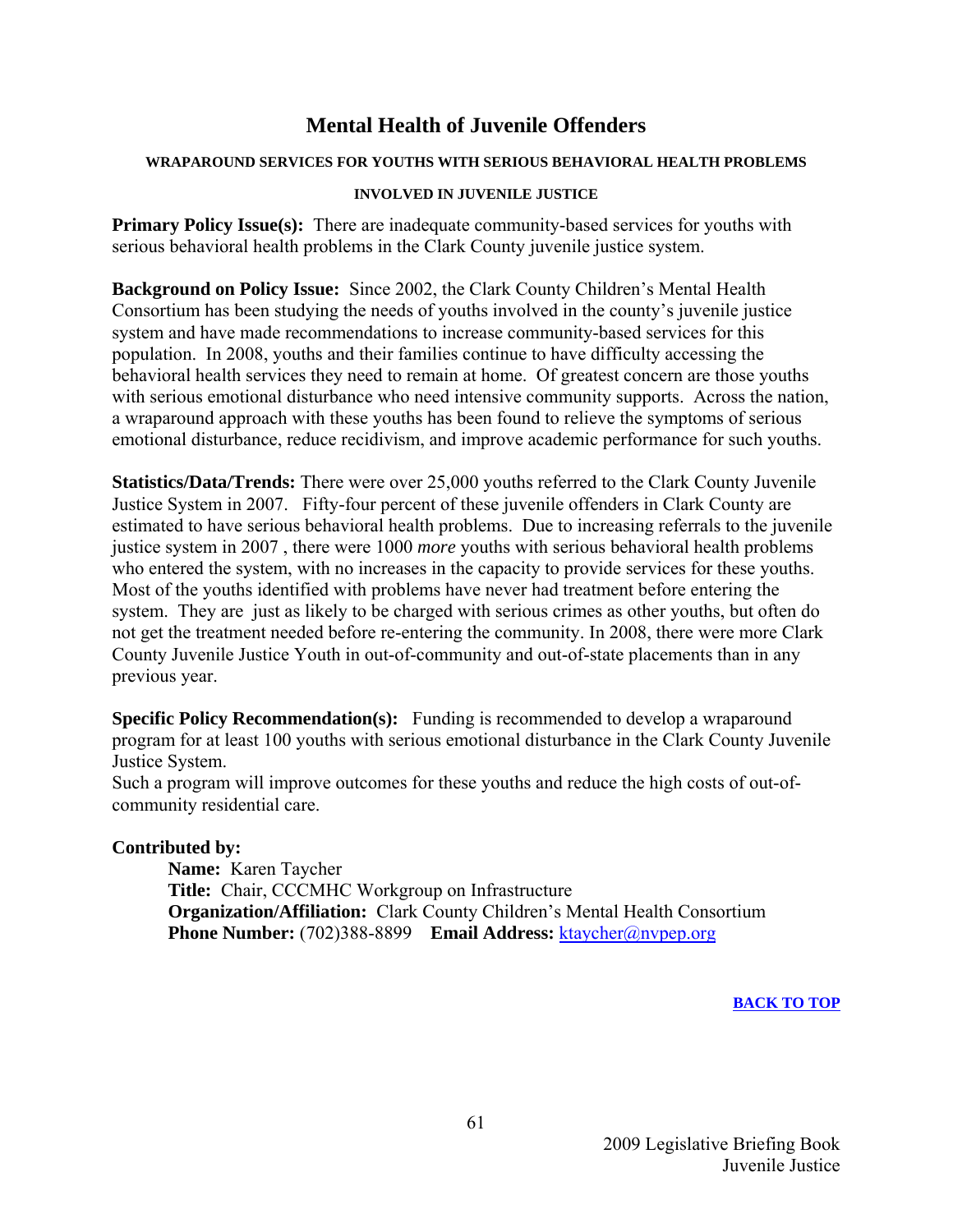# Mental Health of Juvenile Offenders

#### WRAPAROUND SERVICES FOR YOUTHS WITH SERIOUS BEHAVIORAL HEALTH PROBLEMS INVOLVED IN JUVENILE JUSTICE

**Primary Policy Issue(s):** There are inadequate community-based services for youths with serious behavioral health problems in the Clark County juvenile justice system.

**Background on Policy Issue:** Since 2002, the Clark County Children's Mental Health Consortium has been studying the needs of youths involved in the county's juvenile justice system and have made recommendations to increase community-based services for this population. In 2008, youths and their families continue to have difficulty accessing the behavioral health services they need to remain at home. Of greatest concern are those youths with serious emotional disturbance who need intensive community supports. Across the nation, a wraparound approach with these youths has been found to relieve the symptoms of serious emotional disturbance, reduce recidivism, and improve academic performance for such youths.

**Statistics/Data/Trends:** There were over 25,000 youths referred to the Clark County Juvenile Justice System in 2007. Fifty-four percent of these juvenile offenders in Clark County are estimated to have serious behavioral health problems. Due to increasing referrals to the juvenile justice system in 2007 , there were 1000 *more* youths with serious behavioral health problems who entered the system, with no increases in the capacity to provide services for these youths. Most of the youths identified with problems have never had treatment before entering the system. They are just as likely to be charged with serious crimes as other youths, but often do not get the treatment needed before re-entering the community. In 2008, there were more Clark County Juvenile Justice Youth in out-of-community and out-of-state placements than in any previous year.

**Specific Policy Recommendation(s):** Funding is recommended to develop a wraparound program for at least 100 youths with serious emotional disturbance in the Clark County Juvenile Justice System.
Such a program will improve outcomes for these youths and reduce the high costs of out-of-community residential care.

**Contributed by:**

**Name:** Karen Taycher
**Title:** Chair, CCCMHC Workgroup on Infrastructure
**Organization/Affiliation:** Clark County Children's Mental Health Consortium
**Phone Number:** (702)388-8899 **Email Address:** ktaycher@nvpep.org

BACK TO TOP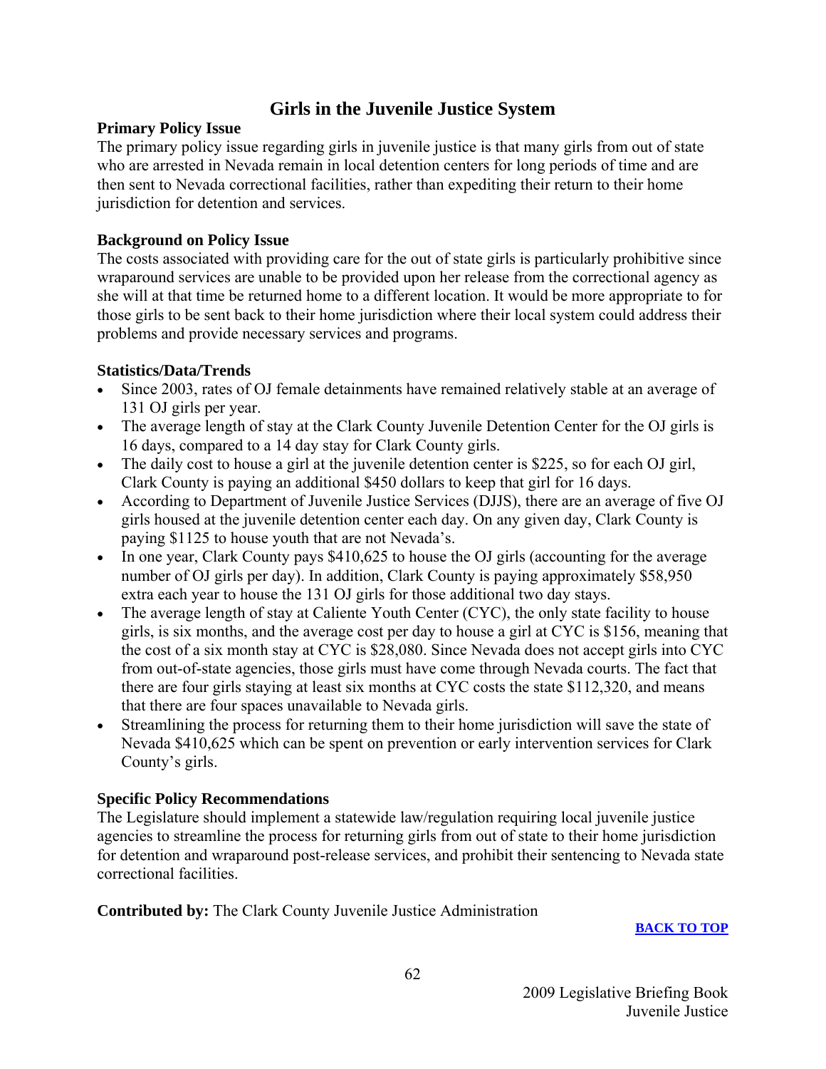# Girls in the Juvenile Justice System

**Primary Policy Issue**

The primary policy issue regarding girls in juvenile justice is that many girls from out of state who are arrested in Nevada remain in local detention centers for long periods of time and are then sent to Nevada correctional facilities, rather than expediting their return to their home jurisdiction for detention and services.

**Background on Policy Issue**

The costs associated with providing care for the out of state girls is particularly prohibitive since wraparound services are unable to be provided upon her release from the correctional agency as she will at that time be returned home to a different location. It would be more appropriate to for those girls to be sent back to their home jurisdiction where their local system could address their problems and provide necessary services and programs.

**Statistics/Data/Trends**

- Since 2003, rates of OJ female detainments have remained relatively stable at an average of 131 OJ girls per year.
- The average length of stay at the Clark County Juvenile Detention Center for the OJ girls is 16 days, compared to a 14 day stay for Clark County girls.
- The daily cost to house a girl at the juvenile detention center is $225, so for each OJ girl, Clark County is paying an additional $450 dollars to keep that girl for 16 days.
- According to Department of Juvenile Justice Services (DJJS), there are an average of five OJ girls housed at the juvenile detention center each day. On any given day, Clark County is paying $1125 to house youth that are not Nevada's.
- In one year, Clark County pays $410,625 to house the OJ girls (accounting for the average number of OJ girls per day). In addition, Clark County is paying approximately $58,950 extra each year to house the 131 OJ girls for those additional two day stays.
- The average length of stay at Caliente Youth Center (CYC), the only state facility to house girls, is six months, and the average cost per day to house a girl at CYC is $156, meaning that the cost of a six month stay at CYC is $28,080. Since Nevada does not accept girls into CYC from out-of-state agencies, those girls must have come through Nevada courts. The fact that there are four girls staying at least six months at CYC costs the state $112,320, and means that there are four spaces unavailable to Nevada girls.
- Streamlining the process for returning them to their home jurisdiction will save the state of Nevada $410,625 which can be spent on prevention or early intervention services for Clark County's girls.

**Specific Policy Recommendations**

The Legislature should implement a statewide law/regulation requiring local juvenile justice agencies to streamline the process for returning girls from out of state to their home jurisdiction for detention and wraparound post-release services, and prohibit their sentencing to Nevada state correctional facilities.

**Contributed by:** The Clark County Juvenile Justice Administration

BACK TO TOP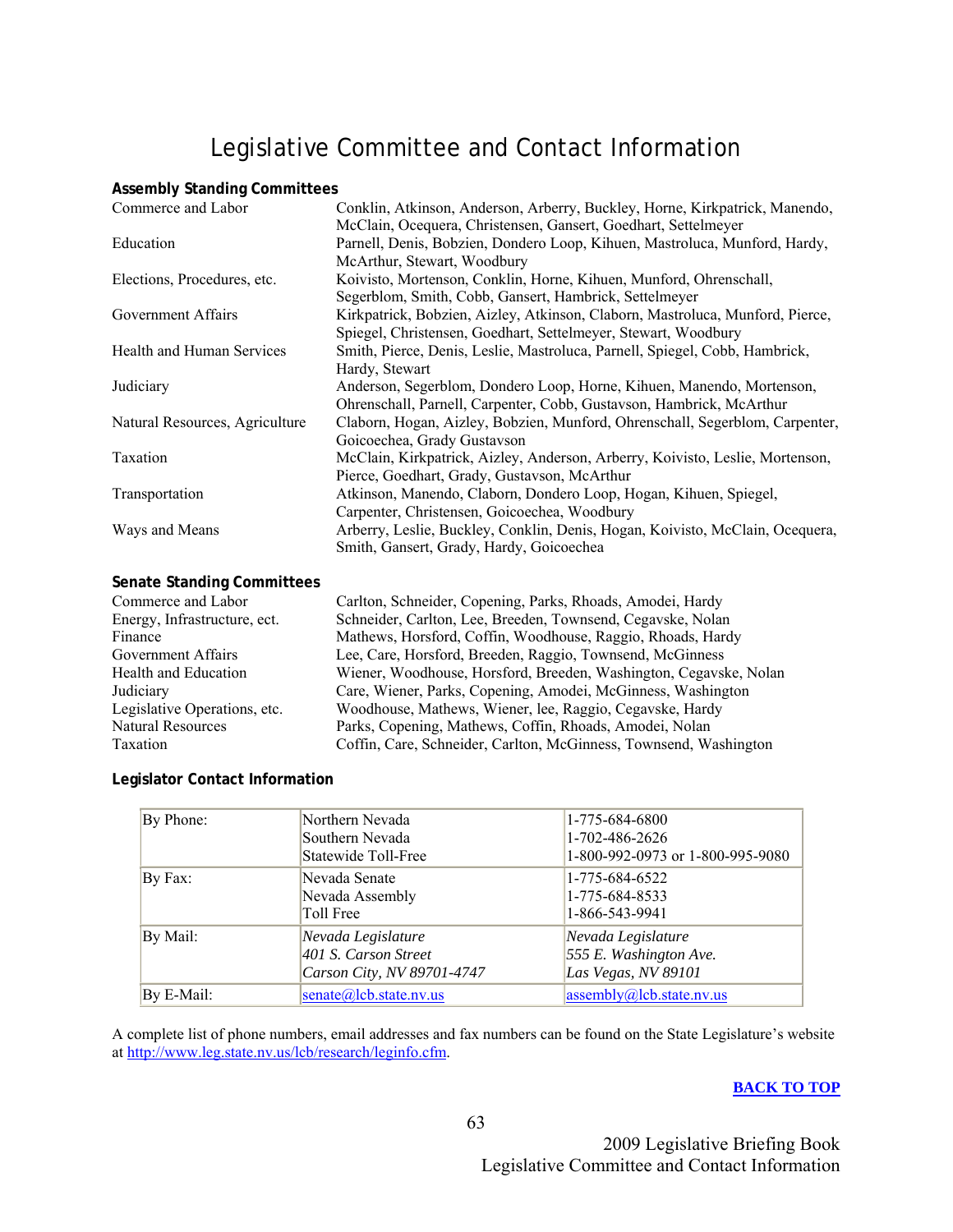# Legislative Committee and Contact Information

**Assembly Standing Committees**

| | |
|---|---|
| Commerce and Labor | Conklin, Atkinson, Anderson, Arberry, Buckley, Horne, Kirkpatrick, Manendo, McClain, Ocequera, Christensen, Gansert, Goedhart, Settelmeyer |
| Education | Parnell, Denis, Bobzien, Dondero Loop, Kihuen, Mastroluca, Munford, Hardy, McArthur, Stewart, Woodbury |
| Elections, Procedures, etc. | Koivisto, Mortenson, Conklin, Horne, Kihuen, Munford, Ohrenschall, Segerblom, Smith, Cobb, Gansert, Hambrick, Settelmeyer |
| Government Affairs | Kirkpatrick, Bobzien, Aizley, Atkinson, Claborn, Mastroluca, Munford, Pierce, Spiegel, Christensen, Goedhart, Settelmeyer, Stewart, Woodbury |
| Health and Human Services | Smith, Pierce, Denis, Leslie, Mastroluca, Parnell, Spiegel, Cobb, Hambrick, Hardy, Stewart |
| Judiciary | Anderson, Segerblom, Dondero Loop, Horne, Kihuen, Manendo, Mortenson, Ohrenschall, Parnell, Carpenter, Cobb, Gustavson, Hambrick, McArthur |
| Natural Resources, Agriculture | Claborn, Hogan, Aizley, Bobzien, Munford, Ohrenschall, Segerblom, Carpenter, Goicoechea, Grady Gustavson |
| Taxation | McClain, Kirkpatrick, Aizley, Anderson, Arberry, Koivisto, Leslie, Mortenson, Pierce, Goedhart, Grady, Gustavson, McArthur |
| Transportation | Atkinson, Manendo, Claborn, Dondero Loop, Hogan, Kihuen, Spiegel, Carpenter, Christensen, Goicoechea, Woodbury |
| Ways and Means | Arberry, Leslie, Buckley, Conklin, Denis, Hogan, Koivisto, McClain, Ocequera, Smith, Gansert, Grady, Hardy, Goicoechea |

**Senate Standing Committees**

| | |
|---|---|
| Commerce and Labor | Carlton, Schneider, Copening, Parks, Rhoads, Amodei, Hardy |
| Energy, Infrastructure, ect. | Schneider, Carlton, Lee, Breeden, Townsend, Cegavske, Nolan |
| Finance | Mathews, Horsford, Coffin, Woodhouse, Raggio, Rhoads, Hardy |
| Government Affairs | Lee, Care, Horsford, Breeden, Raggio, Townsend, McGinness |
| Health and Education | Wiener, Woodhouse, Horsford, Breeden, Washington, Cegavske, Nolan |
| Judiciary | Care, Wiener, Parks, Copening, Amodei, McGinness, Washington |
| Legislative Operations, etc. | Woodhouse, Mathews, Wiener, lee, Raggio, Cegavske, Hardy |
| Natural Resources | Parks, Copening, Mathews, Coffin, Rhoads, Amodei, Nolan |
| Taxation | Coffin, Care, Schneider, Carlton, McGinness, Townsend, Washington |

**Legislator Contact Information**

| | | |
|---|---|---|
| By Phone: | Northern Nevada<br>Southern Nevada<br>Statewide Toll-Free | 1-775-684-6800<br>1-702-486-2626<br>1-800-992-0973 or 1-800-995-9080 |
| By Fax: | Nevada Senate<br>Nevada Assembly<br>Toll Free | 1-775-684-6522<br>1-775-684-8533<br>1-866-543-9941 |
| By Mail: | *Nevada Legislature*<br>*401 S. Carson Street*<br>*Carson City, NV 89701-4747* | *Nevada Legislature*<br>*555 E. Washington Ave.*<br>*Las Vegas, NV 89101* |
| By E-Mail: | senate@lcb.state.nv.us | assembly@lcb.state.nv.us |

A complete list of phone numbers, email addresses and fax numbers can be found on the State Legislature's website at http://www.leg.state.nv.us/lcb/research/leginfo.cfm.

**BACK TO TOP**